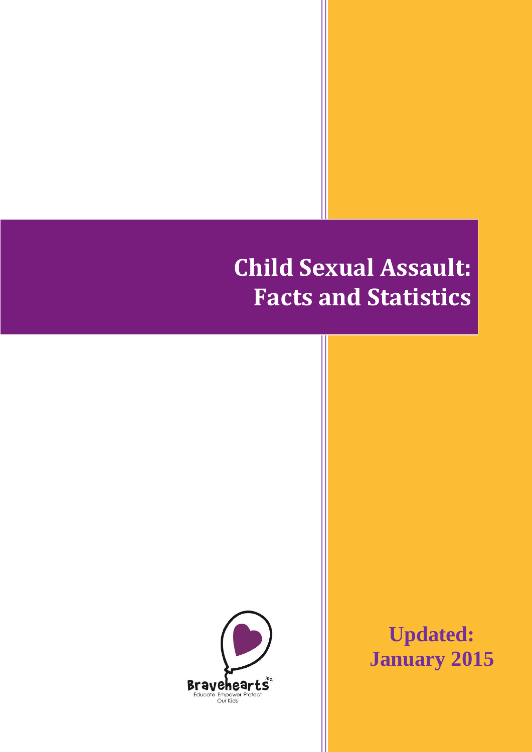# Child Sexual Assault: Facts and Statistics

Bravehearts inc.
Educate Empower Protect Our Kids

**Updated: January 2015**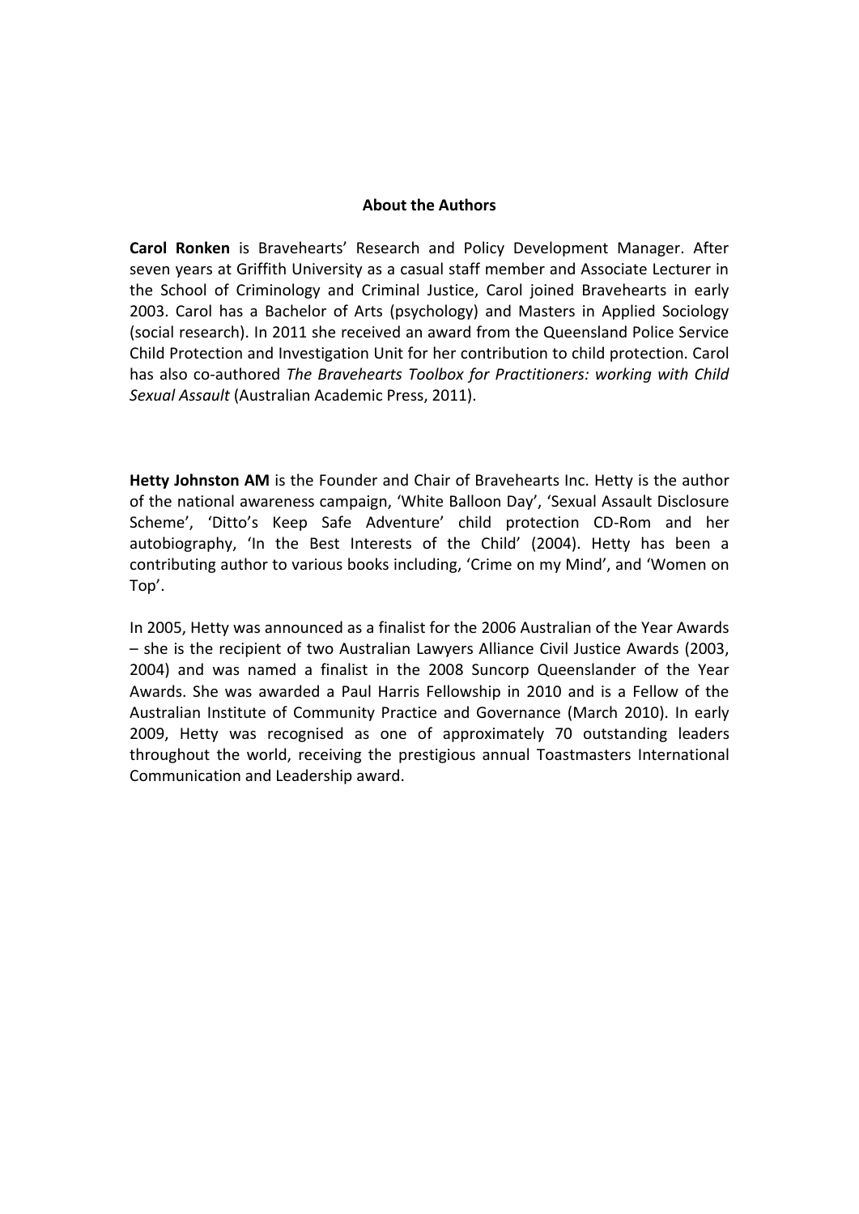## About the Authors

**Carol Ronken** is Bravehearts' Research and Policy Development Manager. After seven years at Griffith University as a casual staff member and Associate Lecturer in the School of Criminology and Criminal Justice, Carol joined Bravehearts in early 2003. Carol has a Bachelor of Arts (psychology) and Masters in Applied Sociology (social research). In 2011 she received an award from the Queensland Police Service Child Protection and Investigation Unit for her contribution to child protection. Carol has also co-authored *The Bravehearts Toolbox for Practitioners: working with Child Sexual Assault* (Australian Academic Press, 2011).

**Hetty Johnston AM** is the Founder and Chair of Bravehearts Inc. Hetty is the author of the national awareness campaign, 'White Balloon Day', 'Sexual Assault Disclosure Scheme', 'Ditto's Keep Safe Adventure' child protection CD-Rom and her autobiography, 'In the Best Interests of the Child' (2004). Hetty has been a contributing author to various books including, 'Crime on my Mind', and 'Women on Top'.

In 2005, Hetty was announced as a finalist for the 2006 Australian of the Year Awards – she is the recipient of two Australian Lawyers Alliance Civil Justice Awards (2003, 2004) and was named a finalist in the 2008 Suncorp Queenslander of the Year Awards. She was awarded a Paul Harris Fellowship in 2010 and is a Fellow of the Australian Institute of Community Practice and Governance (March 2010). In early 2009, Hetty was recognised as one of approximately 70 outstanding leaders throughout the world, receiving the prestigious annual Toastmasters International Communication and Leadership award.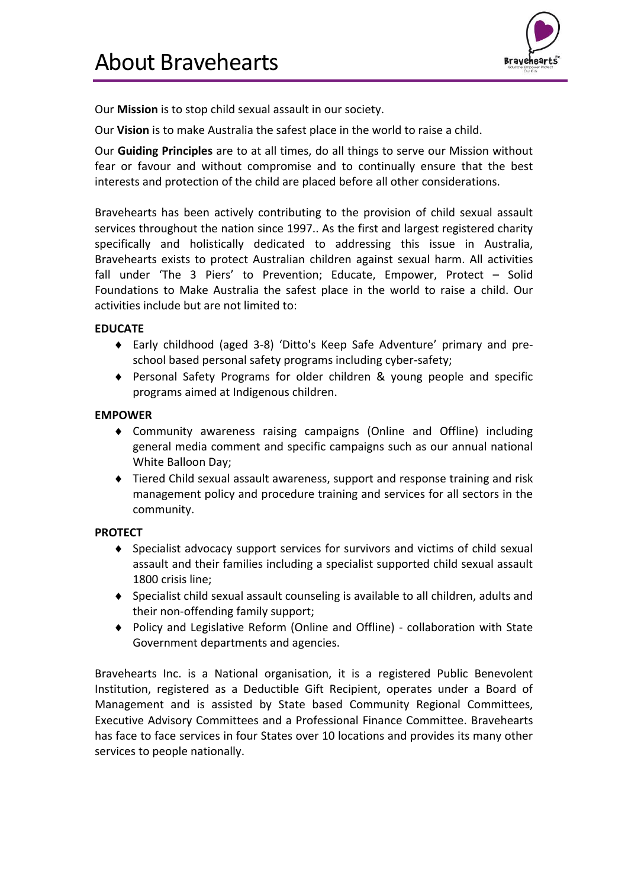# About Bravehearts

Our **Mission** is to stop child sexual assault in our society.

Our **Vision** is to make Australia the safest place in the world to raise a child.

Our **Guiding Principles** are to at all times, do all things to serve our Mission without fear or favour and without compromise and to continually ensure that the best interests and protection of the child are placed before all other considerations.

Bravehearts has been actively contributing to the provision of child sexual assault services throughout the nation since 1997.. As the first and largest registered charity specifically and holistically dedicated to addressing this issue in Australia, Bravehearts exists to protect Australian children against sexual harm. All activities fall under 'The 3 Piers' to Prevention; Educate, Empower, Protect – Solid Foundations to Make Australia the safest place in the world to raise a child. Our activities include but are not limited to:

**EDUCATE**

- Early childhood (aged 3-8) 'Ditto's Keep Safe Adventure' primary and pre-school based personal safety programs including cyber-safety;
- Personal Safety Programs for older children & young people and specific programs aimed at Indigenous children.

**EMPOWER**

- Community awareness raising campaigns (Online and Offline) including general media comment and specific campaigns such as our annual national White Balloon Day;
- Tiered Child sexual assault awareness, support and response training and risk management policy and procedure training and services for all sectors in the community.

**PROTECT**

- Specialist advocacy support services for survivors and victims of child sexual assault and their families including a specialist supported child sexual assault 1800 crisis line;
- Specialist child sexual assault counseling is available to all children, adults and their non-offending family support;
- Policy and Legislative Reform (Online and Offline) - collaboration with State Government departments and agencies.

Bravehearts Inc. is a National organisation, it is a registered Public Benevolent Institution, registered as a Deductible Gift Recipient, operates under a Board of Management and is assisted by State based Community Regional Committees, Executive Advisory Committees and a Professional Finance Committee. Bravehearts has face to face services in four States over 10 locations and provides its many other services to people nationally.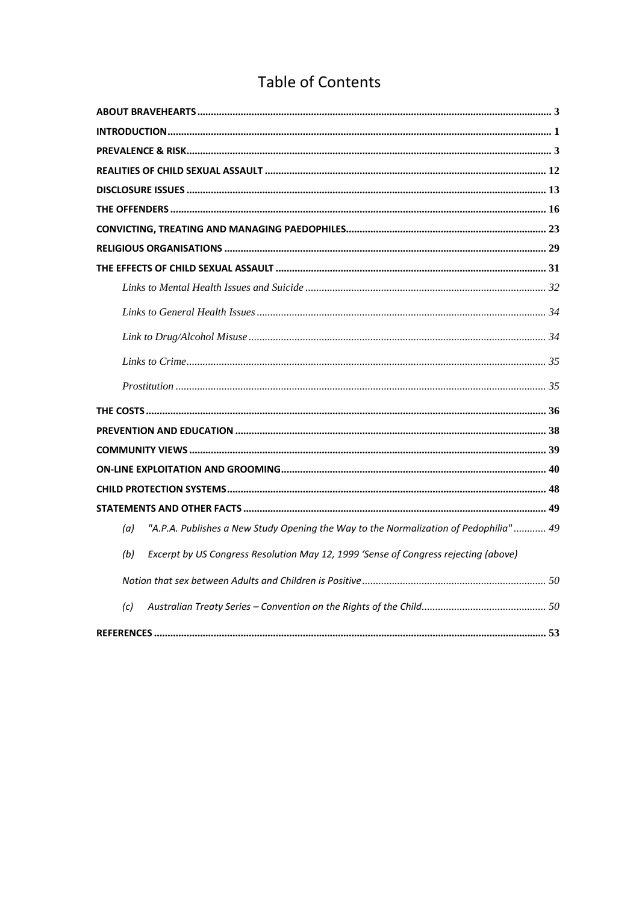# Table of Contents

ABOUT BRAVEHEARTS ........................................ 3

INTRODUCTION ........................................ 1

PREVALENCE & RISK ........................................ 3

REALITIES OF CHILD SEXUAL ASSAULT ........................................ 12

DISCLOSURE ISSUES ........................................ 13

THE OFFENDERS ........................................ 16

CONVICTING, TREATING AND MANAGING PAEDOPHILES ........................................ 23

RELIGIOUS ORGANISATIONS ........................................ 29

THE EFFECTS OF CHILD SEXUAL ASSAULT ........................................ 31

*Links to Mental Health Issues and Suicide* ........................................ 32

*Links to General Health Issues* ........................................ 34

*Link to Drug/Alcohol Misuse* ........................................ 34

*Links to Crime* ........................................ 35

*Prostitution* ........................................ 35

THE COSTS ........................................ 36

PREVENTION AND EDUCATION ........................................ 38

COMMUNITY VIEWS ........................................ 39

ON-LINE EXPLOITATION AND GROOMING ........................................ 40

CHILD PROTECTION SYSTEMS ........................................ 48

STATEMENTS AND OTHER FACTS ........................................ 49

*(a) "A.P.A. Publishes a New Study Opening the Way to the Normalization of Pedophilia"* ........................................ 49

*(b) Excerpt by US Congress Resolution May 12, 1999 'Sense of Congress rejecting (above)*

*Notion that sex between Adults and Children is Positive* ........................................ 50

*(c) Australian Treaty Series – Convention on the Rights of the Child* ........................................ 50

REFERENCES ........................................ 53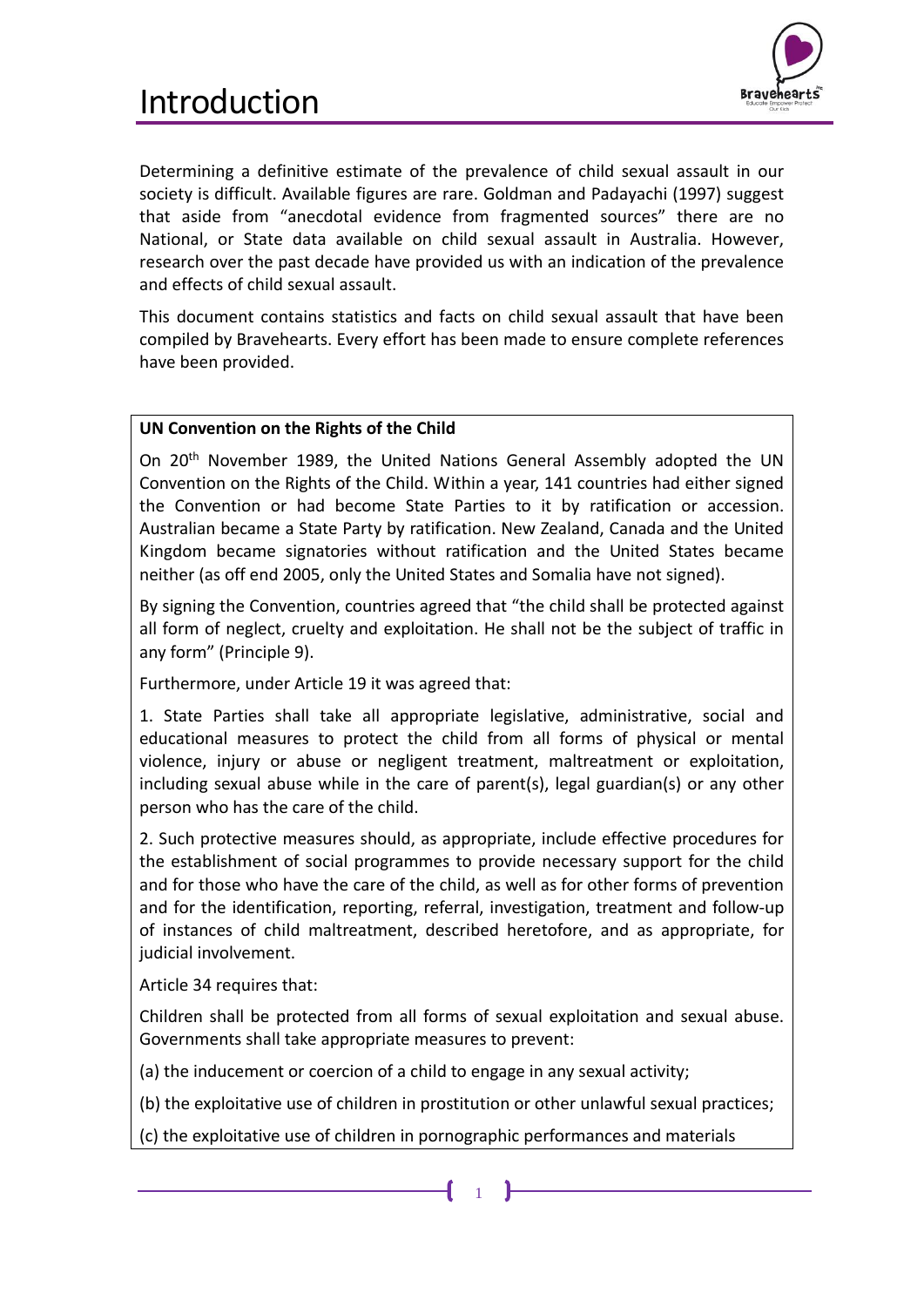# Introduction

Determining a definitive estimate of the prevalence of child sexual assault in our society is difficult. Available figures are rare. Goldman and Padayachi (1997) suggest that aside from "anecdotal evidence from fragmented sources" there are no National, or State data available on child sexual assault in Australia. However, research over the past decade have provided us with an indication of the prevalence and effects of child sexual assault.

This document contains statistics and facts on child sexual assault that have been compiled by Bravehearts. Every effort has been made to ensure complete references have been provided.

**UN Convention on the Rights of the Child**

On 20th November 1989, the United Nations General Assembly adopted the UN Convention on the Rights of the Child. Within a year, 141 countries had either signed the Convention or had become State Parties to it by ratification or accession. Australian became a State Party by ratification. New Zealand, Canada and the United Kingdom became signatories without ratification and the United States became neither (as off end 2005, only the United States and Somalia have not signed).

By signing the Convention, countries agreed that "the child shall be protected against all form of neglect, cruelty and exploitation. He shall not be the subject of traffic in any form" (Principle 9).

Furthermore, under Article 19 it was agreed that:

1. State Parties shall take all appropriate legislative, administrative, social and educational measures to protect the child from all forms of physical or mental violence, injury or abuse or negligent treatment, maltreatment or exploitation, including sexual abuse while in the care of parent(s), legal guardian(s) or any other person who has the care of the child.

2. Such protective measures should, as appropriate, include effective procedures for the establishment of social programmes to provide necessary support for the child and for those who have the care of the child, as well as for other forms of prevention and for the identification, reporting, referral, investigation, treatment and follow-up of instances of child maltreatment, described heretofore, and as appropriate, for judicial involvement.

Article 34 requires that:

Children shall be protected from all forms of sexual exploitation and sexual abuse. Governments shall take appropriate measures to prevent:

(a) the inducement or coercion of a child to engage in any sexual activity;

(b) the exploitative use of children in prostitution or other unlawful sexual practices;

(c) the exploitative use of children in pornographic performances and materials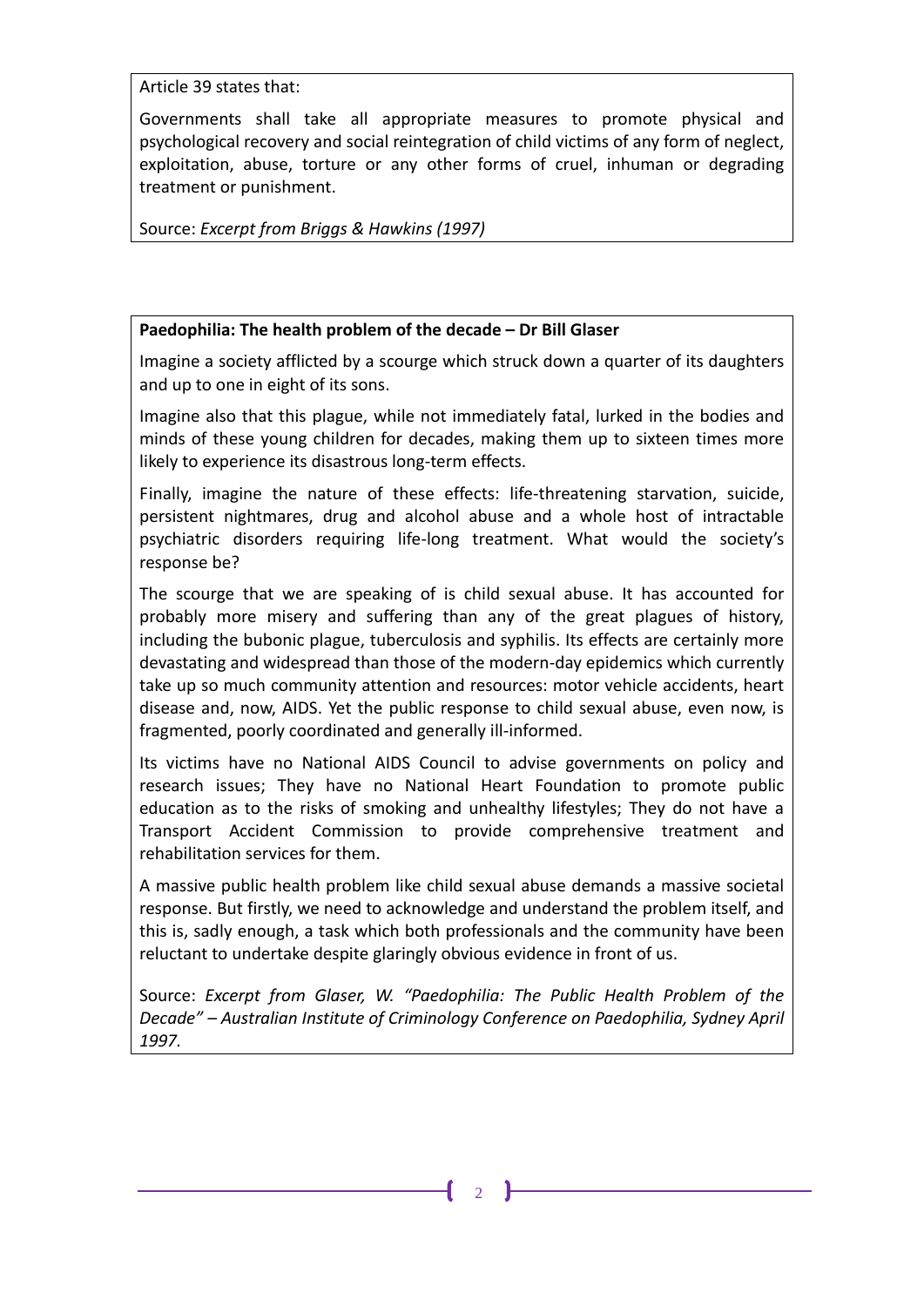Article 39 states that:

Governments shall take all appropriate measures to promote physical and psychological recovery and social reintegration of child victims of any form of neglect, exploitation, abuse, torture or any other forms of cruel, inhuman or degrading treatment or punishment.

Source: *Excerpt from Briggs & Hawkins (1997)*

**Paedophilia: The health problem of the decade – Dr Bill Glaser**

Imagine a society afflicted by a scourge which struck down a quarter of its daughters and up to one in eight of its sons.

Imagine also that this plague, while not immediately fatal, lurked in the bodies and minds of these young children for decades, making them up to sixteen times more likely to experience its disastrous long-term effects.

Finally, imagine the nature of these effects: life-threatening starvation, suicide, persistent nightmares, drug and alcohol abuse and a whole host of intractable psychiatric disorders requiring life-long treatment. What would the society's response be?

The scourge that we are speaking of is child sexual abuse. It has accounted for probably more misery and suffering than any of the great plagues of history, including the bubonic plague, tuberculosis and syphilis. Its effects are certainly more devastating and widespread than those of the modern-day epidemics which currently take up so much community attention and resources: motor vehicle accidents, heart disease and, now, AIDS. Yet the public response to child sexual abuse, even now, is fragmented, poorly coordinated and generally ill-informed.

Its victims have no National AIDS Council to advise governments on policy and research issues; They have no National Heart Foundation to promote public education as to the risks of smoking and unhealthy lifestyles; They do not have a Transport Accident Commission to provide comprehensive treatment and rehabilitation services for them.

A massive public health problem like child sexual abuse demands a massive societal response. But firstly, we need to acknowledge and understand the problem itself, and this is, sadly enough, a task which both professionals and the community have been reluctant to undertake despite glaringly obvious evidence in front of us.

Source: *Excerpt from Glaser, W. "Paedophilia: The Public Health Problem of the Decade" – Australian Institute of Criminology Conference on Paedophilia, Sydney April 1997.*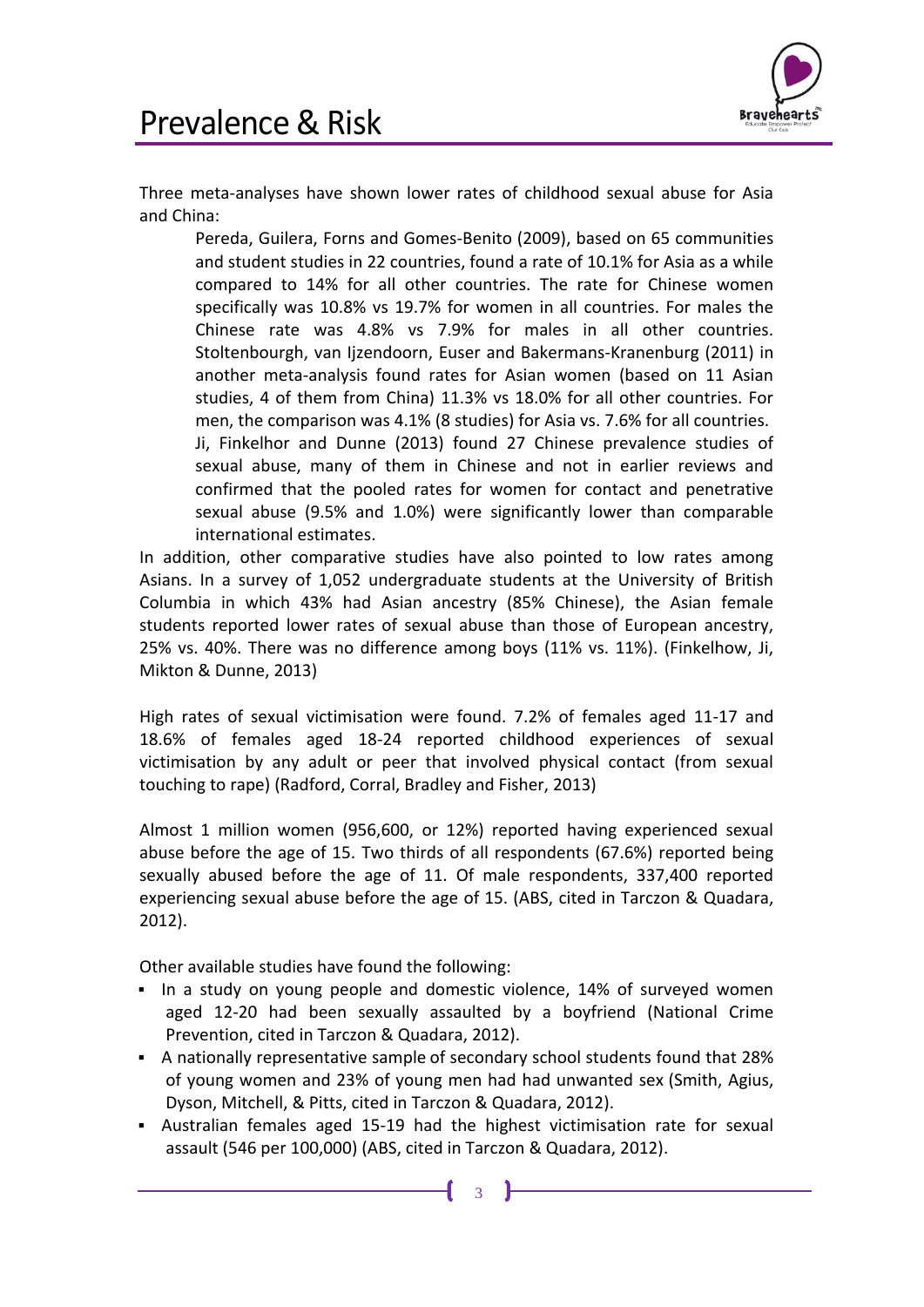# Prevalence & Risk

Three meta-analyses have shown lower rates of childhood sexual abuse for Asia and China:

> Pereda, Guilera, Forns and Gomes-Benito (2009), based on 65 communities and student studies in 22 countries, found a rate of 10.1% for Asia as a while compared to 14% for all other countries. The rate for Chinese women specifically was 10.8% vs 19.7% for women in all countries. For males the Chinese rate was 4.8% vs 7.9% for males in all other countries. Stoltenbourgh, van Ijzendoorn, Euser and Bakermans-Kranenburg (2011) in another meta-analysis found rates for Asian women (based on 11 Asian studies, 4 of them from China) 11.3% vs 18.0% for all other countries. For men, the comparison was 4.1% (8 studies) for Asia vs. 7.6% for all countries.
>
> Ji, Finkelhor and Dunne (2013) found 27 Chinese prevalence studies of sexual abuse, many of them in Chinese and not in earlier reviews and confirmed that the pooled rates for women for contact and penetrative sexual abuse (9.5% and 1.0%) were significantly lower than comparable international estimates.

In addition, other comparative studies have also pointed to low rates among Asians. In a survey of 1,052 undergraduate students at the University of British Columbia in which 43% had Asian ancestry (85% Chinese), the Asian female students reported lower rates of sexual abuse than those of European ancestry, 25% vs. 40%. There was no difference among boys (11% vs. 11%). (Finkelhow, Ji, Mikton & Dunne, 2013)

High rates of sexual victimisation were found. 7.2% of females aged 11-17 and 18.6% of females aged 18-24 reported childhood experiences of sexual victimisation by any adult or peer that involved physical contact (from sexual touching to rape) (Radford, Corral, Bradley and Fisher, 2013)

Almost 1 million women (956,600, or 12%) reported having experienced sexual abuse before the age of 15. Two thirds of all respondents (67.6%) reported being sexually abused before the age of 11. Of male respondents, 337,400 reported experiencing sexual abuse before the age of 15. (ABS, cited in Tarczon & Quadara, 2012).

Other available studies have found the following:

- In a study on young people and domestic violence, 14% of surveyed women aged 12-20 had been sexually assaulted by a boyfriend (National Crime Prevention, cited in Tarczon & Quadara, 2012).
- A nationally representative sample of secondary school students found that 28% of young women and 23% of young men had had unwanted sex (Smith, Agius, Dyson, Mitchell, & Pitts, cited in Tarczon & Quadara, 2012).
- Australian females aged 15-19 had the highest victimisation rate for sexual assault (546 per 100,000) (ABS, cited in Tarczon & Quadara, 2012).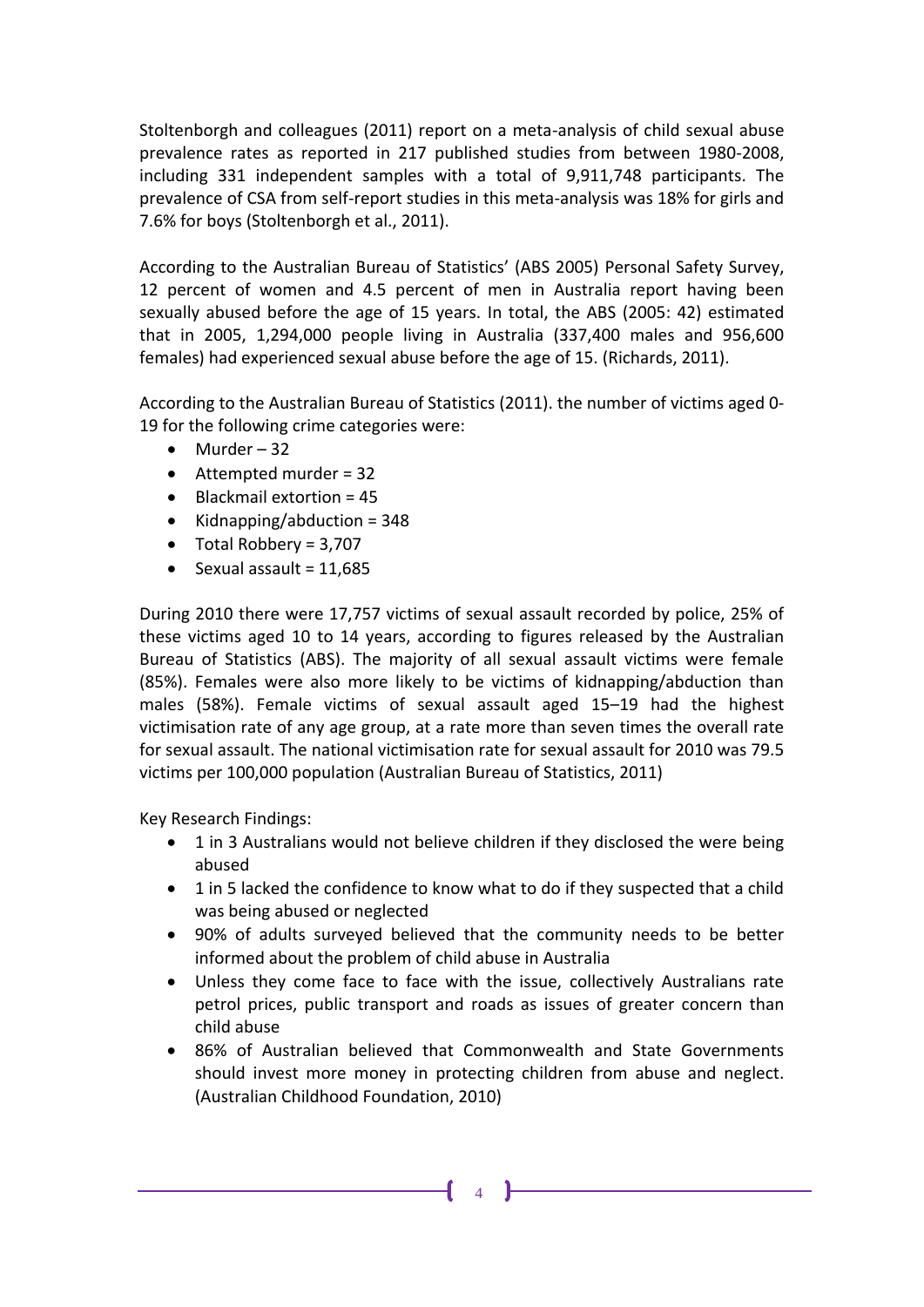Stoltenborgh and colleagues (2011) report on a meta-analysis of child sexual abuse prevalence rates as reported in 217 published studies from between 1980-2008, including 331 independent samples with a total of 9,911,748 participants. The prevalence of CSA from self-report studies in this meta-analysis was 18% for girls and 7.6% for boys (Stoltenborgh et al., 2011).

According to the Australian Bureau of Statistics' (ABS 2005) Personal Safety Survey, 12 percent of women and 4.5 percent of men in Australia report having been sexually abused before the age of 15 years. In total, the ABS (2005: 42) estimated that in 2005, 1,294,000 people living in Australia (337,400 males and 956,600 females) had experienced sexual abuse before the age of 15. (Richards, 2011).

According to the Australian Bureau of Statistics (2011). the number of victims aged 0-19 for the following crime categories were:

- Murder – 32
- Attempted murder = 32
- Blackmail extortion = 45
- Kidnapping/abduction = 348
- Total Robbery = 3,707
- Sexual assault = 11,685

During 2010 there were 17,757 victims of sexual assault recorded by police, 25% of these victims aged 10 to 14 years, according to figures released by the Australian Bureau of Statistics (ABS). The majority of all sexual assault victims were female (85%). Females were also more likely to be victims of kidnapping/abduction than males (58%). Female victims of sexual assault aged 15–19 had the highest victimisation rate of any age group, at a rate more than seven times the overall rate for sexual assault. The national victimisation rate for sexual assault for 2010 was 79.5 victims per 100,000 population (Australian Bureau of Statistics, 2011)

Key Research Findings:

- 1 in 3 Australians would not believe children if they disclosed the were being abused
- 1 in 5 lacked the confidence to know what to do if they suspected that a child was being abused or neglected
- 90% of adults surveyed believed that the community needs to be better informed about the problem of child abuse in Australia
- Unless they come face to face with the issue, collectively Australians rate petrol prices, public transport and roads as issues of greater concern than child abuse
- 86% of Australian believed that Commonwealth and State Governments should invest more money in protecting children from abuse and neglect. (Australian Childhood Foundation, 2010)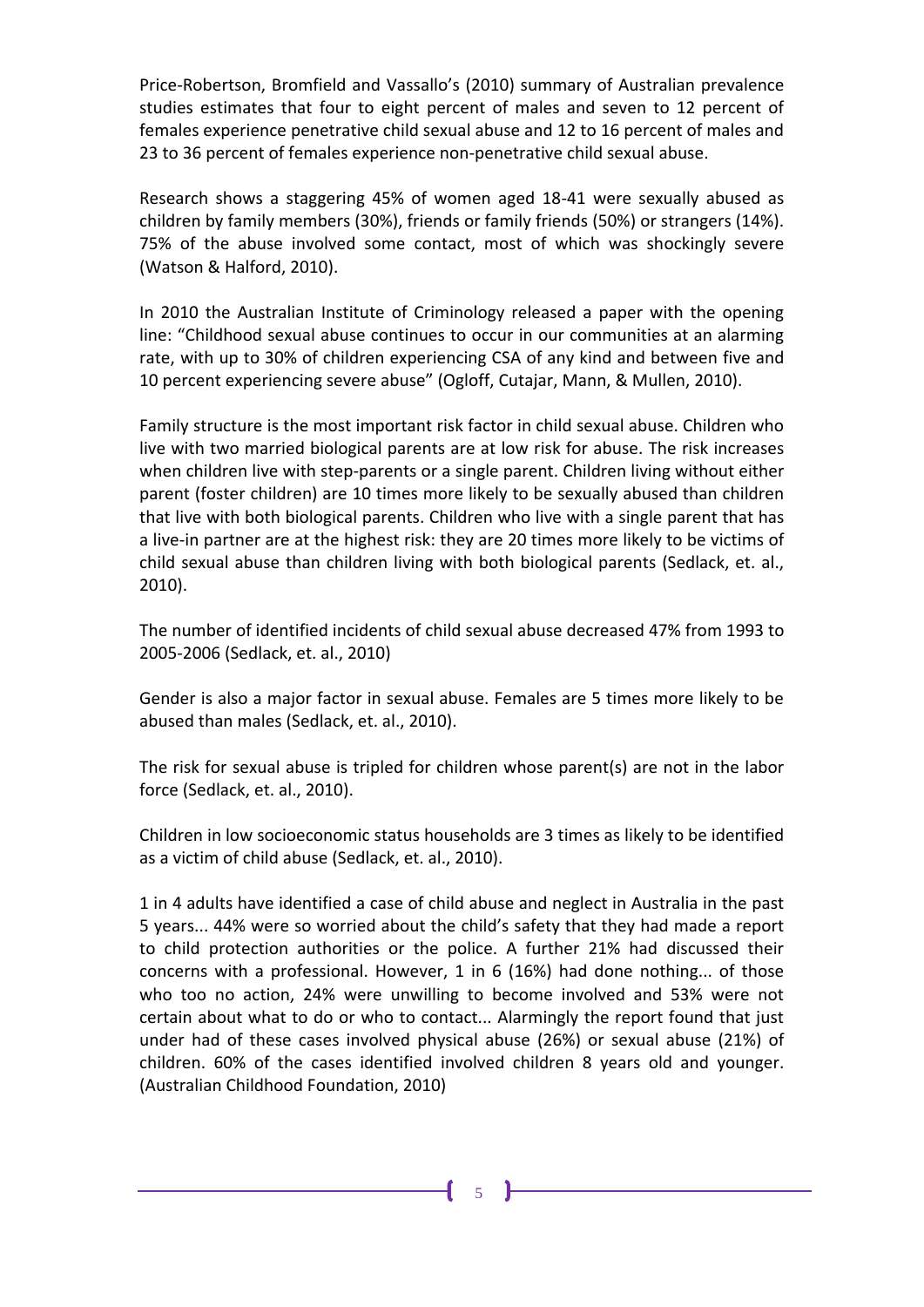Price-Robertson, Bromfield and Vassallo's (2010) summary of Australian prevalence studies estimates that four to eight percent of males and seven to 12 percent of females experience penetrative child sexual abuse and 12 to 16 percent of males and 23 to 36 percent of females experience non-penetrative child sexual abuse.

Research shows a staggering 45% of women aged 18-41 were sexually abused as children by family members (30%), friends or family friends (50%) or strangers (14%). 75% of the abuse involved some contact, most of which was shockingly severe (Watson & Halford, 2010).

In 2010 the Australian Institute of Criminology released a paper with the opening line: "Childhood sexual abuse continues to occur in our communities at an alarming rate, with up to 30% of children experiencing CSA of any kind and between five and 10 percent experiencing severe abuse" (Ogloff, Cutajar, Mann, & Mullen, 2010).

Family structure is the most important risk factor in child sexual abuse. Children who live with two married biological parents are at low risk for abuse. The risk increases when children live with step-parents or a single parent. Children living without either parent (foster children) are 10 times more likely to be sexually abused than children that live with both biological parents. Children who live with a single parent that has a live-in partner are at the highest risk: they are 20 times more likely to be victims of child sexual abuse than children living with both biological parents (Sedlack, et. al., 2010).

The number of identified incidents of child sexual abuse decreased 47% from 1993 to 2005-2006 (Sedlack, et. al., 2010)

Gender is also a major factor in sexual abuse. Females are 5 times more likely to be abused than males (Sedlack, et. al., 2010).

The risk for sexual abuse is tripled for children whose parent(s) are not in the labor force (Sedlack, et. al., 2010).

Children in low socioeconomic status households are 3 times as likely to be identified as a victim of child abuse (Sedlack, et. al., 2010).

1 in 4 adults have identified a case of child abuse and neglect in Australia in the past 5 years... 44% were so worried about the child's safety that they had made a report to child protection authorities or the police. A further 21% had discussed their concerns with a professional. However, 1 in 6 (16%) had done nothing... of those who too no action, 24% were unwilling to become involved and 53% were not certain about what to do or who to contact... Alarmingly the report found that just under had of these cases involved physical abuse (26%) or sexual abuse (21%) of children. 60% of the cases identified involved children 8 years old and younger. (Australian Childhood Foundation, 2010)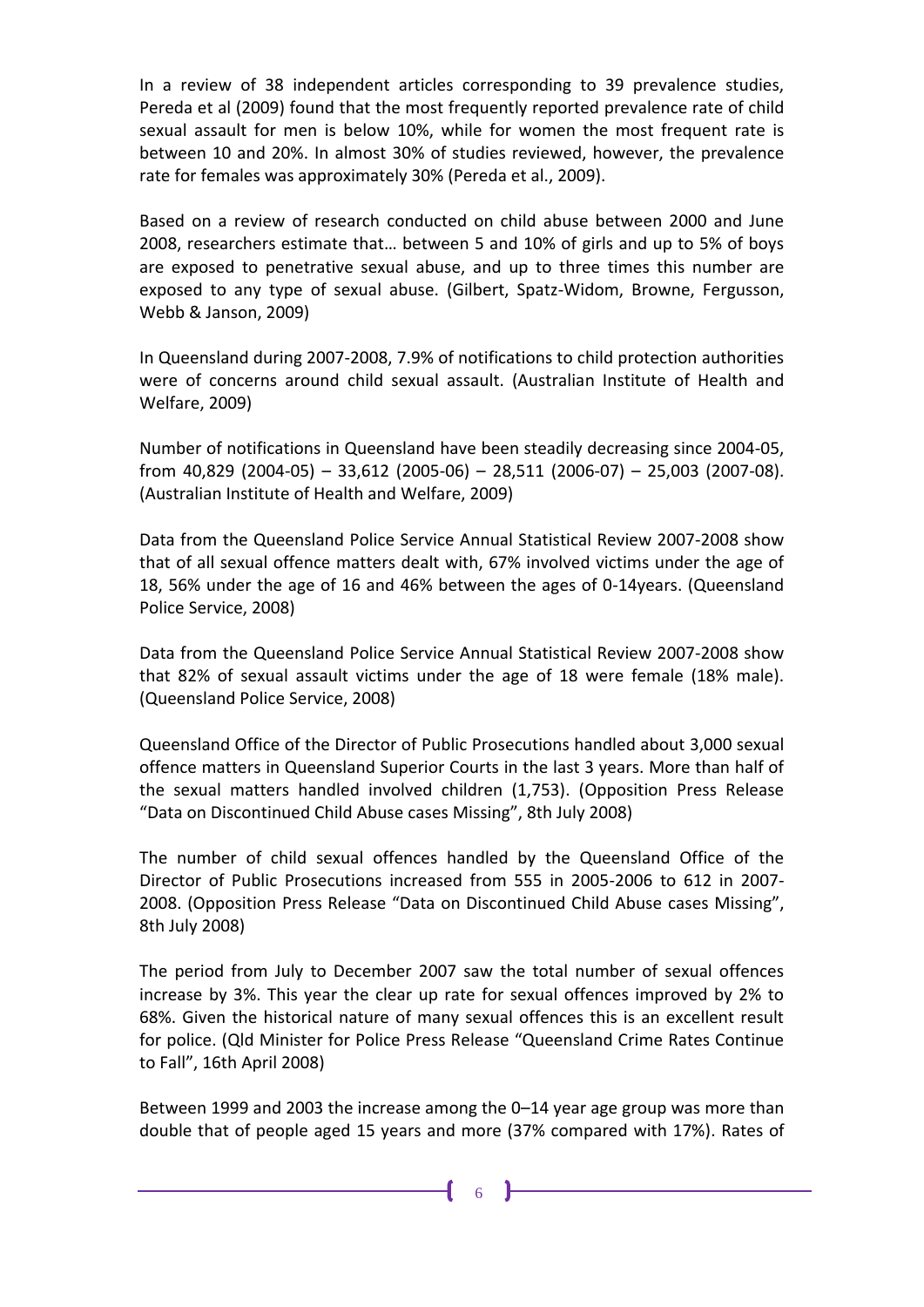In a review of 38 independent articles corresponding to 39 prevalence studies, Pereda et al (2009) found that the most frequently reported prevalence rate of child sexual assault for men is below 10%, while for women the most frequent rate is between 10 and 20%. In almost 30% of studies reviewed, however, the prevalence rate for females was approximately 30% (Pereda et al., 2009).

Based on a review of research conducted on child abuse between 2000 and June 2008, researchers estimate that… between 5 and 10% of girls and up to 5% of boys are exposed to penetrative sexual abuse, and up to three times this number are exposed to any type of sexual abuse. (Gilbert, Spatz-Widom, Browne, Fergusson, Webb & Janson, 2009)

In Queensland during 2007-2008, 7.9% of notifications to child protection authorities were of concerns around child sexual assault. (Australian Institute of Health and Welfare, 2009)

Number of notifications in Queensland have been steadily decreasing since 2004-05, from 40,829 (2004-05) – 33,612 (2005-06) – 28,511 (2006-07) – 25,003 (2007-08). (Australian Institute of Health and Welfare, 2009)

Data from the Queensland Police Service Annual Statistical Review 2007-2008 show that of all sexual offence matters dealt with, 67% involved victims under the age of 18, 56% under the age of 16 and 46% between the ages of 0-14years. (Queensland Police Service, 2008)

Data from the Queensland Police Service Annual Statistical Review 2007-2008 show that 82% of sexual assault victims under the age of 18 were female (18% male). (Queensland Police Service, 2008)

Queensland Office of the Director of Public Prosecutions handled about 3,000 sexual offence matters in Queensland Superior Courts in the last 3 years. More than half of the sexual matters handled involved children (1,753). (Opposition Press Release "Data on Discontinued Child Abuse cases Missing", 8th July 2008)

The number of child sexual offences handled by the Queensland Office of the Director of Public Prosecutions increased from 555 in 2005-2006 to 612 in 2007-2008. (Opposition Press Release "Data on Discontinued Child Abuse cases Missing", 8th July 2008)

The period from July to December 2007 saw the total number of sexual offences increase by 3%. This year the clear up rate for sexual offences improved by 2% to 68%. Given the historical nature of many sexual offences this is an excellent result for police. (Qld Minister for Police Press Release "Queensland Crime Rates Continue to Fall", 16th April 2008)

Between 1999 and 2003 the increase among the 0–14 year age group was more than double that of people aged 15 years and more (37% compared with 17%). Rates of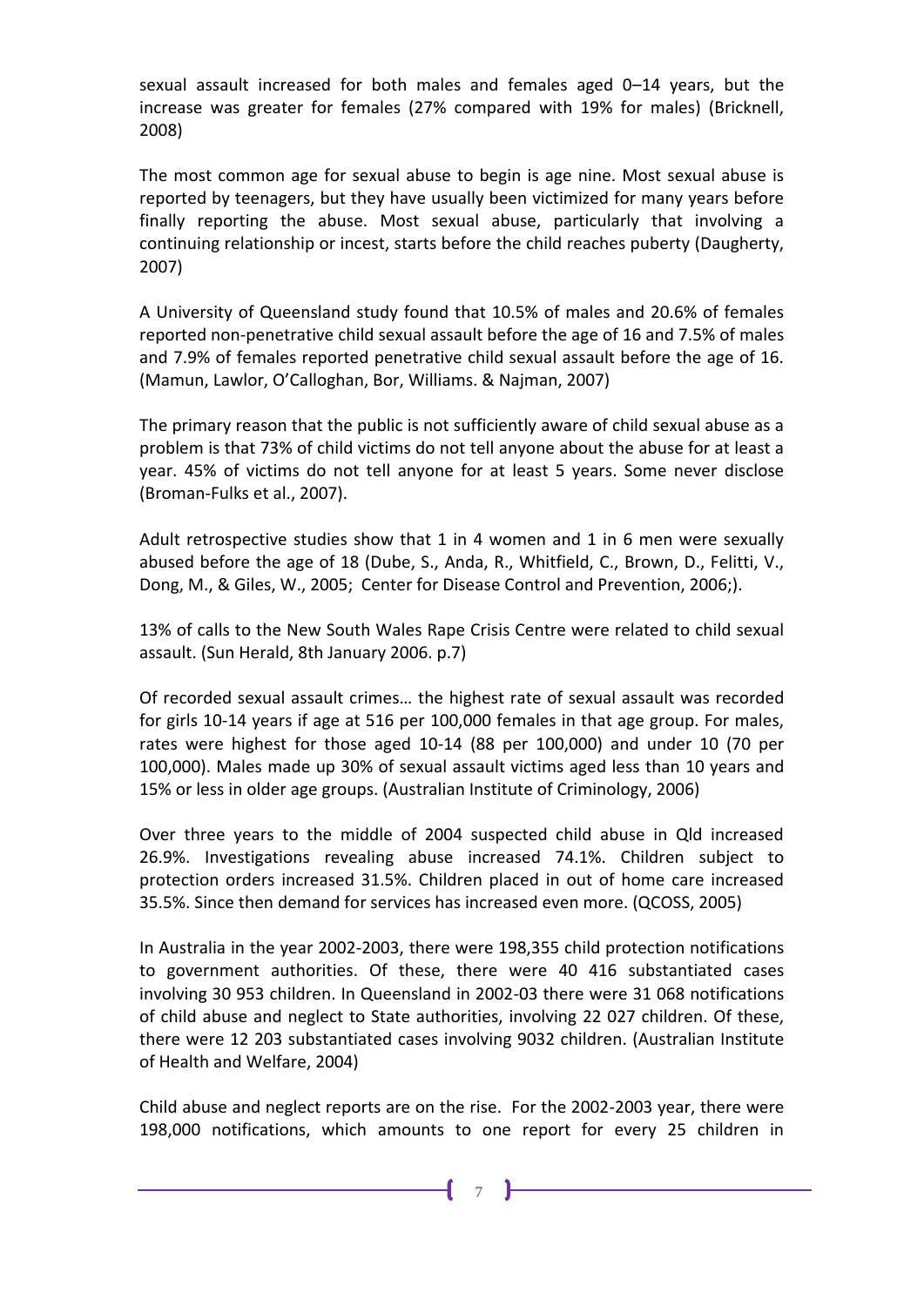sexual assault increased for both males and females aged 0–14 years, but the increase was greater for females (27% compared with 19% for males) (Bricknell, 2008)

The most common age for sexual abuse to begin is age nine. Most sexual abuse is reported by teenagers, but they have usually been victimized for many years before finally reporting the abuse. Most sexual abuse, particularly that involving a continuing relationship or incest, starts before the child reaches puberty (Daugherty, 2007)

A University of Queensland study found that 10.5% of males and 20.6% of females reported non-penetrative child sexual assault before the age of 16 and 7.5% of males and 7.9% of females reported penetrative child sexual assault before the age of 16. (Mamun, Lawlor, O'Calloghan, Bor, Williams. & Najman, 2007)

The primary reason that the public is not sufficiently aware of child sexual abuse as a problem is that 73% of child victims do not tell anyone about the abuse for at least a year. 45% of victims do not tell anyone for at least 5 years. Some never disclose (Broman-Fulks et al., 2007).

Adult retrospective studies show that 1 in 4 women and 1 in 6 men were sexually abused before the age of 18 (Dube, S., Anda, R., Whitfield, C., Brown, D., Felitti, V., Dong, M., & Giles, W., 2005; Center for Disease Control and Prevention, 2006;).

13% of calls to the New South Wales Rape Crisis Centre were related to child sexual assault. (Sun Herald, 8th January 2006. p.7)

Of recorded sexual assault crimes… the highest rate of sexual assault was recorded for girls 10-14 years if age at 516 per 100,000 females in that age group. For males, rates were highest for those aged 10-14 (88 per 100,000) and under 10 (70 per 100,000). Males made up 30% of sexual assault victims aged less than 10 years and 15% or less in older age groups. (Australian Institute of Criminology, 2006)

Over three years to the middle of 2004 suspected child abuse in Qld increased 26.9%. Investigations revealing abuse increased 74.1%. Children subject to protection orders increased 31.5%. Children placed in out of home care increased 35.5%. Since then demand for services has increased even more. (QCOSS, 2005)

In Australia in the year 2002-2003, there were 198,355 child protection notifications to government authorities. Of these, there were 40 416 substantiated cases involving 30 953 children. In Queensland in 2002-03 there were 31 068 notifications of child abuse and neglect to State authorities, involving 22 027 children. Of these, there were 12 203 substantiated cases involving 9032 children. (Australian Institute of Health and Welfare, 2004)

Child abuse and neglect reports are on the rise. For the 2002-2003 year, there were 198,000 notifications, which amounts to one report for every 25 children in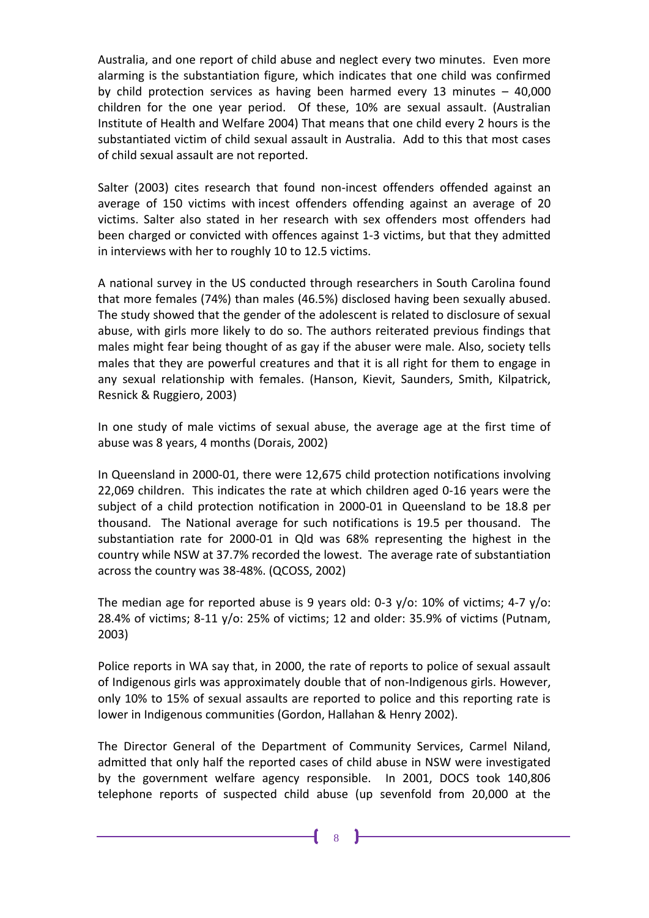Australia, and one report of child abuse and neglect every two minutes. Even more alarming is the substantiation figure, which indicates that one child was confirmed by child protection services as having been harmed every 13 minutes – 40,000 children for the one year period. Of these, 10% are sexual assault. (Australian Institute of Health and Welfare 2004) That means that one child every 2 hours is the substantiated victim of child sexual assault in Australia. Add to this that most cases of child sexual assault are not reported.

Salter (2003) cites research that found non-incest offenders offended against an average of 150 victims with incest offenders offending against an average of 20 victims. Salter also stated in her research with sex offenders most offenders had been charged or convicted with offences against 1-3 victims, but that they admitted in interviews with her to roughly 10 to 12.5 victims.

A national survey in the US conducted through researchers in South Carolina found that more females (74%) than males (46.5%) disclosed having been sexually abused. The study showed that the gender of the adolescent is related to disclosure of sexual abuse, with girls more likely to do so. The authors reiterated previous findings that males might fear being thought of as gay if the abuser were male. Also, society tells males that they are powerful creatures and that it is all right for them to engage in any sexual relationship with females. (Hanson, Kievit, Saunders, Smith, Kilpatrick, Resnick & Ruggiero, 2003)

In one study of male victims of sexual abuse, the average age at the first time of abuse was 8 years, 4 months (Dorais, 2002)

In Queensland in 2000-01, there were 12,675 child protection notifications involving 22,069 children. This indicates the rate at which children aged 0-16 years were the subject of a child protection notification in 2000-01 in Queensland to be 18.8 per thousand. The National average for such notifications is 19.5 per thousand. The substantiation rate for 2000-01 in Qld was 68% representing the highest in the country while NSW at 37.7% recorded the lowest. The average rate of substantiation across the country was 38-48%. (QCOSS, 2002)

The median age for reported abuse is 9 years old: 0-3 y/o: 10% of victims; 4-7 y/o: 28.4% of victims; 8-11 y/o: 25% of victims; 12 and older: 35.9% of victims (Putnam, 2003)

Police reports in WA say that, in 2000, the rate of reports to police of sexual assault of Indigenous girls was approximately double that of non-Indigenous girls. However, only 10% to 15% of sexual assaults are reported to police and this reporting rate is lower in Indigenous communities (Gordon, Hallahan & Henry 2002).

The Director General of the Department of Community Services, Carmel Niland, admitted that only half the reported cases of child abuse in NSW were investigated by the government welfare agency responsible. In 2001, DOCS took 140,806 telephone reports of suspected child abuse (up sevenfold from 20,000 at the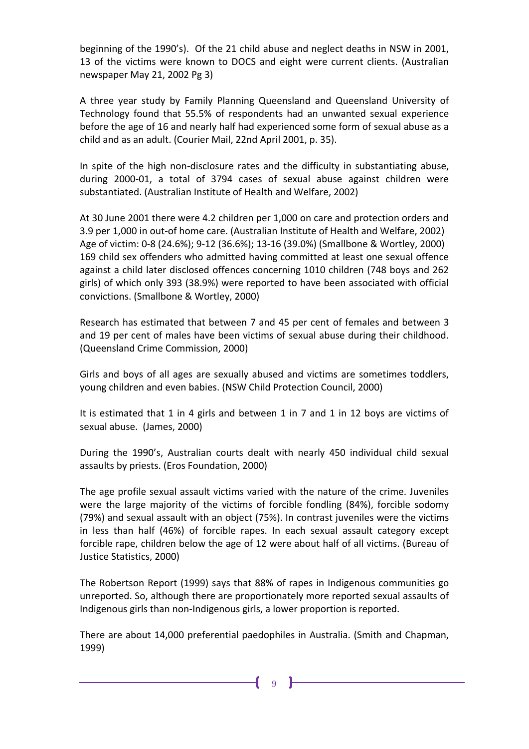beginning of the 1990's). Of the 21 child abuse and neglect deaths in NSW in 2001, 13 of the victims were known to DOCS and eight were current clients. (Australian newspaper May 21, 2002 Pg 3)

A three year study by Family Planning Queensland and Queensland University of Technology found that 55.5% of respondents had an unwanted sexual experience before the age of 16 and nearly half had experienced some form of sexual abuse as a child and as an adult. (Courier Mail, 22nd April 2001, p. 35).

In spite of the high non-disclosure rates and the difficulty in substantiating abuse, during 2000-01, a total of 3794 cases of sexual abuse against children were substantiated. (Australian Institute of Health and Welfare, 2002)

At 30 June 2001 there were 4.2 children per 1,000 on care and protection orders and 3.9 per 1,000 in out-of home care. (Australian Institute of Health and Welfare, 2002)
Age of victim: 0-8 (24.6%); 9-12 (36.6%); 13-16 (39.0%) (Smallbone & Wortley, 2000)
169 child sex offenders who admitted having committed at least one sexual offence against a child later disclosed offences concerning 1010 children (748 boys and 262 girls) of which only 393 (38.9%) were reported to have been associated with official convictions. (Smallbone & Wortley, 2000)

Research has estimated that between 7 and 45 per cent of females and between 3 and 19 per cent of males have been victims of sexual abuse during their childhood. (Queensland Crime Commission, 2000)

Girls and boys of all ages are sexually abused and victims are sometimes toddlers, young children and even babies. (NSW Child Protection Council, 2000)

It is estimated that 1 in 4 girls and between 1 in 7 and 1 in 12 boys are victims of sexual abuse. (James, 2000)

During the 1990's, Australian courts dealt with nearly 450 individual child sexual assaults by priests. (Eros Foundation, 2000)

The age profile sexual assault victims varied with the nature of the crime. Juveniles were the large majority of the victims of forcible fondling (84%), forcible sodomy (79%) and sexual assault with an object (75%). In contrast juveniles were the victims in less than half (46%) of forcible rapes. In each sexual assault category except forcible rape, children below the age of 12 were about half of all victims. (Bureau of Justice Statistics, 2000)

The Robertson Report (1999) says that 88% of rapes in Indigenous communities go unreported. So, although there are proportionately more reported sexual assaults of Indigenous girls than non-Indigenous girls, a lower proportion is reported.

There are about 14,000 preferential paedophiles in Australia. (Smith and Chapman, 1999)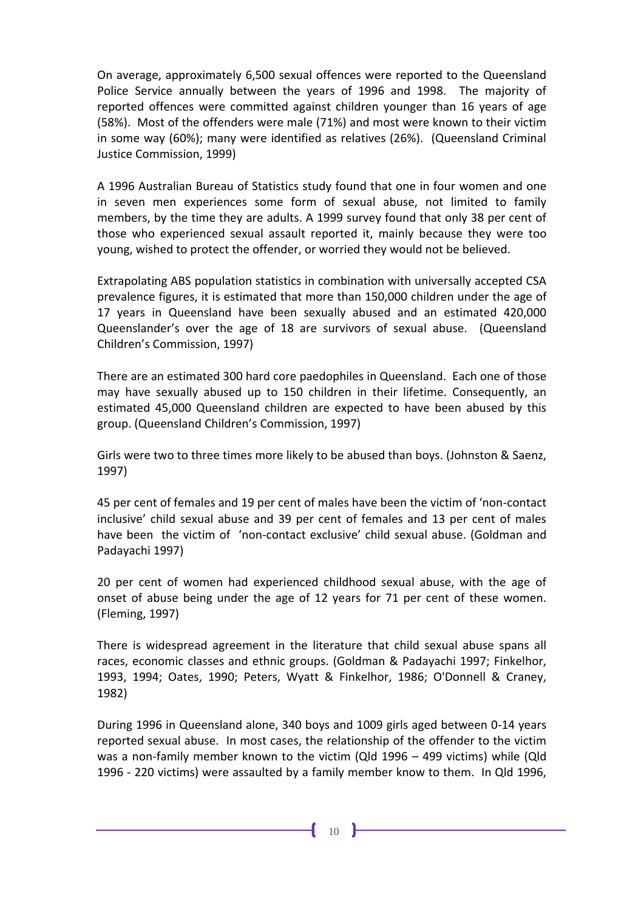On average, approximately 6,500 sexual offences were reported to the Queensland Police Service annually between the years of 1996 and 1998. The majority of reported offences were committed against children younger than 16 years of age (58%). Most of the offenders were male (71%) and most were known to their victim in some way (60%); many were identified as relatives (26%). (Queensland Criminal Justice Commission, 1999)

A 1996 Australian Bureau of Statistics study found that one in four women and one in seven men experiences some form of sexual abuse, not limited to family members, by the time they are adults. A 1999 survey found that only 38 per cent of those who experienced sexual assault reported it, mainly because they were too young, wished to protect the offender, or worried they would not be believed.

Extrapolating ABS population statistics in combination with universally accepted CSA prevalence figures, it is estimated that more than 150,000 children under the age of 17 years in Queensland have been sexually abused and an estimated 420,000 Queenslander's over the age of 18 are survivors of sexual abuse. (Queensland Children's Commission, 1997)

There are an estimated 300 hard core paedophiles in Queensland. Each one of those may have sexually abused up to 150 children in their lifetime. Consequently, an estimated 45,000 Queensland children are expected to have been abused by this group. (Queensland Children's Commission, 1997)

Girls were two to three times more likely to be abused than boys. (Johnston & Saenz, 1997)

45 per cent of females and 19 per cent of males have been the victim of 'non-contact inclusive' child sexual abuse and 39 per cent of females and 13 per cent of males have been the victim of 'non-contact exclusive' child sexual abuse. (Goldman and Padayachi 1997)

20 per cent of women had experienced childhood sexual abuse, with the age of onset of abuse being under the age of 12 years for 71 per cent of these women. (Fleming, 1997)

There is widespread agreement in the literature that child sexual abuse spans all races, economic classes and ethnic groups. (Goldman & Padayachi 1997; Finkelhor, 1993, 1994; Oates, 1990; Peters, Wyatt & Finkelhor, 1986; O'Donnell & Craney, 1982)

During 1996 in Queensland alone, 340 boys and 1009 girls aged between 0-14 years reported sexual abuse. In most cases, the relationship of the offender to the victim was a non-family member known to the victim (Qld 1996 – 499 victims) while (Qld 1996 - 220 victims) were assaulted by a family member know to them. In Qld 1996,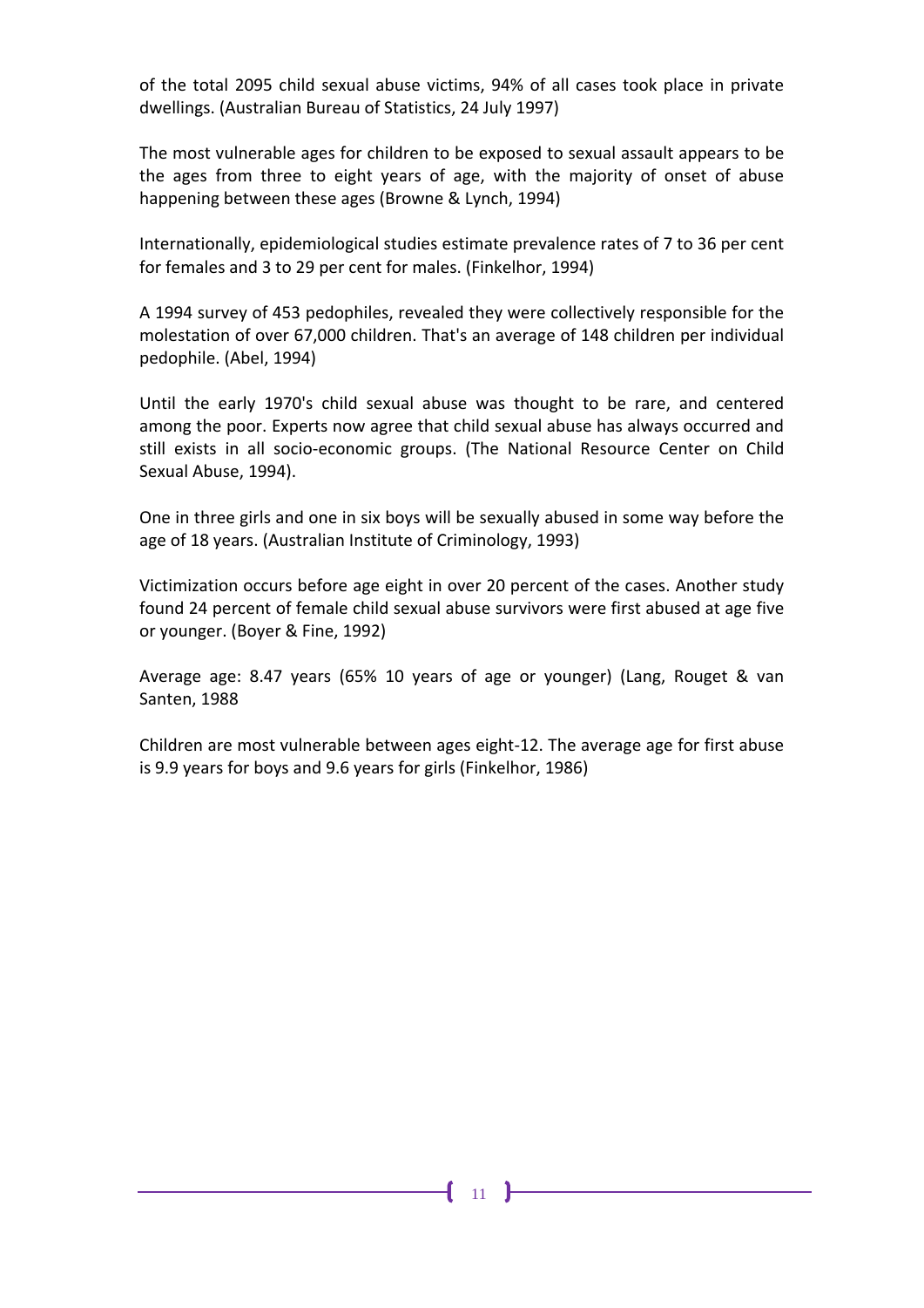of the total 2095 child sexual abuse victims, 94% of all cases took place in private dwellings. (Australian Bureau of Statistics, 24 July 1997)

The most vulnerable ages for children to be exposed to sexual assault appears to be the ages from three to eight years of age, with the majority of onset of abuse happening between these ages (Browne & Lynch, 1994)

Internationally, epidemiological studies estimate prevalence rates of 7 to 36 per cent for females and 3 to 29 per cent for males. (Finkelhor, 1994)

A 1994 survey of 453 pedophiles, revealed they were collectively responsible for the molestation of over 67,000 children. That's an average of 148 children per individual pedophile. (Abel, 1994)

Until the early 1970's child sexual abuse was thought to be rare, and centered among the poor. Experts now agree that child sexual abuse has always occurred and still exists in all socio-economic groups. (The National Resource Center on Child Sexual Abuse, 1994).

One in three girls and one in six boys will be sexually abused in some way before the age of 18 years. (Australian Institute of Criminology, 1993)

Victimization occurs before age eight in over 20 percent of the cases. Another study found 24 percent of female child sexual abuse survivors were first abused at age five or younger. (Boyer & Fine, 1992)

Average age: 8.47 years (65% 10 years of age or younger) (Lang, Rouget & van Santen, 1988

Children are most vulnerable between ages eight-12. The average age for first abuse is 9.9 years for boys and 9.6 years for girls (Finkelhor, 1986)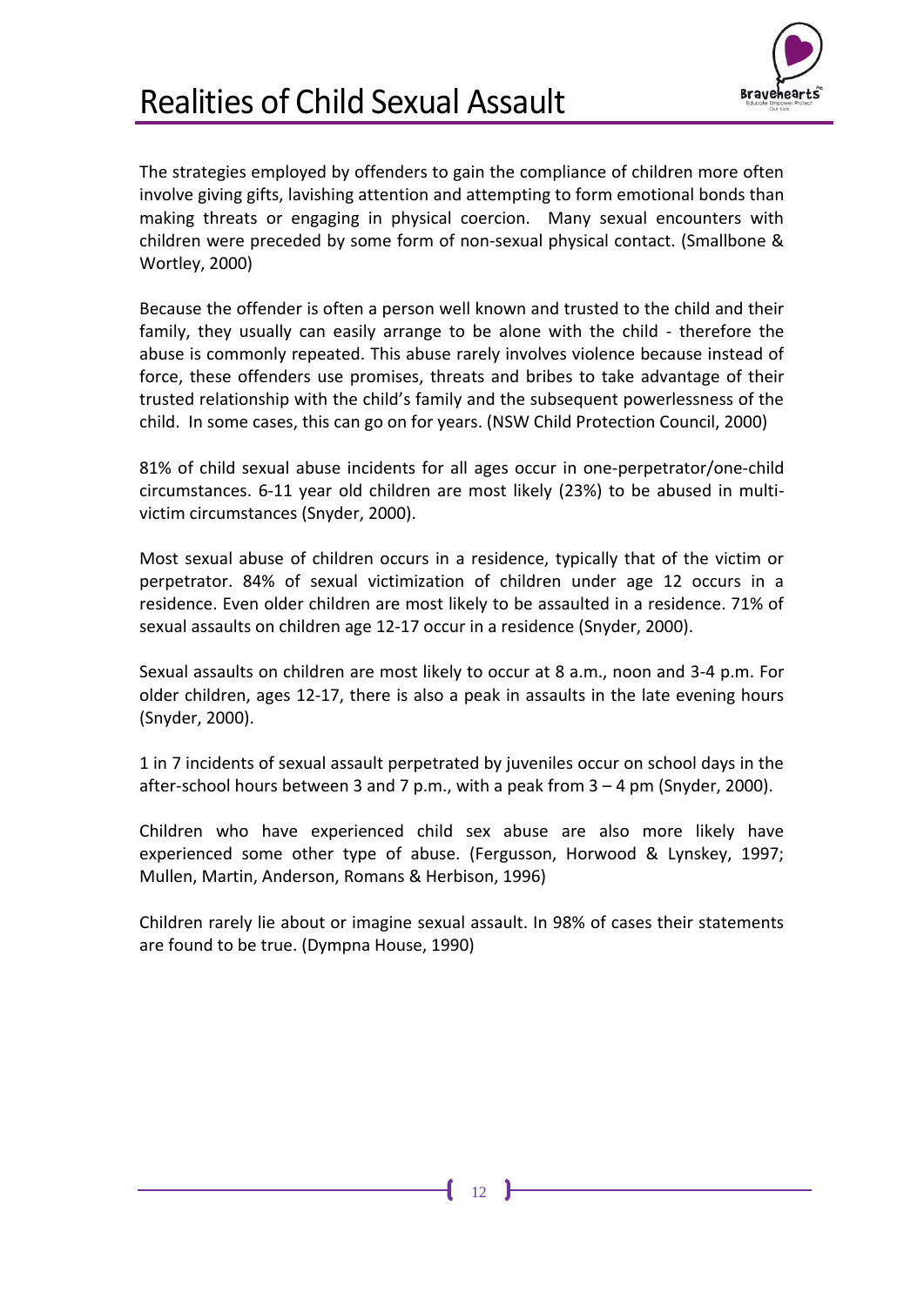# Realities of Child Sexual Assault

The strategies employed by offenders to gain the compliance of children more often involve giving gifts, lavishing attention and attempting to form emotional bonds than making threats or engaging in physical coercion. Many sexual encounters with children were preceded by some form of non-sexual physical contact. (Smallbone & Wortley, 2000)

Because the offender is often a person well known and trusted to the child and their family, they usually can easily arrange to be alone with the child - therefore the abuse is commonly repeated. This abuse rarely involves violence because instead of force, these offenders use promises, threats and bribes to take advantage of their trusted relationship with the child's family and the subsequent powerlessness of the child. In some cases, this can go on for years. (NSW Child Protection Council, 2000)

81% of child sexual abuse incidents for all ages occur in one-perpetrator/one-child circumstances. 6-11 year old children are most likely (23%) to be abused in multi-victim circumstances (Snyder, 2000).

Most sexual abuse of children occurs in a residence, typically that of the victim or perpetrator. 84% of sexual victimization of children under age 12 occurs in a residence. Even older children are most likely to be assaulted in a residence. 71% of sexual assaults on children age 12-17 occur in a residence (Snyder, 2000).

Sexual assaults on children are most likely to occur at 8 a.m., noon and 3-4 p.m. For older children, ages 12-17, there is also a peak in assaults in the late evening hours (Snyder, 2000).

1 in 7 incidents of sexual assault perpetrated by juveniles occur on school days in the after-school hours between 3 and 7 p.m., with a peak from 3 – 4 pm (Snyder, 2000).

Children who have experienced child sex abuse are also more likely have experienced some other type of abuse. (Fergusson, Horwood & Lynskey, 1997; Mullen, Martin, Anderson, Romans & Herbison, 1996)

Children rarely lie about or imagine sexual assault. In 98% of cases their statements are found to be true. (Dympna House, 1990)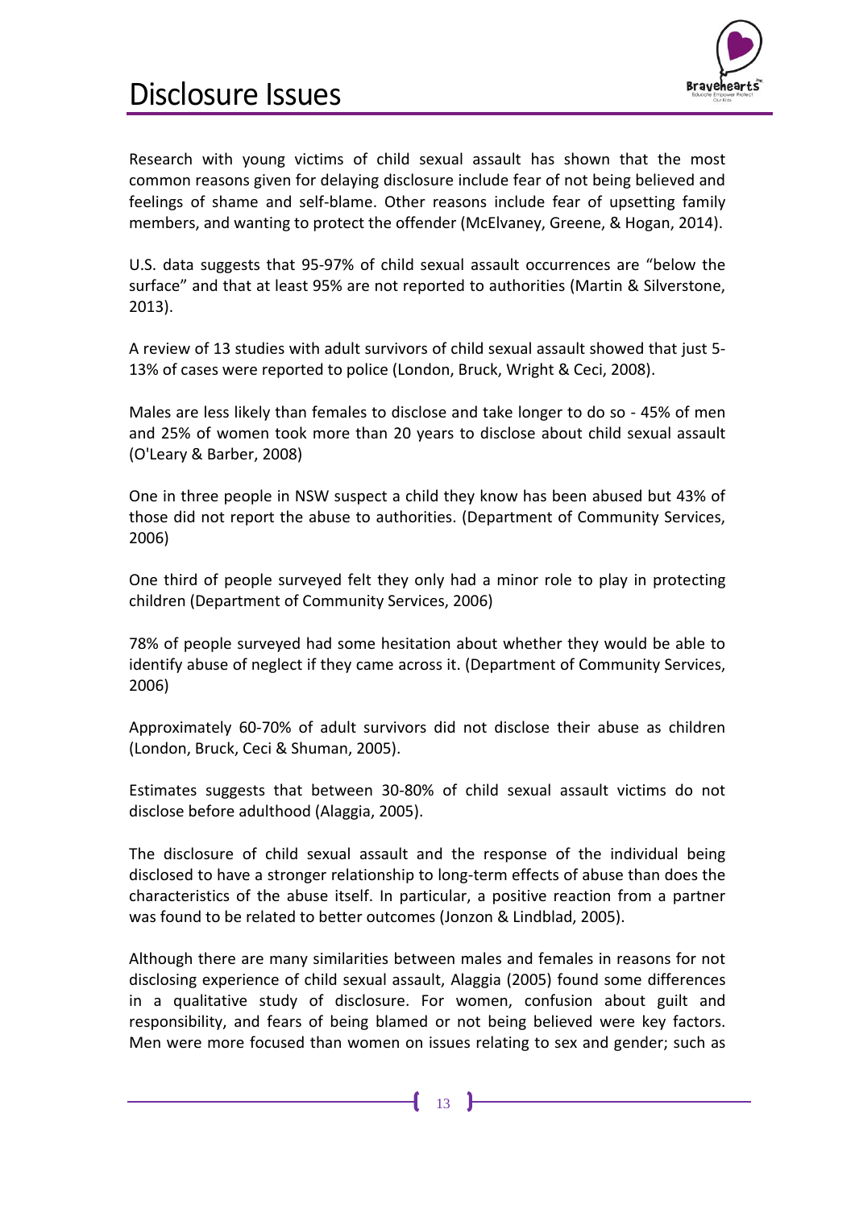# Disclosure Issues

Research with young victims of child sexual assault has shown that the most common reasons given for delaying disclosure include fear of not being believed and feelings of shame and self-blame. Other reasons include fear of upsetting family members, and wanting to protect the offender (McElvaney, Greene, & Hogan, 2014).

U.S. data suggests that 95-97% of child sexual assault occurrences are "below the surface" and that at least 95% are not reported to authorities (Martin & Silverstone, 2013).

A review of 13 studies with adult survivors of child sexual assault showed that just 5-13% of cases were reported to police (London, Bruck, Wright & Ceci, 2008).

Males are less likely than females to disclose and take longer to do so - 45% of men and 25% of women took more than 20 years to disclose about child sexual assault (O'Leary & Barber, 2008)

One in three people in NSW suspect a child they know has been abused but 43% of those did not report the abuse to authorities. (Department of Community Services, 2006)

One third of people surveyed felt they only had a minor role to play in protecting children (Department of Community Services, 2006)

78% of people surveyed had some hesitation about whether they would be able to identify abuse of neglect if they came across it. (Department of Community Services, 2006)

Approximately 60-70% of adult survivors did not disclose their abuse as children (London, Bruck, Ceci & Shuman, 2005).

Estimates suggests that between 30-80% of child sexual assault victims do not disclose before adulthood (Alaggia, 2005).

The disclosure of child sexual assault and the response of the individual being disclosed to have a stronger relationship to long-term effects of abuse than does the characteristics of the abuse itself. In particular, a positive reaction from a partner was found to be related to better outcomes (Jonzon & Lindblad, 2005).

Although there are many similarities between males and females in reasons for not disclosing experience of child sexual assault, Alaggia (2005) found some differences in a qualitative study of disclosure. For women, confusion about guilt and responsibility, and fears of being blamed or not being believed were key factors. Men were more focused than women on issues relating to sex and gender; such as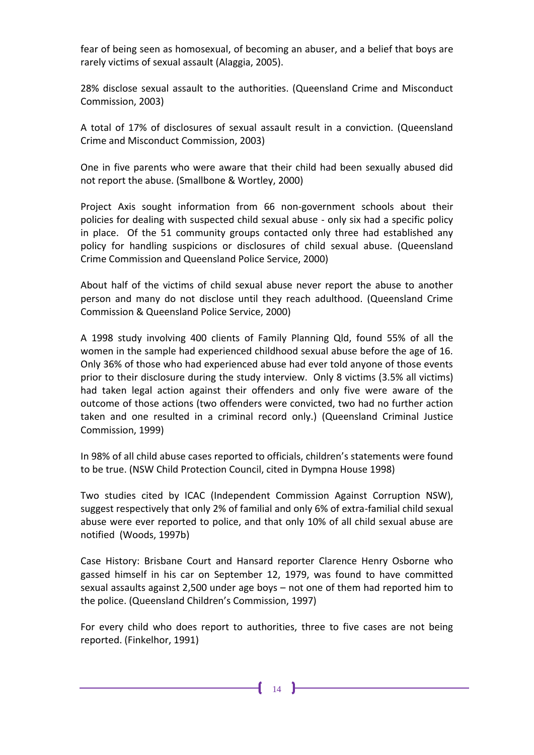fear of being seen as homosexual, of becoming an abuser, and a belief that boys are rarely victims of sexual assault (Alaggia, 2005).

28% disclose sexual assault to the authorities. (Queensland Crime and Misconduct Commission, 2003)

A total of 17% of disclosures of sexual assault result in a conviction. (Queensland Crime and Misconduct Commission, 2003)

One in five parents who were aware that their child had been sexually abused did not report the abuse. (Smallbone & Wortley, 2000)

Project Axis sought information from 66 non-government schools about their policies for dealing with suspected child sexual abuse - only six had a specific policy in place. Of the 51 community groups contacted only three had established any policy for handling suspicions or disclosures of child sexual abuse. (Queensland Crime Commission and Queensland Police Service, 2000)

About half of the victims of child sexual abuse never report the abuse to another person and many do not disclose until they reach adulthood. (Queensland Crime Commission & Queensland Police Service, 2000)

A 1998 study involving 400 clients of Family Planning Qld, found 55% of all the women in the sample had experienced childhood sexual abuse before the age of 16. Only 36% of those who had experienced abuse had ever told anyone of those events prior to their disclosure during the study interview. Only 8 victims (3.5% all victims) had taken legal action against their offenders and only five were aware of the outcome of those actions (two offenders were convicted, two had no further action taken and one resulted in a criminal record only.) (Queensland Criminal Justice Commission, 1999)

In 98% of all child abuse cases reported to officials, children's statements were found to be true. (NSW Child Protection Council, cited in Dympna House 1998)

Two studies cited by ICAC (Independent Commission Against Corruption NSW), suggest respectively that only 2% of familial and only 6% of extra-familial child sexual abuse were ever reported to police, and that only 10% of all child sexual abuse are notified (Woods, 1997b)

Case History: Brisbane Court and Hansard reporter Clarence Henry Osborne who gassed himself in his car on September 12, 1979, was found to have committed sexual assaults against 2,500 under age boys – not one of them had reported him to the police. (Queensland Children's Commission, 1997)

For every child who does report to authorities, three to five cases are not being reported. (Finkelhor, 1991)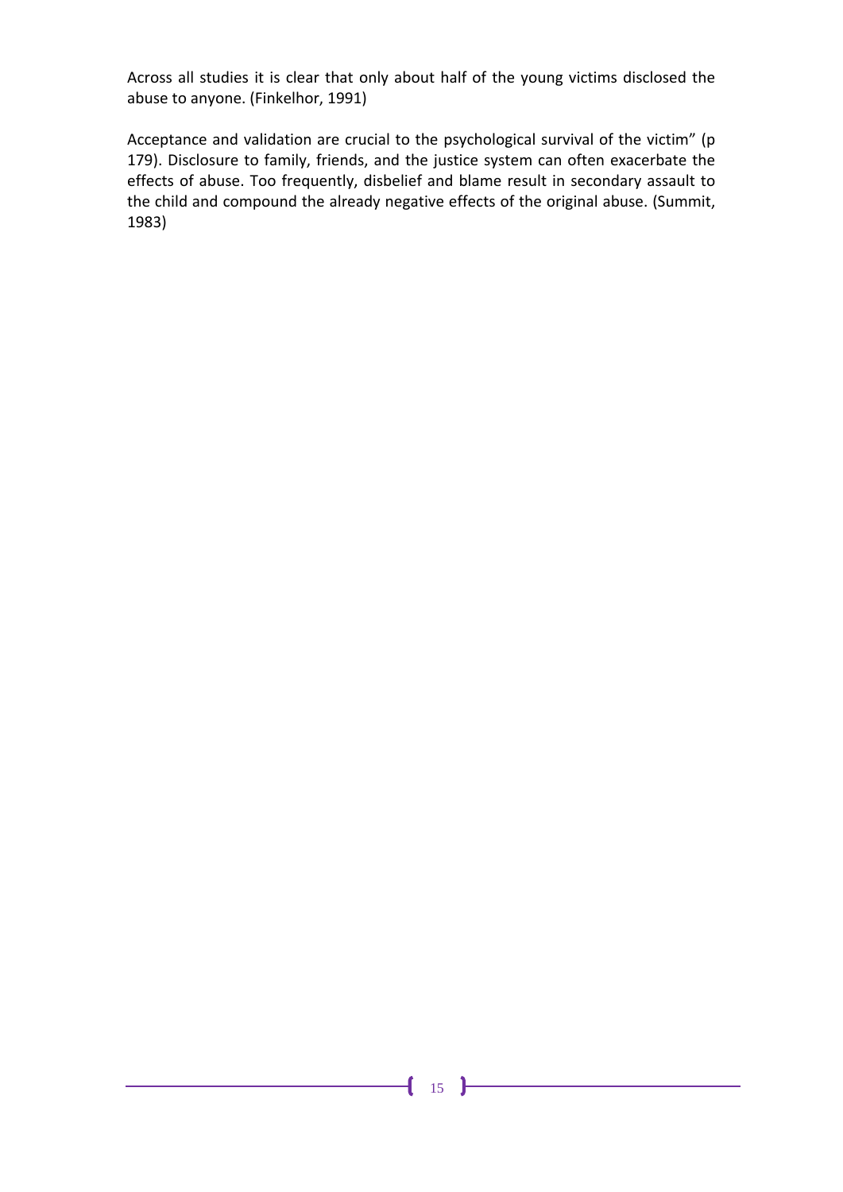Across all studies it is clear that only about half of the young victims disclosed the abuse to anyone. (Finkelhor, 1991)

Acceptance and validation are crucial to the psychological survival of the victim" (p 179). Disclosure to family, friends, and the justice system can often exacerbate the effects of abuse. Too frequently, disbelief and blame result in secondary assault to the child and compound the already negative effects of the original abuse. (Summit, 1983)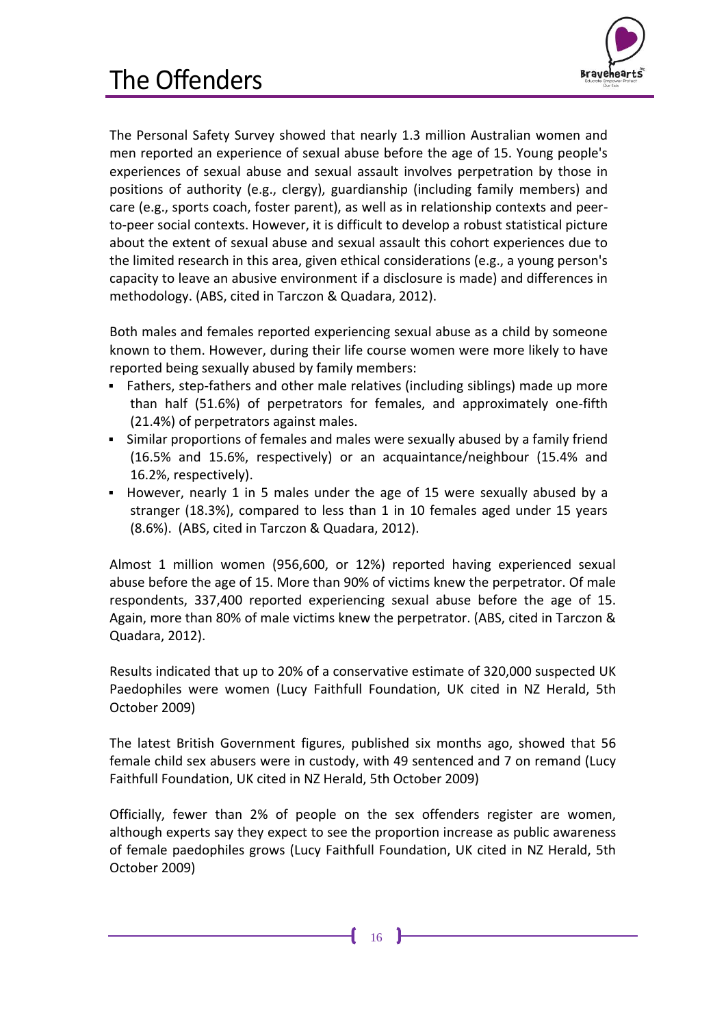# The Offenders

The Personal Safety Survey showed that nearly 1.3 million Australian women and men reported an experience of sexual abuse before the age of 15. Young people's experiences of sexual abuse and sexual assault involves perpetration by those in positions of authority (e.g., clergy), guardianship (including family members) and care (e.g., sports coach, foster parent), as well as in relationship contexts and peer-to-peer social contexts. However, it is difficult to develop a robust statistical picture about the extent of sexual abuse and sexual assault this cohort experiences due to the limited research in this area, given ethical considerations (e.g., a young person's capacity to leave an abusive environment if a disclosure is made) and differences in methodology. (ABS, cited in Tarczon & Quadara, 2012).

Both males and females reported experiencing sexual abuse as a child by someone known to them. However, during their life course women were more likely to have reported being sexually abused by family members:

- Fathers, step-fathers and other male relatives (including siblings) made up more than half (51.6%) of perpetrators for females, and approximately one-fifth (21.4%) of perpetrators against males.
- Similar proportions of females and males were sexually abused by a family friend (16.5% and 15.6%, respectively) or an acquaintance/neighbour (15.4% and 16.2%, respectively).
- However, nearly 1 in 5 males under the age of 15 were sexually abused by a stranger (18.3%), compared to less than 1 in 10 females aged under 15 years (8.6%). (ABS, cited in Tarczon & Quadara, 2012).

Almost 1 million women (956,600, or 12%) reported having experienced sexual abuse before the age of 15. More than 90% of victims knew the perpetrator. Of male respondents, 337,400 reported experiencing sexual abuse before the age of 15. Again, more than 80% of male victims knew the perpetrator. (ABS, cited in Tarczon & Quadara, 2012).

Results indicated that up to 20% of a conservative estimate of 320,000 suspected UK Paedophiles were women (Lucy Faithfull Foundation, UK cited in NZ Herald, 5th October 2009)

The latest British Government figures, published six months ago, showed that 56 female child sex abusers were in custody, with 49 sentenced and 7 on remand (Lucy Faithfull Foundation, UK cited in NZ Herald, 5th October 2009)

Officially, fewer than 2% of people on the sex offenders register are women, although experts say they expect to see the proportion increase as public awareness of female paedophiles grows (Lucy Faithfull Foundation, UK cited in NZ Herald, 5th October 2009)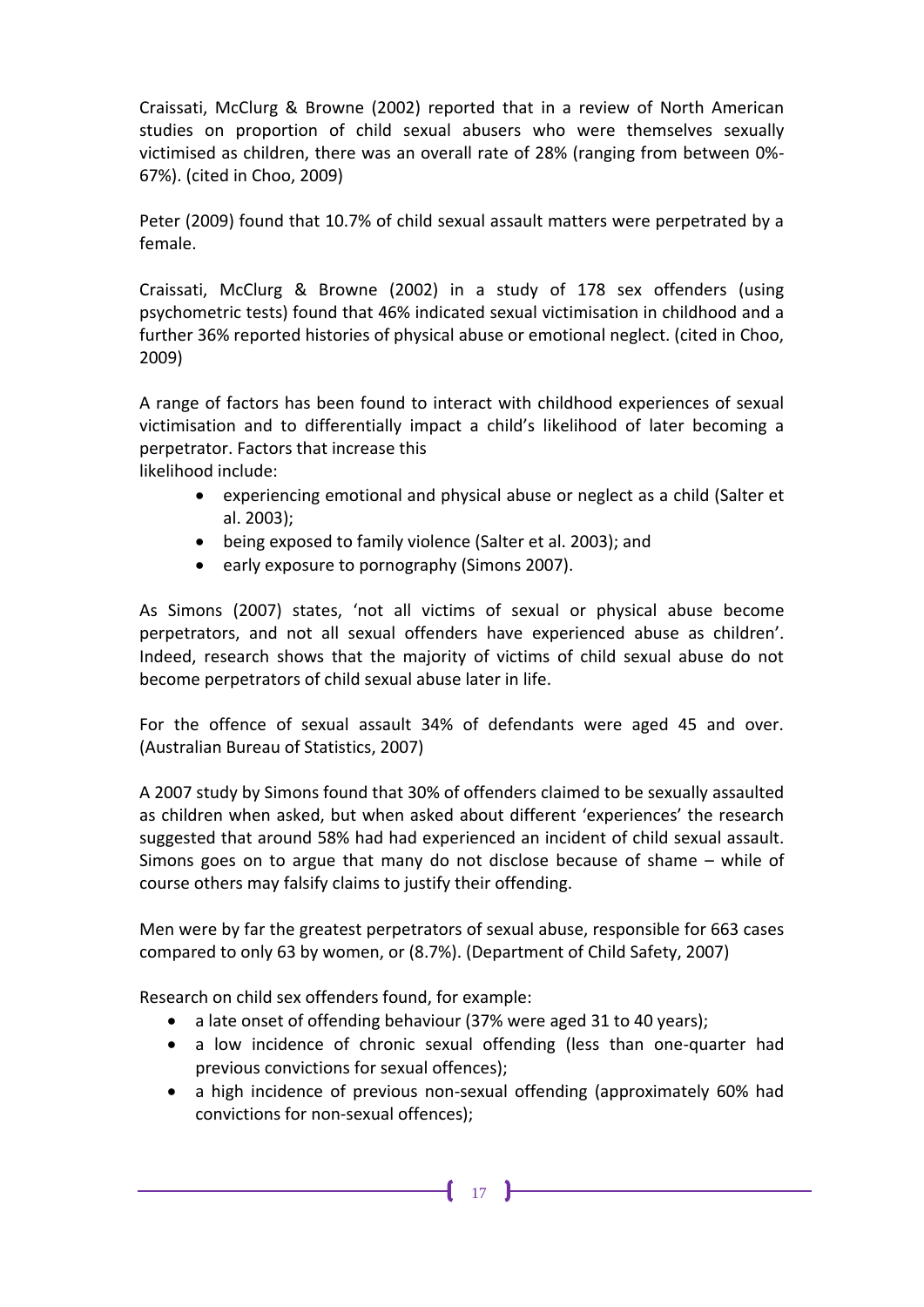Craissati, McClurg & Browne (2002) reported that in a review of North American studies on proportion of child sexual abusers who were themselves sexually victimised as children, there was an overall rate of 28% (ranging from between 0%-67%). (cited in Choo, 2009)

Peter (2009) found that 10.7% of child sexual assault matters were perpetrated by a female.

Craissati, McClurg & Browne (2002) in a study of 178 sex offenders (using psychometric tests) found that 46% indicated sexual victimisation in childhood and a further 36% reported histories of physical abuse or emotional neglect. (cited in Choo, 2009)

A range of factors has been found to interact with childhood experiences of sexual victimisation and to differentially impact a child's likelihood of later becoming a perpetrator. Factors that increase this
likelihood include:

- experiencing emotional and physical abuse or neglect as a child (Salter et al. 2003);
- being exposed to family violence (Salter et al. 2003); and
- early exposure to pornography (Simons 2007).

As Simons (2007) states, 'not all victims of sexual or physical abuse become perpetrators, and not all sexual offenders have experienced abuse as children'. Indeed, research shows that the majority of victims of child sexual abuse do not become perpetrators of child sexual abuse later in life.

For the offence of sexual assault 34% of defendants were aged 45 and over. (Australian Bureau of Statistics, 2007)

A 2007 study by Simons found that 30% of offenders claimed to be sexually assaulted as children when asked, but when asked about different 'experiences' the research suggested that around 58% had had experienced an incident of child sexual assault. Simons goes on to argue that many do not disclose because of shame – while of course others may falsify claims to justify their offending.

Men were by far the greatest perpetrators of sexual abuse, responsible for 663 cases compared to only 63 by women, or (8.7%). (Department of Child Safety, 2007)

Research on child sex offenders found, for example:

- a late onset of offending behaviour (37% were aged 31 to 40 years);
- a low incidence of chronic sexual offending (less than one-quarter had previous convictions for sexual offences);
- a high incidence of previous non-sexual offending (approximately 60% had convictions for non-sexual offences);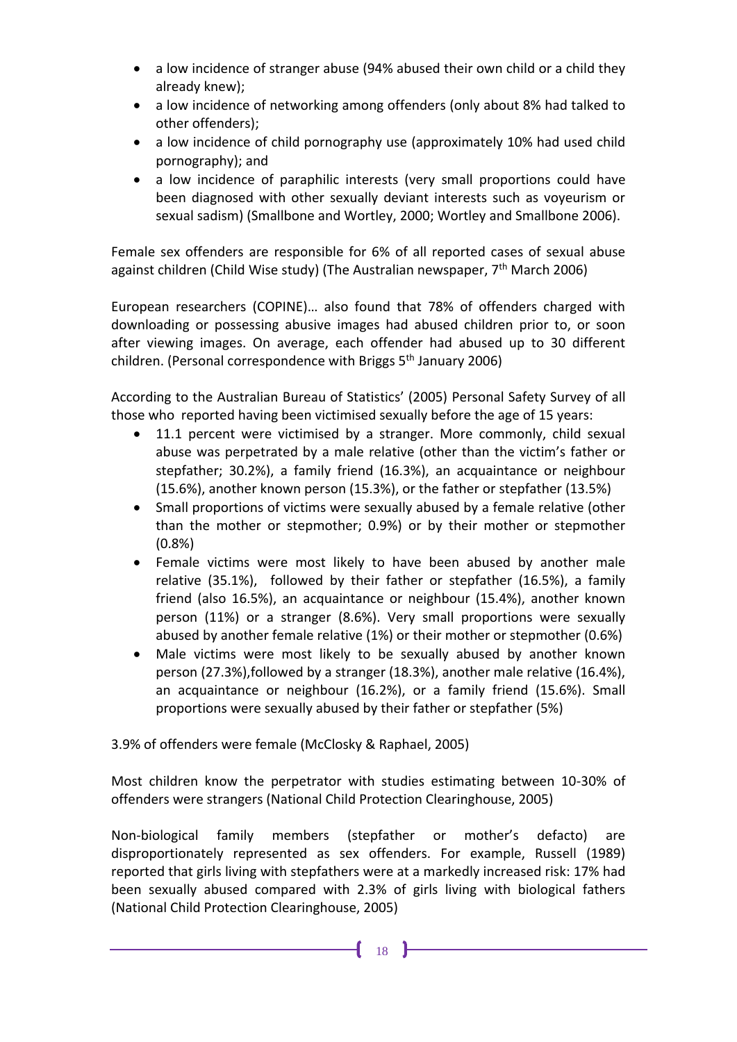- a low incidence of stranger abuse (94% abused their own child or a child they already knew);
- a low incidence of networking among offenders (only about 8% had talked to other offenders);
- a low incidence of child pornography use (approximately 10% had used child pornography); and
- a low incidence of paraphilic interests (very small proportions could have been diagnosed with other sexually deviant interests such as voyeurism or sexual sadism) (Smallbone and Wortley, 2000; Wortley and Smallbone 2006).

Female sex offenders are responsible for 6% of all reported cases of sexual abuse against children (Child Wise study) (The Australian newspaper, 7th March 2006)

European researchers (COPINE)… also found that 78% of offenders charged with downloading or possessing abusive images had abused children prior to, or soon after viewing images. On average, each offender had abused up to 30 different children. (Personal correspondence with Briggs 5th January 2006)

According to the Australian Bureau of Statistics' (2005) Personal Safety Survey of all those who reported having been victimised sexually before the age of 15 years:

- 11.1 percent were victimised by a stranger. More commonly, child sexual abuse was perpetrated by a male relative (other than the victim's father or stepfather; 30.2%), a family friend (16.3%), an acquaintance or neighbour (15.6%), another known person (15.3%), or the father or stepfather (13.5%)
- Small proportions of victims were sexually abused by a female relative (other than the mother or stepmother; 0.9%) or by their mother or stepmother (0.8%)
- Female victims were most likely to have been abused by another male relative (35.1%), followed by their father or stepfather (16.5%), a family friend (also 16.5%), an acquaintance or neighbour (15.4%), another known person (11%) or a stranger (8.6%). Very small proportions were sexually abused by another female relative (1%) or their mother or stepmother (0.6%)
- Male victims were most likely to be sexually abused by another known person (27.3%),followed by a stranger (18.3%), another male relative (16.4%), an acquaintance or neighbour (16.2%), or a family friend (15.6%). Small proportions were sexually abused by their father or stepfather (5%)

3.9% of offenders were female (McClosky & Raphael, 2005)

Most children know the perpetrator with studies estimating between 10-30% of offenders were strangers (National Child Protection Clearinghouse, 2005)

Non-biological family members (stepfather or mother's defacto) are disproportionately represented as sex offenders. For example, Russell (1989) reported that girls living with stepfathers were at a markedly increased risk: 17% had been sexually abused compared with 2.3% of girls living with biological fathers (National Child Protection Clearinghouse, 2005)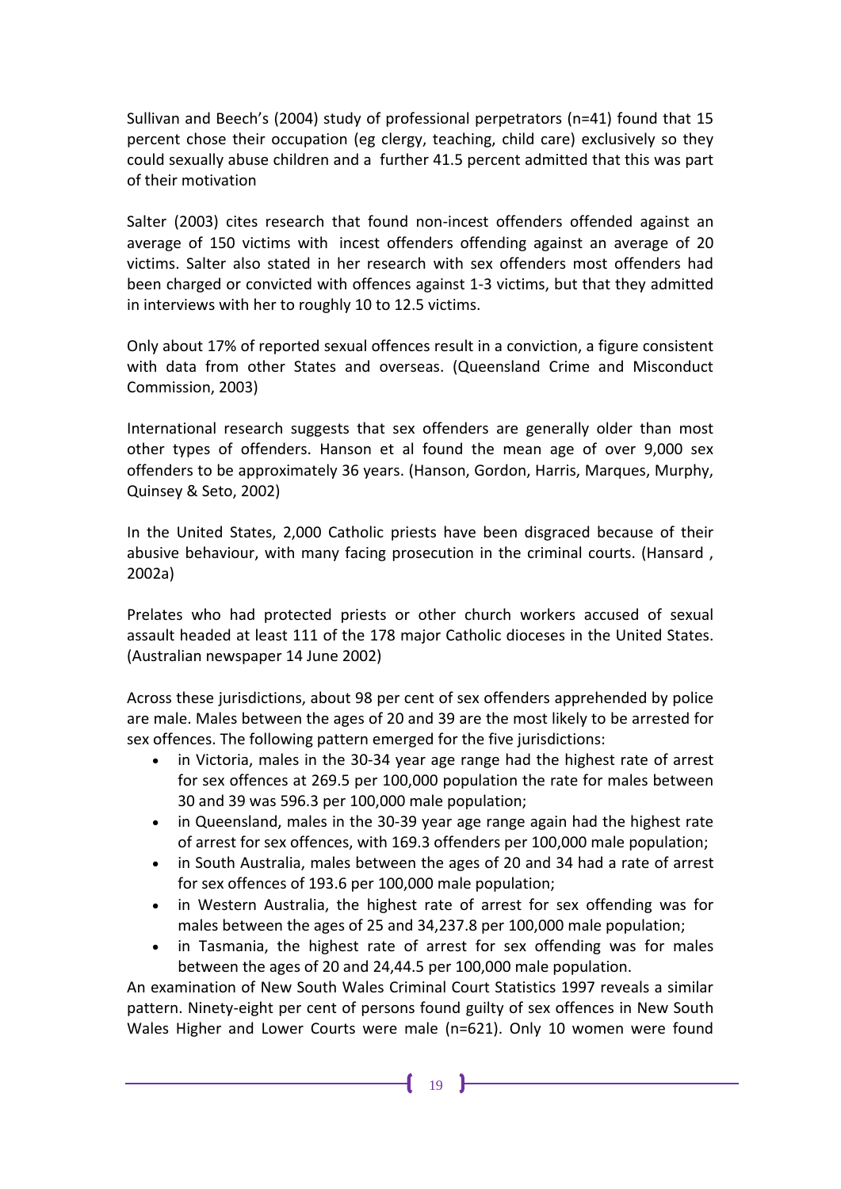Sullivan and Beech's (2004) study of professional perpetrators (n=41) found that 15 percent chose their occupation (eg clergy, teaching, child care) exclusively so they could sexually abuse children and a further 41.5 percent admitted that this was part of their motivation

Salter (2003) cites research that found non-incest offenders offended against an average of 150 victims with incest offenders offending against an average of 20 victims. Salter also stated in her research with sex offenders most offenders had been charged or convicted with offences against 1-3 victims, but that they admitted in interviews with her to roughly 10 to 12.5 victims.

Only about 17% of reported sexual offences result in a conviction, a figure consistent with data from other States and overseas. (Queensland Crime and Misconduct Commission, 2003)

International research suggests that sex offenders are generally older than most other types of offenders. Hanson et al found the mean age of over 9,000 sex offenders to be approximately 36 years. (Hanson, Gordon, Harris, Marques, Murphy, Quinsey & Seto, 2002)

In the United States, 2,000 Catholic priests have been disgraced because of their abusive behaviour, with many facing prosecution in the criminal courts. (Hansard , 2002a)

Prelates who had protected priests or other church workers accused of sexual assault headed at least 111 of the 178 major Catholic dioceses in the United States. (Australian newspaper 14 June 2002)

Across these jurisdictions, about 98 per cent of sex offenders apprehended by police are male. Males between the ages of 20 and 39 are the most likely to be arrested for sex offences. The following pattern emerged for the five jurisdictions:

- in Victoria, males in the 30-34 year age range had the highest rate of arrest for sex offences at 269.5 per 100,000 population the rate for males between 30 and 39 was 596.3 per 100,000 male population;
- in Queensland, males in the 30-39 year age range again had the highest rate of arrest for sex offences, with 169.3 offenders per 100,000 male population;
- in South Australia, males between the ages of 20 and 34 had a rate of arrest for sex offences of 193.6 per 100,000 male population;
- in Western Australia, the highest rate of arrest for sex offending was for males between the ages of 25 and 34,237.8 per 100,000 male population;
- in Tasmania, the highest rate of arrest for sex offending was for males between the ages of 20 and 24,44.5 per 100,000 male population.

An examination of New South Wales Criminal Court Statistics 1997 reveals a similar pattern. Ninety-eight per cent of persons found guilty of sex offences in New South Wales Higher and Lower Courts were male (n=621). Only 10 women were found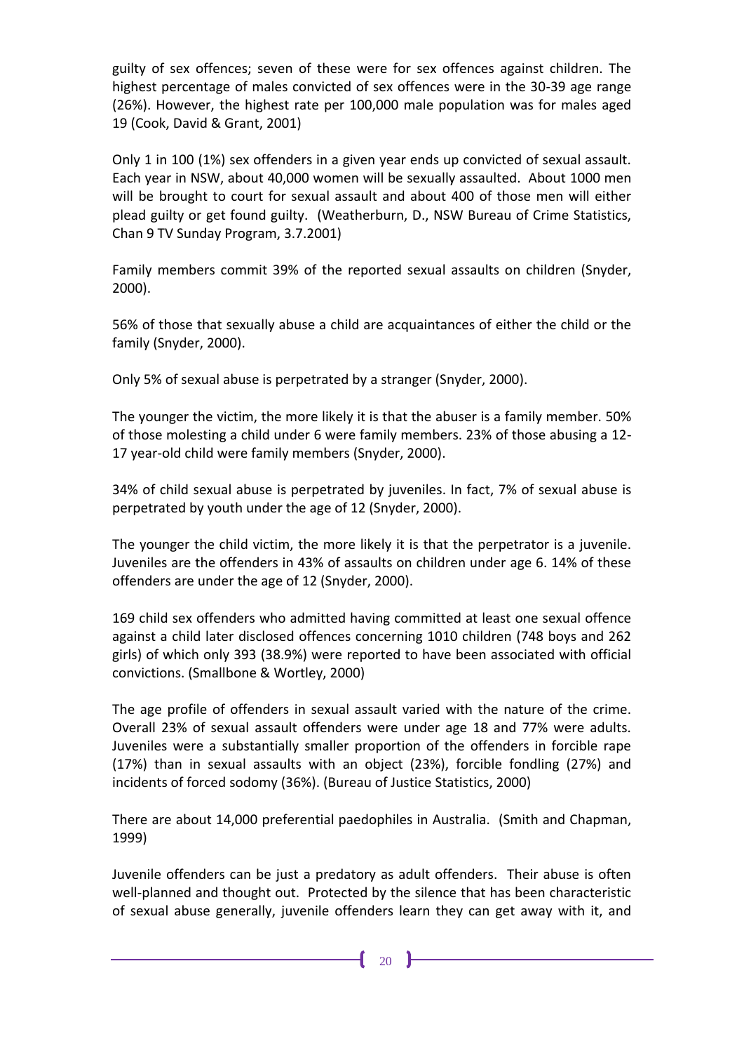guilty of sex offences; seven of these were for sex offences against children. The highest percentage of males convicted of sex offences were in the 30-39 age range (26%). However, the highest rate per 100,000 male population was for males aged 19 (Cook, David & Grant, 2001)

Only 1 in 100 (1%) sex offenders in a given year ends up convicted of sexual assault. Each year in NSW, about 40,000 women will be sexually assaulted. About 1000 men will be brought to court for sexual assault and about 400 of those men will either plead guilty or get found guilty. (Weatherburn, D., NSW Bureau of Crime Statistics, Chan 9 TV Sunday Program, 3.7.2001)

Family members commit 39% of the reported sexual assaults on children (Snyder, 2000).

56% of those that sexually abuse a child are acquaintances of either the child or the family (Snyder, 2000).

Only 5% of sexual abuse is perpetrated by a stranger (Snyder, 2000).

The younger the victim, the more likely it is that the abuser is a family member. 50% of those molesting a child under 6 were family members. 23% of those abusing a 12-17 year-old child were family members (Snyder, 2000).

34% of child sexual abuse is perpetrated by juveniles. In fact, 7% of sexual abuse is perpetrated by youth under the age of 12 (Snyder, 2000).

The younger the child victim, the more likely it is that the perpetrator is a juvenile. Juveniles are the offenders in 43% of assaults on children under age 6. 14% of these offenders are under the age of 12 (Snyder, 2000).

169 child sex offenders who admitted having committed at least one sexual offence against a child later disclosed offences concerning 1010 children (748 boys and 262 girls) of which only 393 (38.9%) were reported to have been associated with official convictions. (Smallbone & Wortley, 2000)

The age profile of offenders in sexual assault varied with the nature of the crime. Overall 23% of sexual assault offenders were under age 18 and 77% were adults. Juveniles were a substantially smaller proportion of the offenders in forcible rape (17%) than in sexual assaults with an object (23%), forcible fondling (27%) and incidents of forced sodomy (36%). (Bureau of Justice Statistics, 2000)

There are about 14,000 preferential paedophiles in Australia. (Smith and Chapman, 1999)

Juvenile offenders can be just a predatory as adult offenders. Their abuse is often well-planned and thought out. Protected by the silence that has been characteristic of sexual abuse generally, juvenile offenders learn they can get away with it, and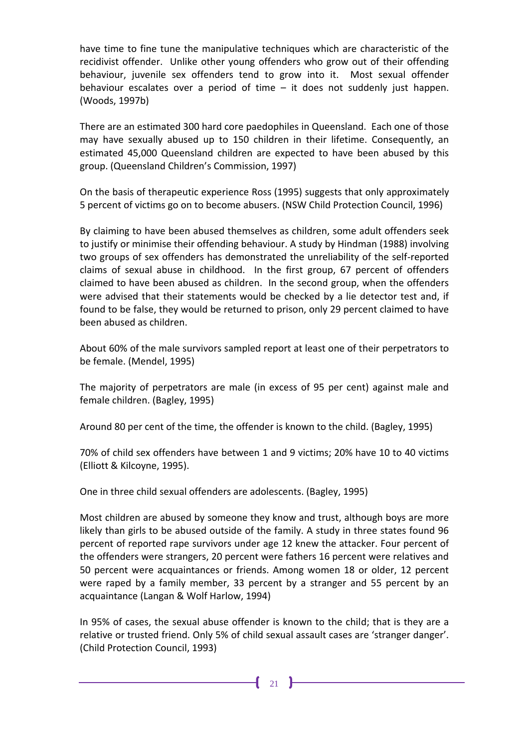have time to fine tune the manipulative techniques which are characteristic of the recidivist offender. Unlike other young offenders who grow out of their offending behaviour, juvenile sex offenders tend to grow into it. Most sexual offender behaviour escalates over a period of time – it does not suddenly just happen. (Woods, 1997b)

There are an estimated 300 hard core paedophiles in Queensland. Each one of those may have sexually abused up to 150 children in their lifetime. Consequently, an estimated 45,000 Queensland children are expected to have been abused by this group. (Queensland Children's Commission, 1997)

On the basis of therapeutic experience Ross (1995) suggests that only approximately 5 percent of victims go on to become abusers. (NSW Child Protection Council, 1996)

By claiming to have been abused themselves as children, some adult offenders seek to justify or minimise their offending behaviour. A study by Hindman (1988) involving two groups of sex offenders has demonstrated the unreliability of the self-reported claims of sexual abuse in childhood. In the first group, 67 percent of offenders claimed to have been abused as children. In the second group, when the offenders were advised that their statements would be checked by a lie detector test and, if found to be false, they would be returned to prison, only 29 percent claimed to have been abused as children.

About 60% of the male survivors sampled report at least one of their perpetrators to be female. (Mendel, 1995)

The majority of perpetrators are male (in excess of 95 per cent) against male and female children. (Bagley, 1995)

Around 80 per cent of the time, the offender is known to the child. (Bagley, 1995)

70% of child sex offenders have between 1 and 9 victims; 20% have 10 to 40 victims (Elliott & Kilcoyne, 1995).

One in three child sexual offenders are adolescents. (Bagley, 1995)

Most children are abused by someone they know and trust, although boys are more likely than girls to be abused outside of the family. A study in three states found 96 percent of reported rape survivors under age 12 knew the attacker. Four percent of the offenders were strangers, 20 percent were fathers 16 percent were relatives and 50 percent were acquaintances or friends. Among women 18 or older, 12 percent were raped by a family member, 33 percent by a stranger and 55 percent by an acquaintance (Langan & Wolf Harlow, 1994)

In 95% of cases, the sexual abuse offender is known to the child; that is they are a relative or trusted friend. Only 5% of child sexual assault cases are 'stranger danger'. (Child Protection Council, 1993)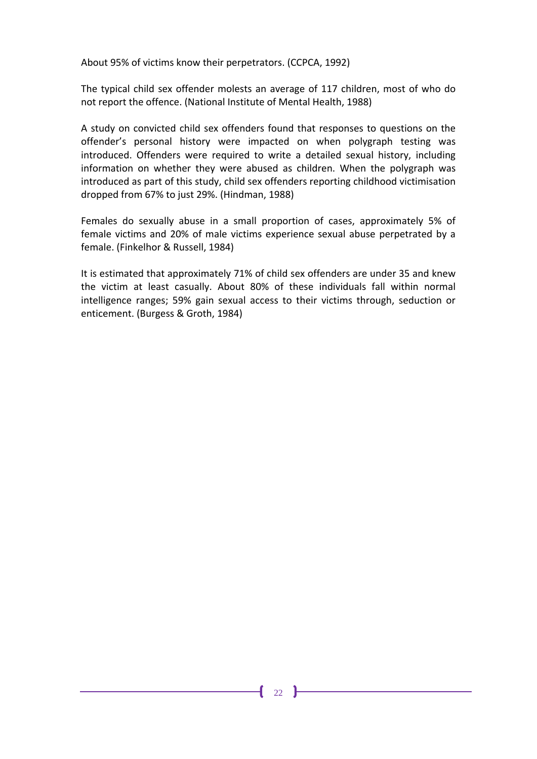About 95% of victims know their perpetrators. (CCPCA, 1992)

The typical child sex offender molests an average of 117 children, most of who do not report the offence. (National Institute of Mental Health, 1988)

A study on convicted child sex offenders found that responses to questions on the offender's personal history were impacted on when polygraph testing was introduced. Offenders were required to write a detailed sexual history, including information on whether they were abused as children. When the polygraph was introduced as part of this study, child sex offenders reporting childhood victimisation dropped from 67% to just 29%. (Hindman, 1988)

Females do sexually abuse in a small proportion of cases, approximately 5% of female victims and 20% of male victims experience sexual abuse perpetrated by a female. (Finkelhor & Russell, 1984)

It is estimated that approximately 71% of child sex offenders are under 35 and knew the victim at least casually. About 80% of these individuals fall within normal intelligence ranges; 59% gain sexual access to their victims through, seduction or enticement. (Burgess & Groth, 1984)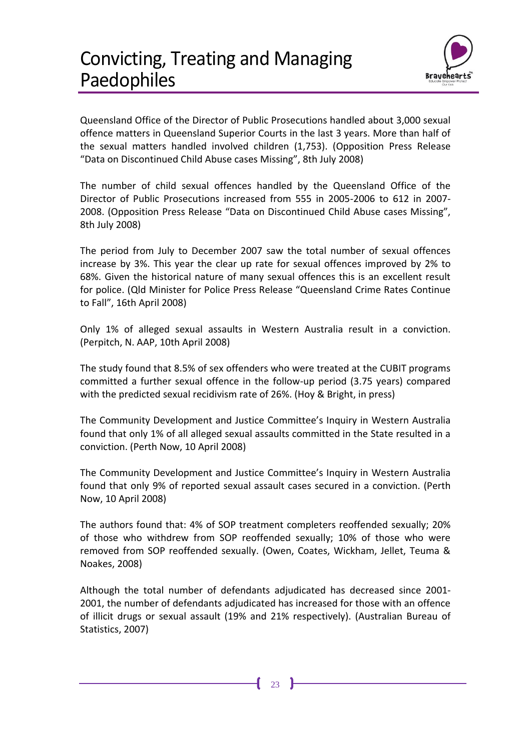# Convicting, Treating and Managing Paedophiles

Queensland Office of the Director of Public Prosecutions handled about 3,000 sexual offence matters in Queensland Superior Courts in the last 3 years. More than half of the sexual matters handled involved children (1,753). (Opposition Press Release "Data on Discontinued Child Abuse cases Missing", 8th July 2008)

The number of child sexual offences handled by the Queensland Office of the Director of Public Prosecutions increased from 555 in 2005-2006 to 612 in 2007-2008. (Opposition Press Release "Data on Discontinued Child Abuse cases Missing", 8th July 2008)

The period from July to December 2007 saw the total number of sexual offences increase by 3%. This year the clear up rate for sexual offences improved by 2% to 68%. Given the historical nature of many sexual offences this is an excellent result for police. (Qld Minister for Police Press Release "Queensland Crime Rates Continue to Fall", 16th April 2008)

Only 1% of alleged sexual assaults in Western Australia result in a conviction. (Perpitch, N. AAP, 10th April 2008)

The study found that 8.5% of sex offenders who were treated at the CUBIT programs committed a further sexual offence in the follow-up period (3.75 years) compared with the predicted sexual recidivism rate of 26%. (Hoy & Bright, in press)

The Community Development and Justice Committee's Inquiry in Western Australia found that only 1% of all alleged sexual assaults committed in the State resulted in a conviction. (Perth Now, 10 April 2008)

The Community Development and Justice Committee's Inquiry in Western Australia found that only 9% of reported sexual assault cases secured in a conviction. (Perth Now, 10 April 2008)

The authors found that: 4% of SOP treatment completers reoffended sexually; 20% of those who withdrew from SOP reoffended sexually; 10% of those who were removed from SOP reoffended sexually. (Owen, Coates, Wickham, Jellet, Teuma & Noakes, 2008)

Although the total number of defendants adjudicated has decreased since 2001-2001, the number of defendants adjudicated has increased for those with an offence of illicit drugs or sexual assault (19% and 21% respectively). (Australian Bureau of Statistics, 2007)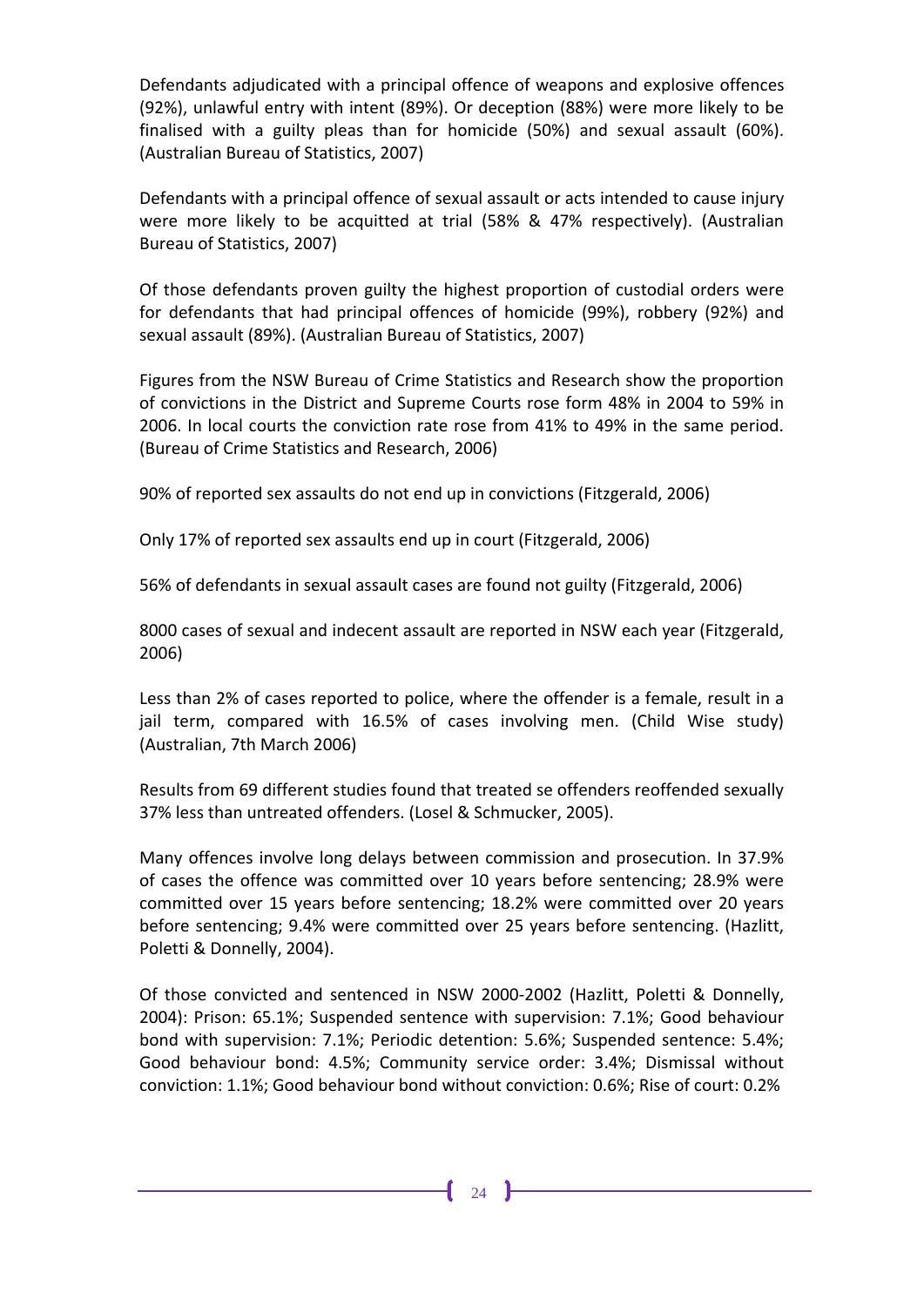Defendants adjudicated with a principal offence of weapons and explosive offences (92%), unlawful entry with intent (89%). Or deception (88%) were more likely to be finalised with a guilty pleas than for homicide (50%) and sexual assault (60%). (Australian Bureau of Statistics, 2007)

Defendants with a principal offence of sexual assault or acts intended to cause injury were more likely to be acquitted at trial (58% & 47% respectively). (Australian Bureau of Statistics, 2007)

Of those defendants proven guilty the highest proportion of custodial orders were for defendants that had principal offences of homicide (99%), robbery (92%) and sexual assault (89%). (Australian Bureau of Statistics, 2007)

Figures from the NSW Bureau of Crime Statistics and Research show the proportion of convictions in the District and Supreme Courts rose form 48% in 2004 to 59% in 2006. In local courts the conviction rate rose from 41% to 49% in the same period. (Bureau of Crime Statistics and Research, 2006)

90% of reported sex assaults do not end up in convictions (Fitzgerald, 2006)

Only 17% of reported sex assaults end up in court (Fitzgerald, 2006)

56% of defendants in sexual assault cases are found not guilty (Fitzgerald, 2006)

8000 cases of sexual and indecent assault are reported in NSW each year (Fitzgerald, 2006)

Less than 2% of cases reported to police, where the offender is a female, result in a jail term, compared with 16.5% of cases involving men. (Child Wise study) (Australian, 7th March 2006)

Results from 69 different studies found that treated se offenders reoffended sexually 37% less than untreated offenders. (Losel & Schmucker, 2005).

Many offences involve long delays between commission and prosecution. In 37.9% of cases the offence was committed over 10 years before sentencing; 28.9% were committed over 15 years before sentencing; 18.2% were committed over 20 years before sentencing; 9.4% were committed over 25 years before sentencing. (Hazlitt, Poletti & Donnelly, 2004).

Of those convicted and sentenced in NSW 2000-2002 (Hazlitt, Poletti & Donnelly, 2004): Prison: 65.1%; Suspended sentence with supervision: 7.1%; Good behaviour bond with supervision: 7.1%; Periodic detention: 5.6%; Suspended sentence: 5.4%; Good behaviour bond: 4.5%; Community service order: 3.4%; Dismissal without conviction: 1.1%; Good behaviour bond without conviction: 0.6%; Rise of court: 0.2%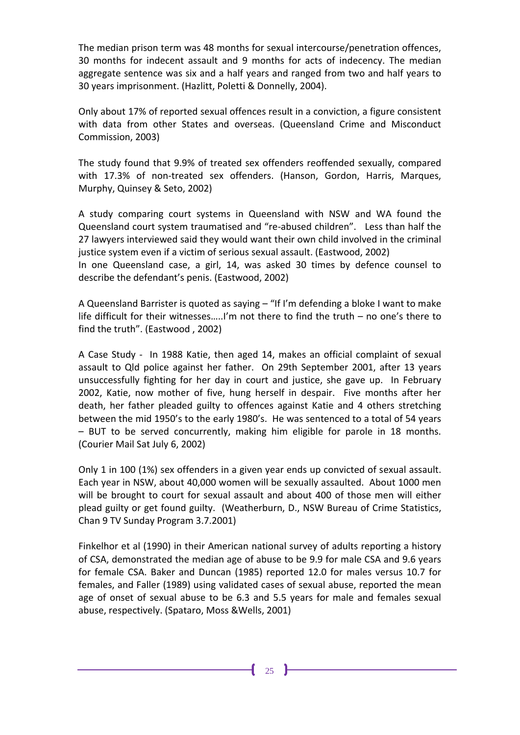The median prison term was 48 months for sexual intercourse/penetration offences, 30 months for indecent assault and 9 months for acts of indecency. The median aggregate sentence was six and a half years and ranged from two and half years to 30 years imprisonment. (Hazlitt, Poletti & Donnelly, 2004).

Only about 17% of reported sexual offences result in a conviction, a figure consistent with data from other States and overseas. (Queensland Crime and Misconduct Commission, 2003)

The study found that 9.9% of treated sex offenders reoffended sexually, compared with 17.3% of non-treated sex offenders. (Hanson, Gordon, Harris, Marques, Murphy, Quinsey & Seto, 2002)

A study comparing court systems in Queensland with NSW and WA found the Queensland court system traumatised and "re-abused children". Less than half the 27 lawyers interviewed said they would want their own child involved in the criminal justice system even if a victim of serious sexual assault. (Eastwood, 2002)
In one Queensland case, a girl, 14, was asked 30 times by defence counsel to describe the defendant's penis. (Eastwood, 2002)

A Queensland Barrister is quoted as saying – "If I'm defending a bloke I want to make life difficult for their witnesses…..I'm not there to find the truth – no one's there to find the truth". (Eastwood , 2002)

A Case Study - In 1988 Katie, then aged 14, makes an official complaint of sexual assault to Qld police against her father. On 29th September 2001, after 13 years unsuccessfully fighting for her day in court and justice, she gave up. In February 2002, Katie, now mother of five, hung herself in despair. Five months after her death, her father pleaded guilty to offences against Katie and 4 others stretching between the mid 1950's to the early 1980's. He was sentenced to a total of 54 years – BUT to be served concurrently, making him eligible for parole in 18 months. (Courier Mail Sat July 6, 2002)

Only 1 in 100 (1%) sex offenders in a given year ends up convicted of sexual assault. Each year in NSW, about 40,000 women will be sexually assaulted. About 1000 men will be brought to court for sexual assault and about 400 of those men will either plead guilty or get found guilty. (Weatherburn, D., NSW Bureau of Crime Statistics, Chan 9 TV Sunday Program 3.7.2001)

Finkelhor et al (1990) in their American national survey of adults reporting a history of CSA, demonstrated the median age of abuse to be 9.9 for male CSA and 9.6 years for female CSA. Baker and Duncan (1985) reported 12.0 for males versus 10.7 for females, and Faller (1989) using validated cases of sexual abuse, reported the mean age of onset of sexual abuse to be 6.3 and 5.5 years for male and females sexual abuse, respectively. (Spataro, Moss &Wells, 2001)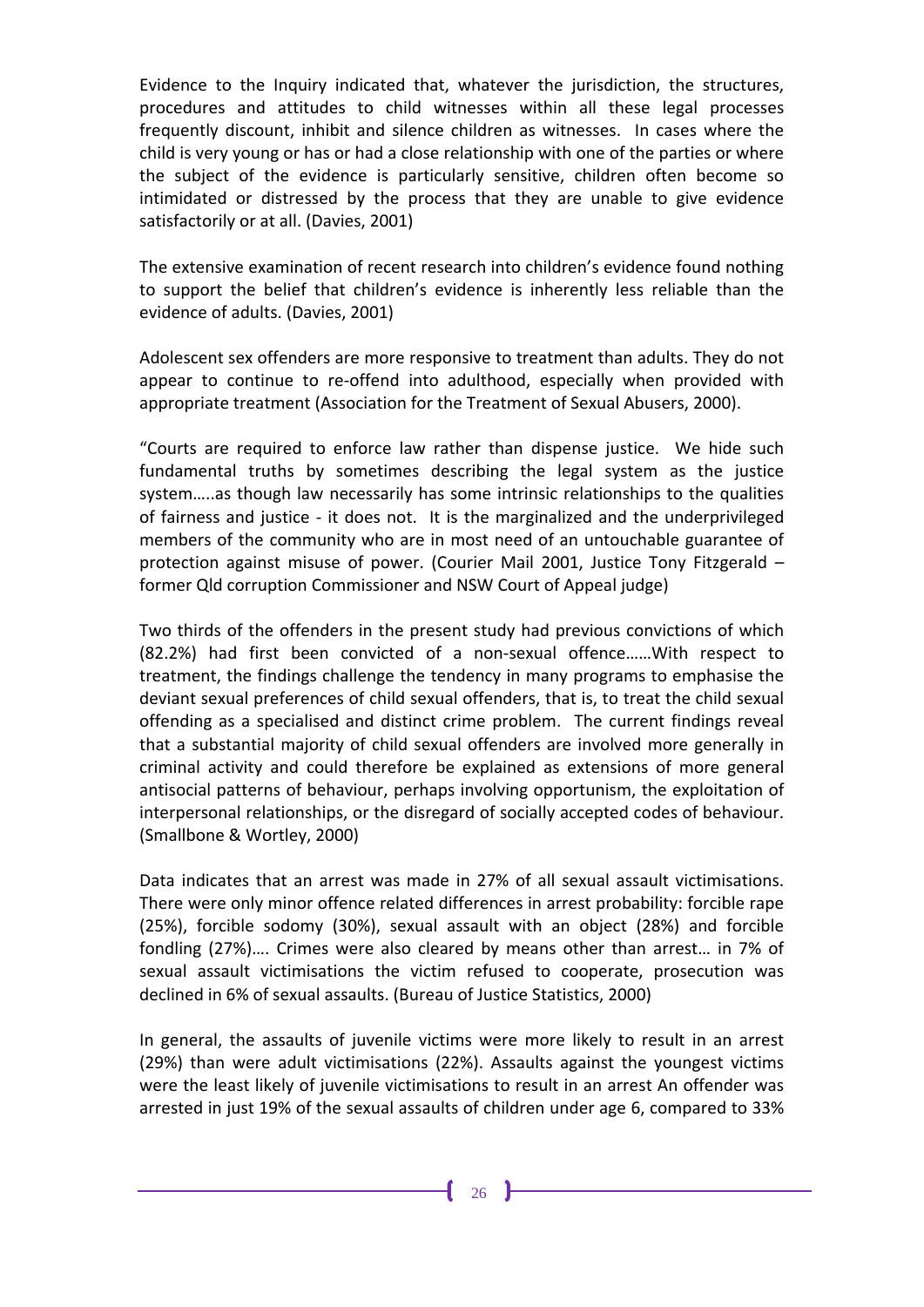Evidence to the Inquiry indicated that, whatever the jurisdiction, the structures, procedures and attitudes to child witnesses within all these legal processes frequently discount, inhibit and silence children as witnesses. In cases where the child is very young or has or had a close relationship with one of the parties or where the subject of the evidence is particularly sensitive, children often become so intimidated or distressed by the process that they are unable to give evidence satisfactorily or at all. (Davies, 2001)

The extensive examination of recent research into children's evidence found nothing to support the belief that children's evidence is inherently less reliable than the evidence of adults. (Davies, 2001)

Adolescent sex offenders are more responsive to treatment than adults. They do not appear to continue to re-offend into adulthood, especially when provided with appropriate treatment (Association for the Treatment of Sexual Abusers, 2000).

"Courts are required to enforce law rather than dispense justice. We hide such fundamental truths by sometimes describing the legal system as the justice system…..as though law necessarily has some intrinsic relationships to the qualities of fairness and justice - it does not. It is the marginalized and the underprivileged members of the community who are in most need of an untouchable guarantee of protection against misuse of power. (Courier Mail 2001, Justice Tony Fitzgerald – former Qld corruption Commissioner and NSW Court of Appeal judge)

Two thirds of the offenders in the present study had previous convictions of which (82.2%) had first been convicted of a non-sexual offence……With respect to treatment, the findings challenge the tendency in many programs to emphasise the deviant sexual preferences of child sexual offenders, that is, to treat the child sexual offending as a specialised and distinct crime problem. The current findings reveal that a substantial majority of child sexual offenders are involved more generally in criminal activity and could therefore be explained as extensions of more general antisocial patterns of behaviour, perhaps involving opportunism, the exploitation of interpersonal relationships, or the disregard of socially accepted codes of behaviour. (Smallbone & Wortley, 2000)

Data indicates that an arrest was made in 27% of all sexual assault victimisations. There were only minor offence related differences in arrest probability: forcible rape (25%), forcible sodomy (30%), sexual assault with an object (28%) and forcible fondling (27%)…. Crimes were also cleared by means other than arrest… in 7% of sexual assault victimisations the victim refused to cooperate, prosecution was declined in 6% of sexual assaults. (Bureau of Justice Statistics, 2000)

In general, the assaults of juvenile victims were more likely to result in an arrest (29%) than were adult victimisations (22%). Assaults against the youngest victims were the least likely of juvenile victimisations to result in an arrest An offender was arrested in just 19% of the sexual assaults of children under age 6, compared to 33%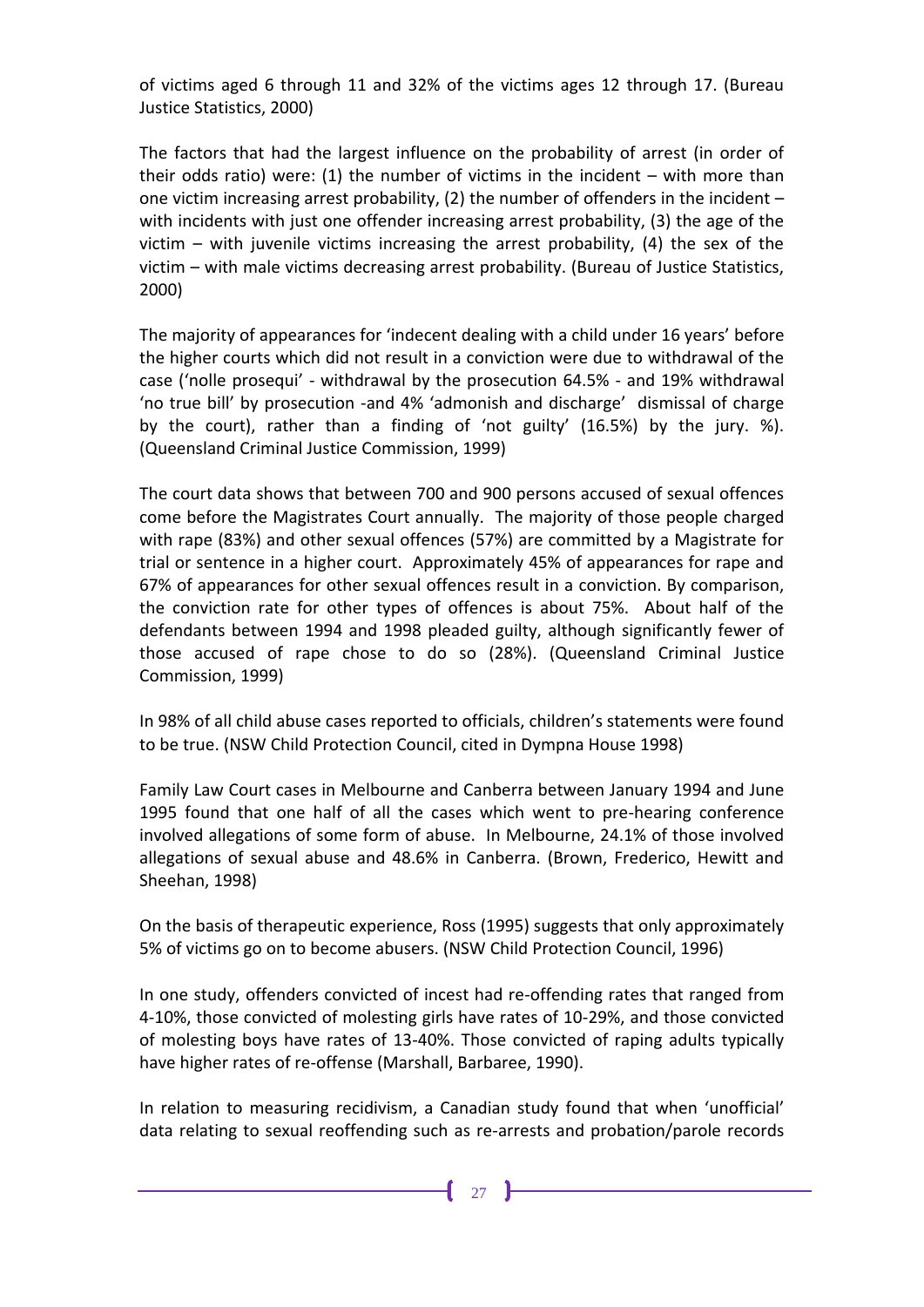of victims aged 6 through 11 and 32% of the victims ages 12 through 17. (Bureau Justice Statistics, 2000)

The factors that had the largest influence on the probability of arrest (in order of their odds ratio) were: (1) the number of victims in the incident – with more than one victim increasing arrest probability, (2) the number of offenders in the incident – with incidents with just one offender increasing arrest probability, (3) the age of the victim – with juvenile victims increasing the arrest probability, (4) the sex of the victim – with male victims decreasing arrest probability. (Bureau of Justice Statistics, 2000)

The majority of appearances for 'indecent dealing with a child under 16 years' before the higher courts which did not result in a conviction were due to withdrawal of the case ('nolle prosequi' - withdrawal by the prosecution 64.5% - and 19% withdrawal 'no true bill' by prosecution -and 4% 'admonish and discharge' dismissal of charge by the court), rather than a finding of 'not guilty' (16.5%) by the jury. %). (Queensland Criminal Justice Commission, 1999)

The court data shows that between 700 and 900 persons accused of sexual offences come before the Magistrates Court annually. The majority of those people charged with rape (83%) and other sexual offences (57%) are committed by a Magistrate for trial or sentence in a higher court. Approximately 45% of appearances for rape and 67% of appearances for other sexual offences result in a conviction. By comparison, the conviction rate for other types of offences is about 75%. About half of the defendants between 1994 and 1998 pleaded guilty, although significantly fewer of those accused of rape chose to do so (28%). (Queensland Criminal Justice Commission, 1999)

In 98% of all child abuse cases reported to officials, children's statements were found to be true. (NSW Child Protection Council, cited in Dympna House 1998)

Family Law Court cases in Melbourne and Canberra between January 1994 and June 1995 found that one half of all the cases which went to pre-hearing conference involved allegations of some form of abuse. In Melbourne, 24.1% of those involved allegations of sexual abuse and 48.6% in Canberra. (Brown, Frederico, Hewitt and Sheehan, 1998)

On the basis of therapeutic experience, Ross (1995) suggests that only approximately 5% of victims go on to become abusers. (NSW Child Protection Council, 1996)

In one study, offenders convicted of incest had re-offending rates that ranged from 4-10%, those convicted of molesting girls have rates of 10-29%, and those convicted of molesting boys have rates of 13-40%. Those convicted of raping adults typically have higher rates of re-offense (Marshall, Barbaree, 1990).

In relation to measuring recidivism, a Canadian study found that when 'unofficial' data relating to sexual reoffending such as re-arrests and probation/parole records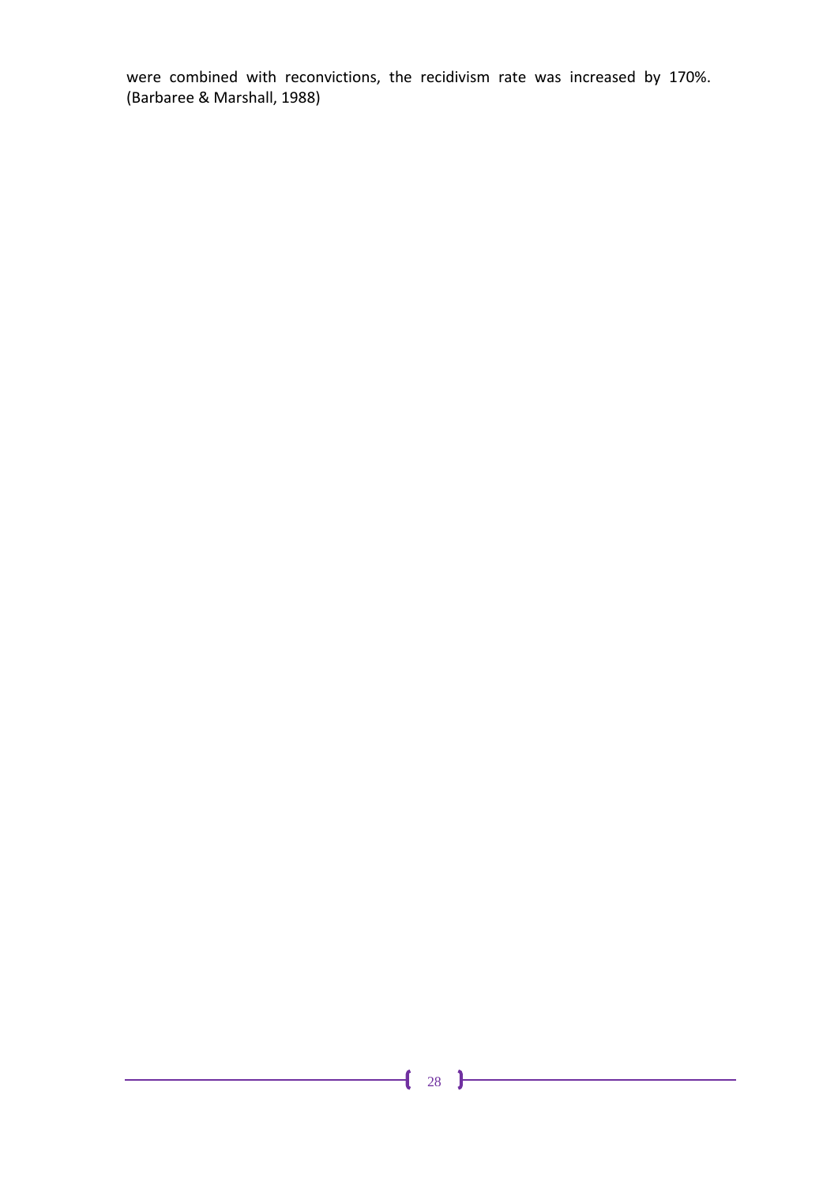were combined with reconvictions, the recidivism rate was increased by 170%. (Barbaree & Marshall, 1988)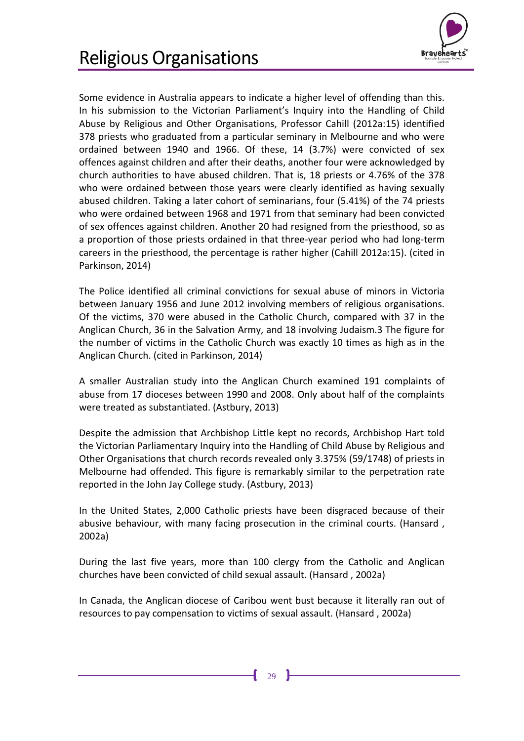# Religious Organisations

Some evidence in Australia appears to indicate a higher level of offending than this. In his submission to the Victorian Parliament's Inquiry into the Handling of Child Abuse by Religious and Other Organisations, Professor Cahill (2012a:15) identified 378 priests who graduated from a particular seminary in Melbourne and who were ordained between 1940 and 1966. Of these, 14 (3.7%) were convicted of sex offences against children and after their deaths, another four were acknowledged by church authorities to have abused children. That is, 18 priests or 4.76% of the 378 who were ordained between those years were clearly identified as having sexually abused children. Taking a later cohort of seminarians, four (5.41%) of the 74 priests who were ordained between 1968 and 1971 from that seminary had been convicted of sex offences against children. Another 20 had resigned from the priesthood, so as a proportion of those priests ordained in that three-year period who had long-term careers in the priesthood, the percentage is rather higher (Cahill 2012a:15). (cited in Parkinson, 2014)

The Police identified all criminal convictions for sexual abuse of minors in Victoria between January 1956 and June 2012 involving members of religious organisations. Of the victims, 370 were abused in the Catholic Church, compared with 37 in the Anglican Church, 36 in the Salvation Army, and 18 involving Judaism.3 The figure for the number of victims in the Catholic Church was exactly 10 times as high as in the Anglican Church. (cited in Parkinson, 2014)

A smaller Australian study into the Anglican Church examined 191 complaints of abuse from 17 dioceses between 1990 and 2008. Only about half of the complaints were treated as substantiated. (Astbury, 2013)

Despite the admission that Archbishop Little kept no records, Archbishop Hart told the Victorian Parliamentary Inquiry into the Handling of Child Abuse by Religious and Other Organisations that church records revealed only 3.375% (59/1748) of priests in Melbourne had offended. This figure is remarkably similar to the perpetration rate reported in the John Jay College study. (Astbury, 2013)

In the United States, 2,000 Catholic priests have been disgraced because of their abusive behaviour, with many facing prosecution in the criminal courts. (Hansard , 2002a)

During the last five years, more than 100 clergy from the Catholic and Anglican churches have been convicted of child sexual assault. (Hansard , 2002a)

In Canada, the Anglican diocese of Caribou went bust because it literally ran out of resources to pay compensation to victims of sexual assault. (Hansard , 2002a)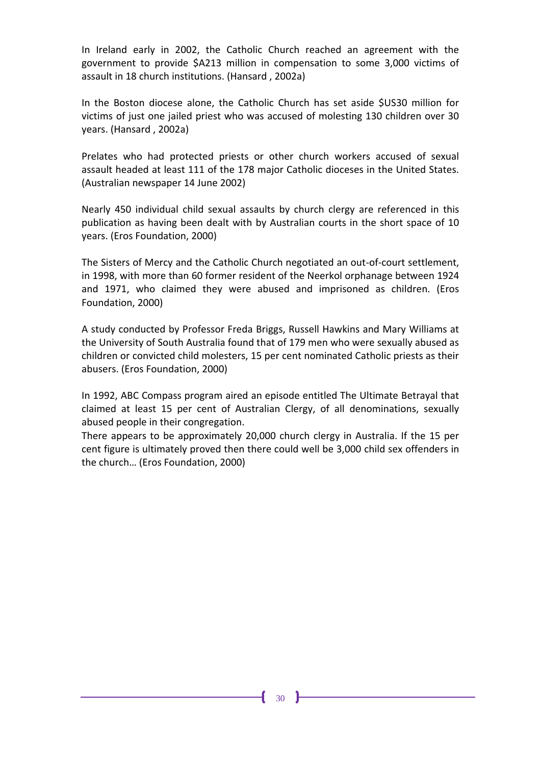In Ireland early in 2002, the Catholic Church reached an agreement with the government to provide $A213 million in compensation to some 3,000 victims of assault in 18 church institutions. (Hansard , 2002a)

In the Boston diocese alone, the Catholic Church has set aside $US30 million for victims of just one jailed priest who was accused of molesting 130 children over 30 years. (Hansard , 2002a)

Prelates who had protected priests or other church workers accused of sexual assault headed at least 111 of the 178 major Catholic dioceses in the United States. (Australian newspaper 14 June 2002)

Nearly 450 individual child sexual assaults by church clergy are referenced in this publication as having been dealt with by Australian courts in the short space of 10 years. (Eros Foundation, 2000)

The Sisters of Mercy and the Catholic Church negotiated an out-of-court settlement, in 1998, with more than 60 former resident of the Neerkol orphanage between 1924 and 1971, who claimed they were abused and imprisoned as children. (Eros Foundation, 2000)

A study conducted by Professor Freda Briggs, Russell Hawkins and Mary Williams at the University of South Australia found that of 179 men who were sexually abused as children or convicted child molesters, 15 per cent nominated Catholic priests as their abusers. (Eros Foundation, 2000)

In 1992, ABC Compass program aired an episode entitled The Ultimate Betrayal that claimed at least 15 per cent of Australian Clergy, of all denominations, sexually abused people in their congregation.
There appears to be approximately 20,000 church clergy in Australia. If the 15 per cent figure is ultimately proved then there could well be 3,000 child sex offenders in the church… (Eros Foundation, 2000)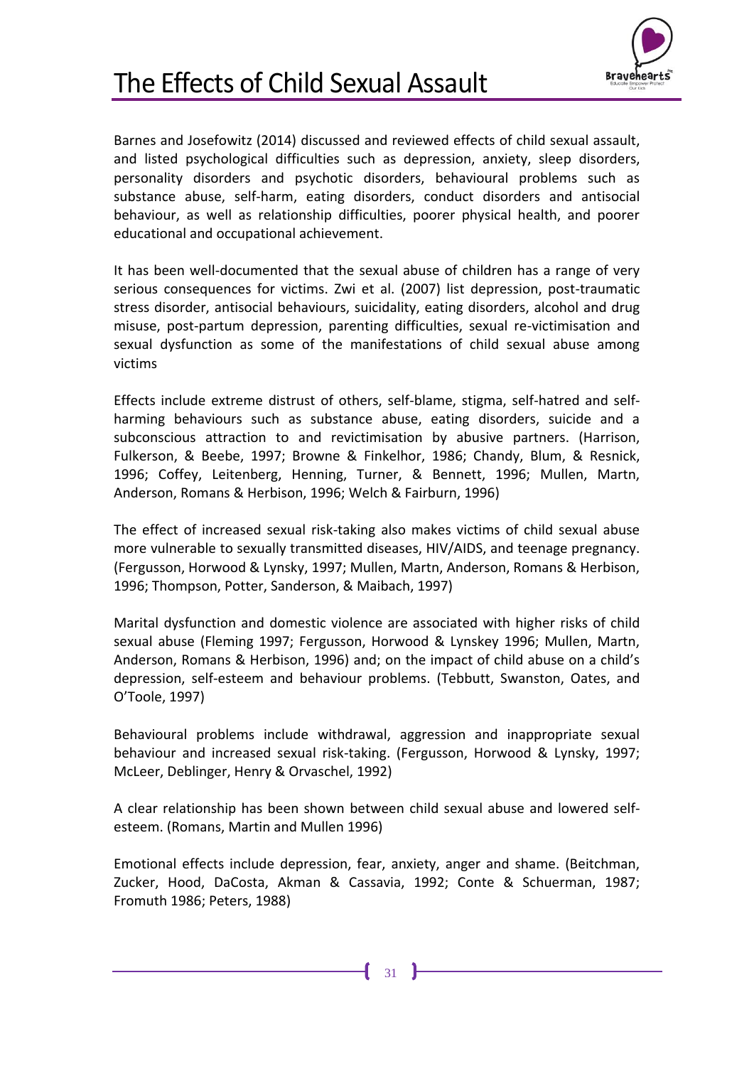# The Effects of Child Sexual Assault

Barnes and Josefowitz (2014) discussed and reviewed effects of child sexual assault, and listed psychological difficulties such as depression, anxiety, sleep disorders, personality disorders and psychotic disorders, behavioural problems such as substance abuse, self-harm, eating disorders, conduct disorders and antisocial behaviour, as well as relationship difficulties, poorer physical health, and poorer educational and occupational achievement.

It has been well-documented that the sexual abuse of children has a range of very serious consequences for victims. Zwi et al. (2007) list depression, post-traumatic stress disorder, antisocial behaviours, suicidality, eating disorders, alcohol and drug misuse, post-partum depression, parenting difficulties, sexual re-victimisation and sexual dysfunction as some of the manifestations of child sexual abuse among victims

Effects include extreme distrust of others, self-blame, stigma, self-hatred and self-harming behaviours such as substance abuse, eating disorders, suicide and a subconscious attraction to and revictimisation by abusive partners. (Harrison, Fulkerson, & Beebe, 1997; Browne & Finkelhor, 1986; Chandy, Blum, & Resnick, 1996; Coffey, Leitenberg, Henning, Turner, & Bennett, 1996; Mullen, Martn, Anderson, Romans & Herbison, 1996; Welch & Fairburn, 1996)

The effect of increased sexual risk-taking also makes victims of child sexual abuse more vulnerable to sexually transmitted diseases, HIV/AIDS, and teenage pregnancy. (Fergusson, Horwood & Lynsky, 1997; Mullen, Martn, Anderson, Romans & Herbison, 1996; Thompson, Potter, Sanderson, & Maibach, 1997)

Marital dysfunction and domestic violence are associated with higher risks of child sexual abuse (Fleming 1997; Fergusson, Horwood & Lynskey 1996; Mullen, Martn, Anderson, Romans & Herbison, 1996) and; on the impact of child abuse on a child's depression, self-esteem and behaviour problems. (Tebbutt, Swanston, Oates, and O'Toole, 1997)

Behavioural problems include withdrawal, aggression and inappropriate sexual behaviour and increased sexual risk-taking. (Fergusson, Horwood & Lynsky, 1997; McLeer, Deblinger, Henry & Orvaschel, 1992)

A clear relationship has been shown between child sexual abuse and lowered self-esteem. (Romans, Martin and Mullen 1996)

Emotional effects include depression, fear, anxiety, anger and shame. (Beitchman, Zucker, Hood, DaCosta, Akman & Cassavia, 1992; Conte & Schuerman, 1987; Fromuth 1986; Peters, 1988)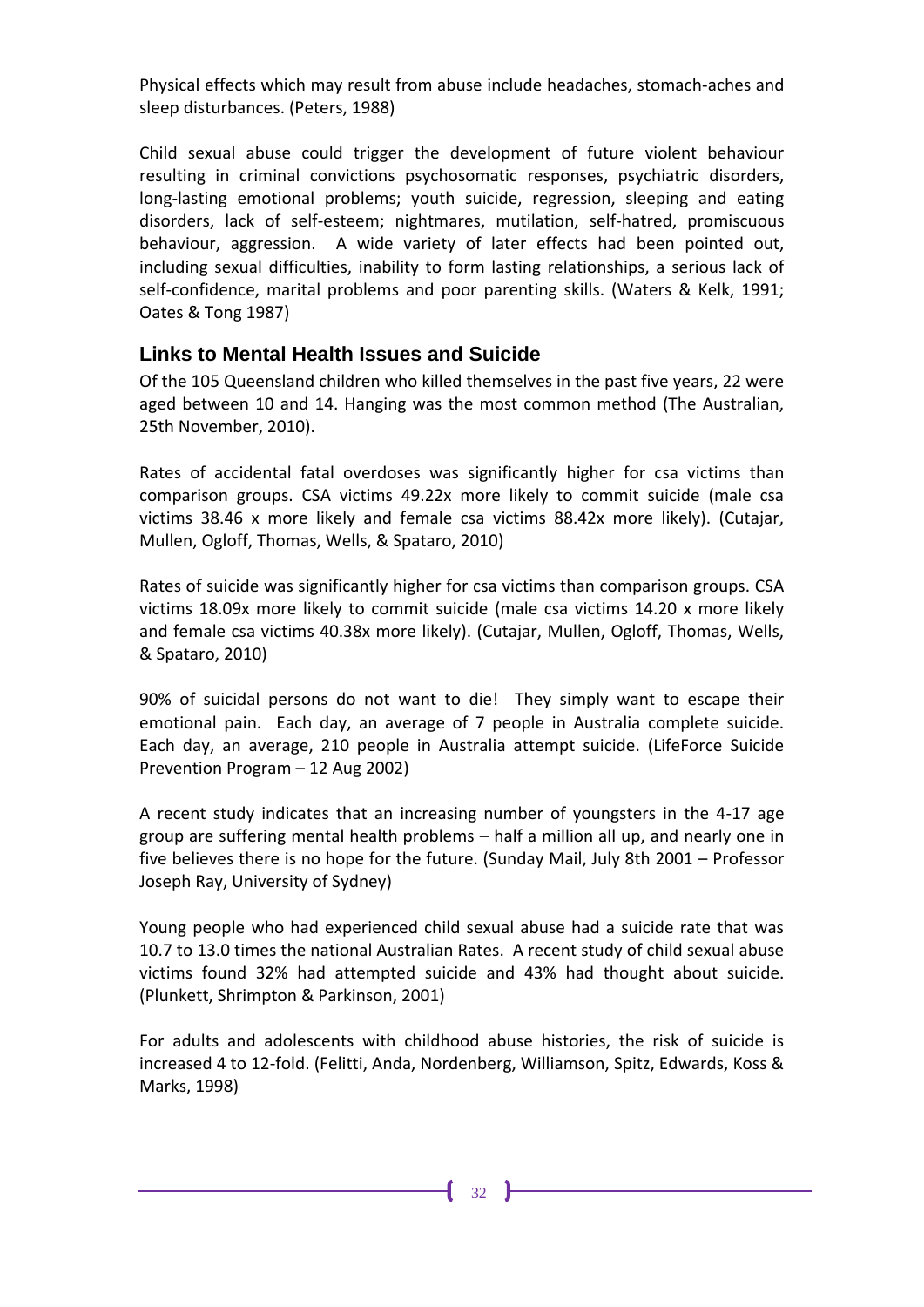Physical effects which may result from abuse include headaches, stomach-aches and sleep disturbances. (Peters, 1988)

Child sexual abuse could trigger the development of future violent behaviour resulting in criminal convictions psychosomatic responses, psychiatric disorders, long-lasting emotional problems; youth suicide, regression, sleeping and eating disorders, lack of self-esteem; nightmares, mutilation, self-hatred, promiscuous behaviour, aggression. A wide variety of later effects had been pointed out, including sexual difficulties, inability to form lasting relationships, a serious lack of self-confidence, marital problems and poor parenting skills. (Waters & Kelk, 1991; Oates & Tong 1987)

## Links to Mental Health Issues and Suicide

Of the 105 Queensland children who killed themselves in the past five years, 22 were aged between 10 and 14. Hanging was the most common method (The Australian, 25th November, 2010).

Rates of accidental fatal overdoses was significantly higher for csa victims than comparison groups. CSA victims 49.22x more likely to commit suicide (male csa victims 38.46 x more likely and female csa victims 88.42x more likely). (Cutajar, Mullen, Ogloff, Thomas, Wells, & Spataro, 2010)

Rates of suicide was significantly higher for csa victims than comparison groups. CSA victims 18.09x more likely to commit suicide (male csa victims 14.20 x more likely and female csa victims 40.38x more likely). (Cutajar, Mullen, Ogloff, Thomas, Wells, & Spataro, 2010)

90% of suicidal persons do not want to die! They simply want to escape their emotional pain. Each day, an average of 7 people in Australia complete suicide. Each day, an average, 210 people in Australia attempt suicide. (LifeForce Suicide Prevention Program – 12 Aug 2002)

A recent study indicates that an increasing number of youngsters in the 4-17 age group are suffering mental health problems – half a million all up, and nearly one in five believes there is no hope for the future. (Sunday Mail, July 8th 2001 – Professor Joseph Ray, University of Sydney)

Young people who had experienced child sexual abuse had a suicide rate that was 10.7 to 13.0 times the national Australian Rates. A recent study of child sexual abuse victims found 32% had attempted suicide and 43% had thought about suicide. (Plunkett, Shrimpton & Parkinson, 2001)

For adults and adolescents with childhood abuse histories, the risk of suicide is increased 4 to 12-fold. (Felitti, Anda, Nordenberg, Williamson, Spitz, Edwards, Koss & Marks, 1998)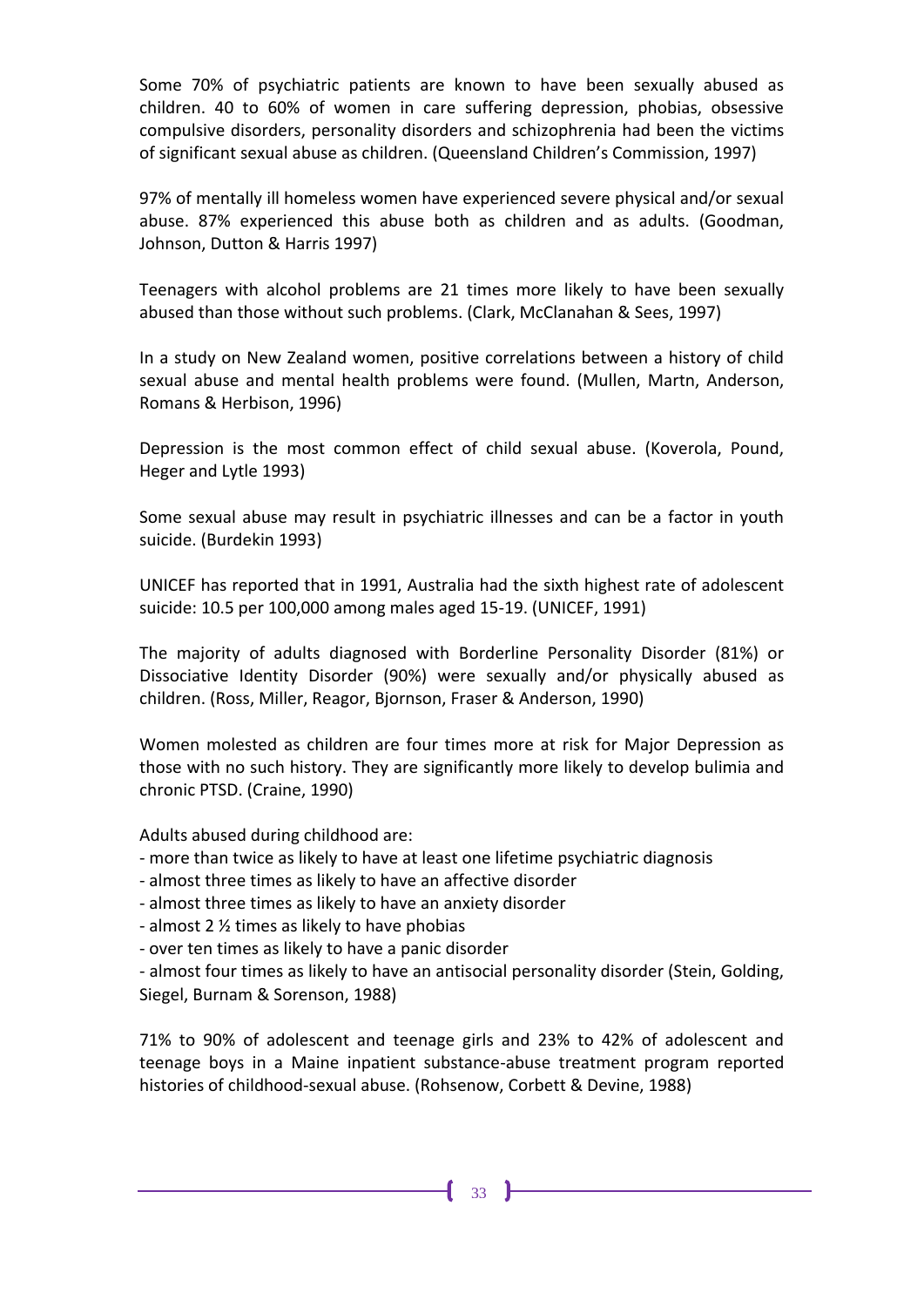Some 70% of psychiatric patients are known to have been sexually abused as children. 40 to 60% of women in care suffering depression, phobias, obsessive compulsive disorders, personality disorders and schizophrenia had been the victims of significant sexual abuse as children. (Queensland Children's Commission, 1997)

97% of mentally ill homeless women have experienced severe physical and/or sexual abuse. 87% experienced this abuse both as children and as adults. (Goodman, Johnson, Dutton & Harris 1997)

Teenagers with alcohol problems are 21 times more likely to have been sexually abused than those without such problems. (Clark, McClanahan & Sees, 1997)

In a study on New Zealand women, positive correlations between a history of child sexual abuse and mental health problems were found. (Mullen, Martn, Anderson, Romans & Herbison, 1996)

Depression is the most common effect of child sexual abuse. (Koverola, Pound, Heger and Lytle 1993)

Some sexual abuse may result in psychiatric illnesses and can be a factor in youth suicide. (Burdekin 1993)

UNICEF has reported that in 1991, Australia had the sixth highest rate of adolescent suicide: 10.5 per 100,000 among males aged 15-19. (UNICEF, 1991)

The majority of adults diagnosed with Borderline Personality Disorder (81%) or Dissociative Identity Disorder (90%) were sexually and/or physically abused as children. (Ross, Miller, Reagor, Bjornson, Fraser & Anderson, 1990)

Women molested as children are four times more at risk for Major Depression as those with no such history. They are significantly more likely to develop bulimia and chronic PTSD. (Craine, 1990)

Adults abused during childhood are:

- more than twice as likely to have at least one lifetime psychiatric diagnosis
- almost three times as likely to have an affective disorder
- almost three times as likely to have an anxiety disorder
- almost 2 ½ times as likely to have phobias
- over ten times as likely to have a panic disorder
- almost four times as likely to have an antisocial personality disorder (Stein, Golding, Siegel, Burnam & Sorenson, 1988)

71% to 90% of adolescent and teenage girls and 23% to 42% of adolescent and teenage boys in a Maine inpatient substance-abuse treatment program reported histories of childhood-sexual abuse. (Rohsenow, Corbett & Devine, 1988)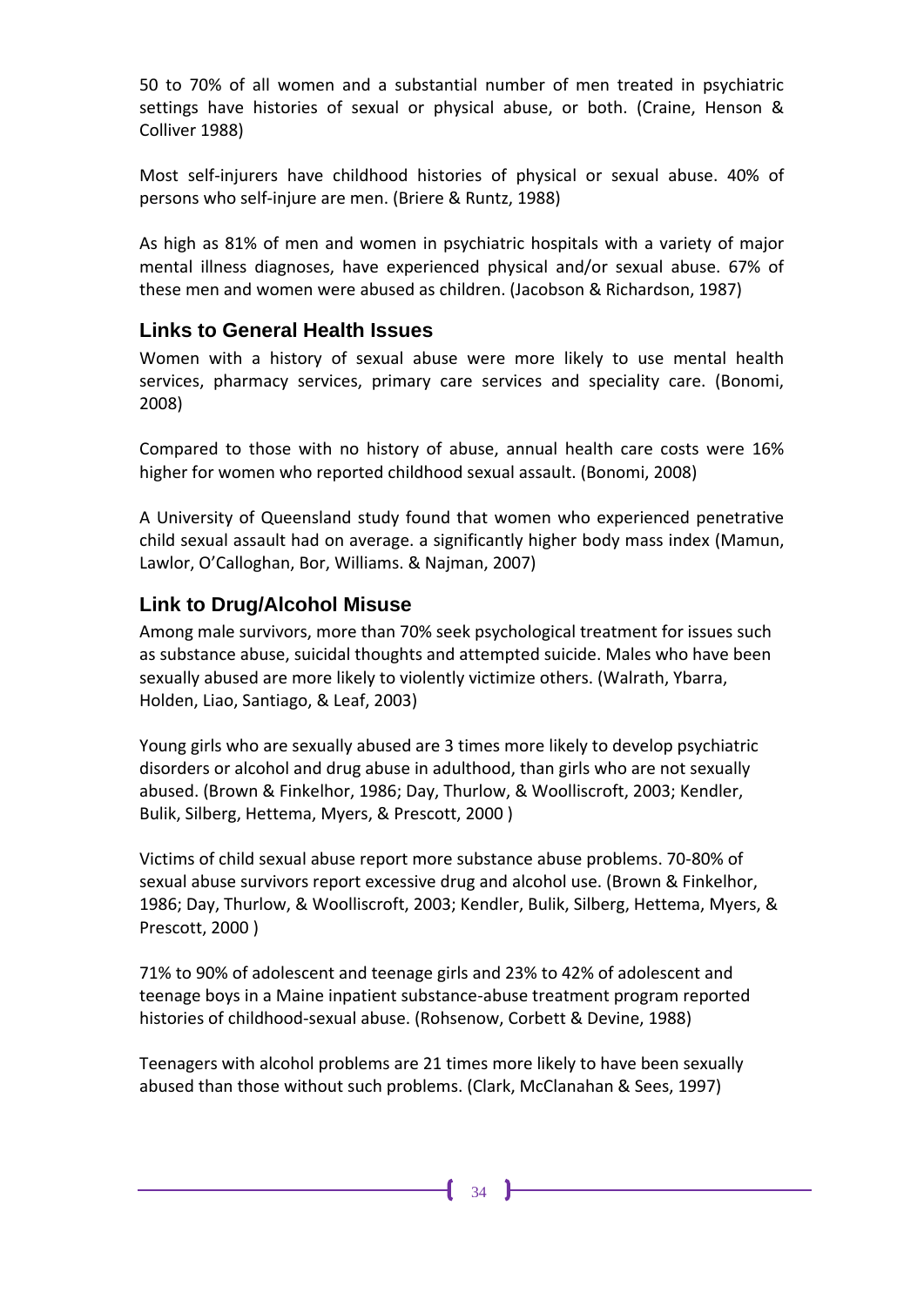50 to 70% of all women and a substantial number of men treated in psychiatric settings have histories of sexual or physical abuse, or both. (Craine, Henson & Colliver 1988)

Most self-injurers have childhood histories of physical or sexual abuse. 40% of persons who self-injure are men. (Briere & Runtz, 1988)

As high as 81% of men and women in psychiatric hospitals with a variety of major mental illness diagnoses, have experienced physical and/or sexual abuse. 67% of these men and women were abused as children. (Jacobson & Richardson, 1987)

## Links to General Health Issues

Women with a history of sexual abuse were more likely to use mental health services, pharmacy services, primary care services and speciality care. (Bonomi, 2008)

Compared to those with no history of abuse, annual health care costs were 16% higher for women who reported childhood sexual assault. (Bonomi, 2008)

A University of Queensland study found that women who experienced penetrative child sexual assault had on average. a significantly higher body mass index (Mamun, Lawlor, O'Calloghan, Bor, Williams. & Najman, 2007)

## Link to Drug/Alcohol Misuse

Among male survivors, more than 70% seek psychological treatment for issues such as substance abuse, suicidal thoughts and attempted suicide. Males who have been sexually abused are more likely to violently victimize others. (Walrath, Ybarra, Holden, Liao, Santiago, & Leaf, 2003)

Young girls who are sexually abused are 3 times more likely to develop psychiatric disorders or alcohol and drug abuse in adulthood, than girls who are not sexually abused. (Brown & Finkelhor, 1986; Day, Thurlow, & Woolliscroft, 2003; Kendler, Bulik, Silberg, Hettema, Myers, & Prescott, 2000 )

Victims of child sexual abuse report more substance abuse problems. 70-80% of sexual abuse survivors report excessive drug and alcohol use. (Brown & Finkelhor, 1986; Day, Thurlow, & Woolliscroft, 2003; Kendler, Bulik, Silberg, Hettema, Myers, & Prescott, 2000 )

71% to 90% of adolescent and teenage girls and 23% to 42% of adolescent and teenage boys in a Maine inpatient substance-abuse treatment program reported histories of childhood-sexual abuse. (Rohsenow, Corbett & Devine, 1988)

Teenagers with alcohol problems are 21 times more likely to have been sexually abused than those without such problems. (Clark, McClanahan & Sees, 1997)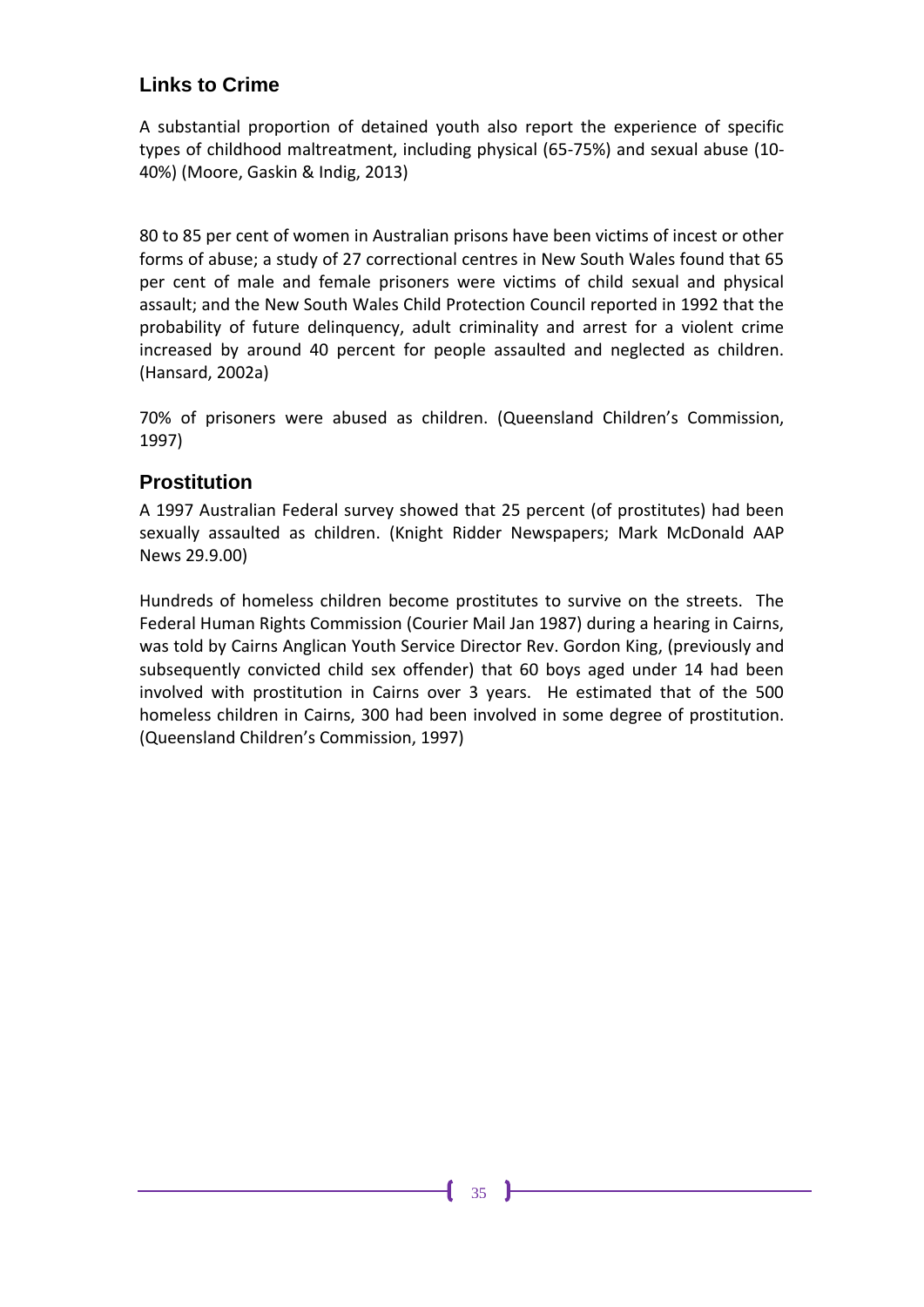## Links to Crime

A substantial proportion of detained youth also report the experience of specific types of childhood maltreatment, including physical (65-75%) and sexual abuse (10-40%) (Moore, Gaskin & Indig, 2013)

80 to 85 per cent of women in Australian prisons have been victims of incest or other forms of abuse; a study of 27 correctional centres in New South Wales found that 65 per cent of male and female prisoners were victims of child sexual and physical assault; and the New South Wales Child Protection Council reported in 1992 that the probability of future delinquency, adult criminality and arrest for a violent crime increased by around 40 percent for people assaulted and neglected as children. (Hansard, 2002a)

70% of prisoners were abused as children. (Queensland Children's Commission, 1997)

## Prostitution

A 1997 Australian Federal survey showed that 25 percent (of prostitutes) had been sexually assaulted as children. (Knight Ridder Newspapers; Mark McDonald AAP News 29.9.00)

Hundreds of homeless children become prostitutes to survive on the streets. The Federal Human Rights Commission (Courier Mail Jan 1987) during a hearing in Cairns, was told by Cairns Anglican Youth Service Director Rev. Gordon King, (previously and subsequently convicted child sex offender) that 60 boys aged under 14 had been involved with prostitution in Cairns over 3 years. He estimated that of the 500 homeless children in Cairns, 300 had been involved in some degree of prostitution. (Queensland Children's Commission, 1997)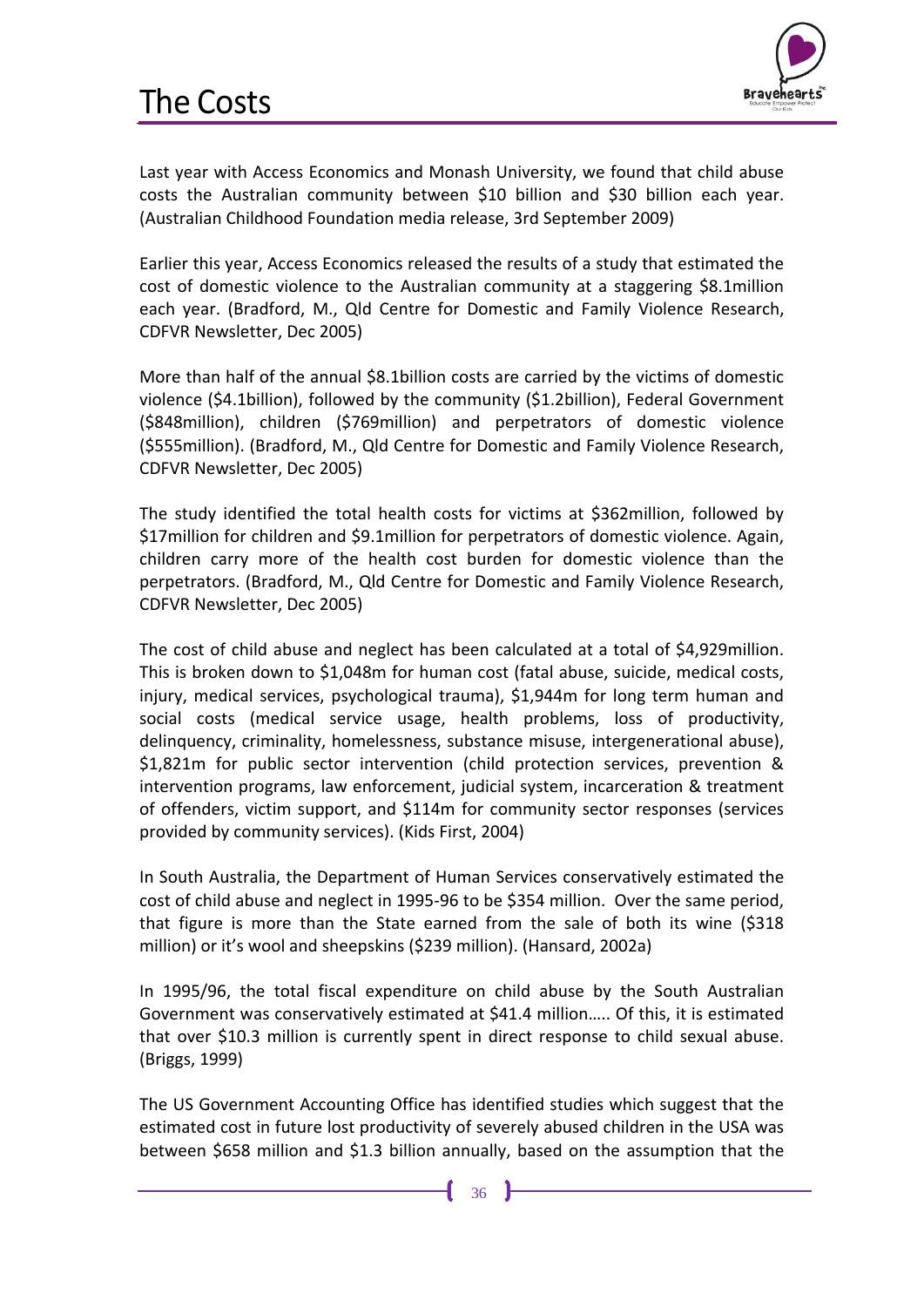# The Costs

Last year with Access Economics and Monash University, we found that child abuse costs the Australian community between $10 billion and $30 billion each year. (Australian Childhood Foundation media release, 3rd September 2009)

Earlier this year, Access Economics released the results of a study that estimated the cost of domestic violence to the Australian community at a staggering $8.1million each year. (Bradford, M., Qld Centre for Domestic and Family Violence Research, CDFVR Newsletter, Dec 2005)

More than half of the annual $8.1billion costs are carried by the victims of domestic violence ($4.1billion), followed by the community ($1.2billion), Federal Government ($848million), children ($769million) and perpetrators of domestic violence ($555million). (Bradford, M., Qld Centre for Domestic and Family Violence Research, CDFVR Newsletter, Dec 2005)

The study identified the total health costs for victims at $362million, followed by $17million for children and $9.1million for perpetrators of domestic violence. Again, children carry more of the health cost burden for domestic violence than the perpetrators. (Bradford, M., Qld Centre for Domestic and Family Violence Research, CDFVR Newsletter, Dec 2005)

The cost of child abuse and neglect has been calculated at a total of $4,929million. This is broken down to $1,048m for human cost (fatal abuse, suicide, medical costs, injury, medical services, psychological trauma), $1,944m for long term human and social costs (medical service usage, health problems, loss of productivity, delinquency, criminality, homelessness, substance misuse, intergenerational abuse), $1,821m for public sector intervention (child protection services, prevention & intervention programs, law enforcement, judicial system, incarceration & treatment of offenders, victim support, and $114m for community sector responses (services provided by community services). (Kids First, 2004)

In South Australia, the Department of Human Services conservatively estimated the cost of child abuse and neglect in 1995-96 to be $354 million. Over the same period, that figure is more than the State earned from the sale of both its wine ($318 million) or it's wool and sheepskins ($239 million). (Hansard, 2002a)

In 1995/96, the total fiscal expenditure on child abuse by the South Australian Government was conservatively estimated at $41.4 million….. Of this, it is estimated that over $10.3 million is currently spent in direct response to child sexual abuse. (Briggs, 1999)

The US Government Accounting Office has identified studies which suggest that the estimated cost in future lost productivity of severely abused children in the USA was between $658 million and $1.3 billion annually, based on the assumption that the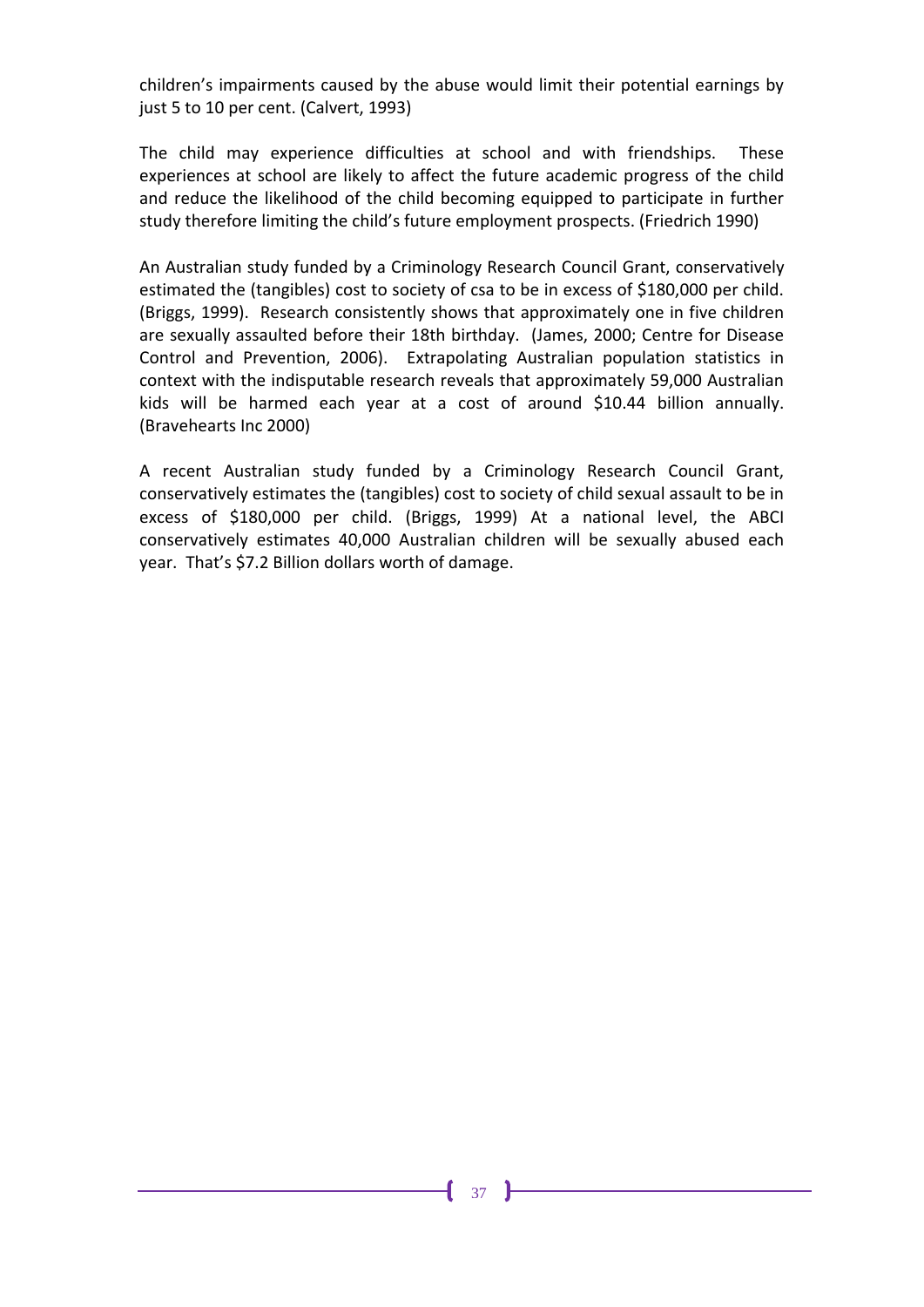children's impairments caused by the abuse would limit their potential earnings by just 5 to 10 per cent. (Calvert, 1993)

The child may experience difficulties at school and with friendships. These experiences at school are likely to affect the future academic progress of the child and reduce the likelihood of the child becoming equipped to participate in further study therefore limiting the child's future employment prospects. (Friedrich 1990)

An Australian study funded by a Criminology Research Council Grant, conservatively estimated the (tangibles) cost to society of csa to be in excess of $180,000 per child. (Briggs, 1999). Research consistently shows that approximately one in five children are sexually assaulted before their 18th birthday. (James, 2000; Centre for Disease Control and Prevention, 2006). Extrapolating Australian population statistics in context with the indisputable research reveals that approximately 59,000 Australian kids will be harmed each year at a cost of around $10.44 billion annually. (Bravehearts Inc 2000)

A recent Australian study funded by a Criminology Research Council Grant, conservatively estimates the (tangibles) cost to society of child sexual assault to be in excess of $180,000 per child. (Briggs, 1999) At a national level, the ABCI conservatively estimates 40,000 Australian children will be sexually abused each year. That's $7.2 Billion dollars worth of damage.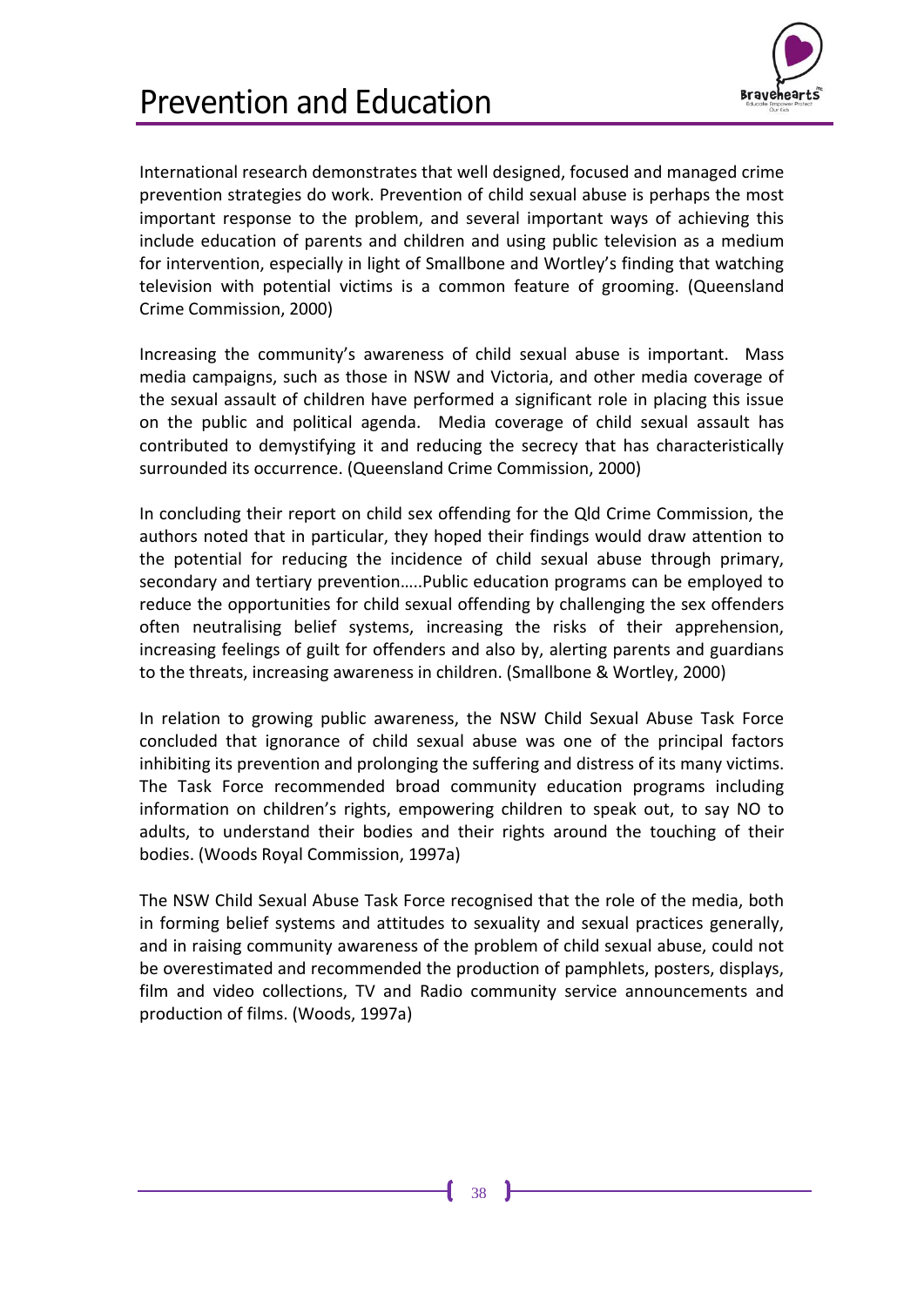# Prevention and Education

International research demonstrates that well designed, focused and managed crime prevention strategies do work. Prevention of child sexual abuse is perhaps the most important response to the problem, and several important ways of achieving this include education of parents and children and using public television as a medium for intervention, especially in light of Smallbone and Wortley's finding that watching television with potential victims is a common feature of grooming. (Queensland Crime Commission, 2000)

Increasing the community's awareness of child sexual abuse is important. Mass media campaigns, such as those in NSW and Victoria, and other media coverage of the sexual assault of children have performed a significant role in placing this issue on the public and political agenda. Media coverage of child sexual assault has contributed to demystifying it and reducing the secrecy that has characteristically surrounded its occurrence. (Queensland Crime Commission, 2000)

In concluding their report on child sex offending for the Qld Crime Commission, the authors noted that in particular, they hoped their findings would draw attention to the potential for reducing the incidence of child sexual abuse through primary, secondary and tertiary prevention…..Public education programs can be employed to reduce the opportunities for child sexual offending by challenging the sex offenders often neutralising belief systems, increasing the risks of their apprehension, increasing feelings of guilt for offenders and also by, alerting parents and guardians to the threats, increasing awareness in children. (Smallbone & Wortley, 2000)

In relation to growing public awareness, the NSW Child Sexual Abuse Task Force concluded that ignorance of child sexual abuse was one of the principal factors inhibiting its prevention and prolonging the suffering and distress of its many victims. The Task Force recommended broad community education programs including information on children's rights, empowering children to speak out, to say NO to adults, to understand their bodies and their rights around the touching of their bodies. (Woods Royal Commission, 1997a)

The NSW Child Sexual Abuse Task Force recognised that the role of the media, both in forming belief systems and attitudes to sexuality and sexual practices generally, and in raising community awareness of the problem of child sexual abuse, could not be overestimated and recommended the production of pamphlets, posters, displays, film and video collections, TV and Radio community service announcements and production of films. (Woods, 1997a)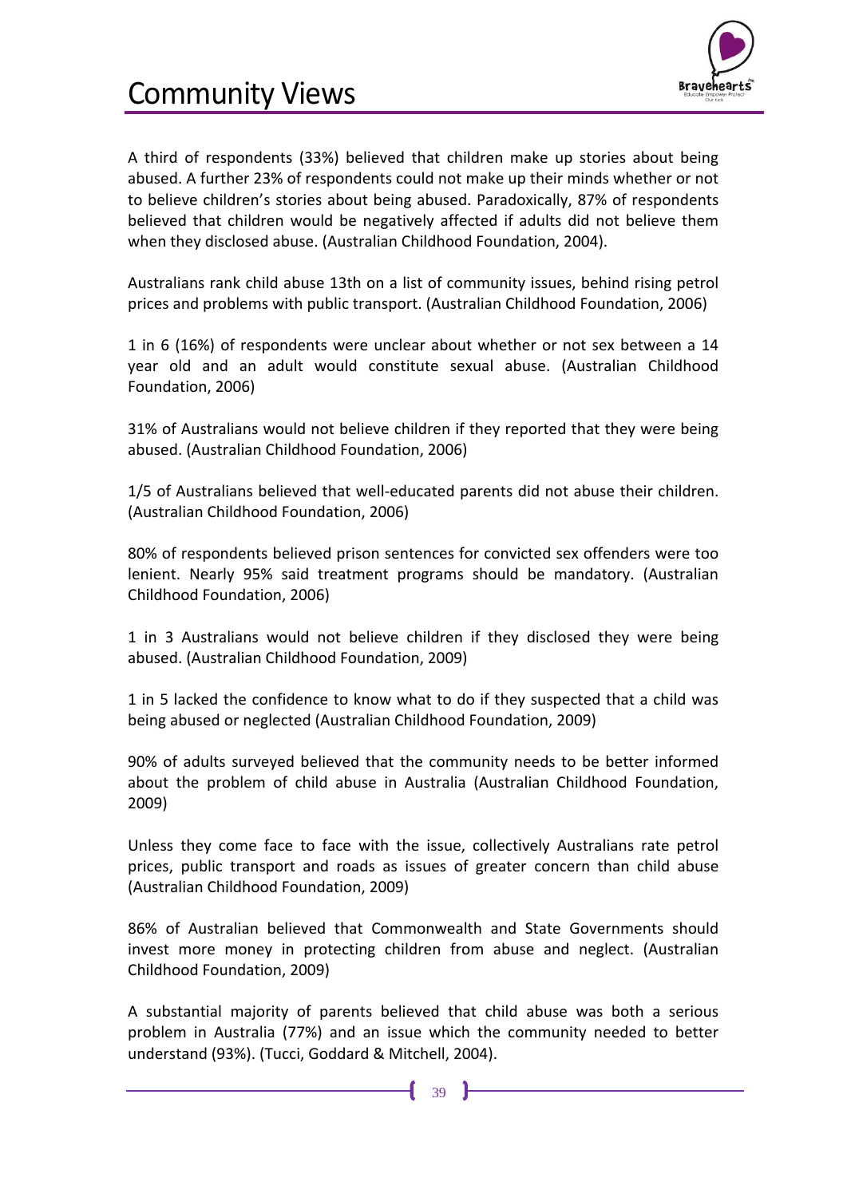# Community Views

A third of respondents (33%) believed that children make up stories about being abused. A further 23% of respondents could not make up their minds whether or not to believe children's stories about being abused. Paradoxically, 87% of respondents believed that children would be negatively affected if adults did not believe them when they disclosed abuse. (Australian Childhood Foundation, 2004).

Australians rank child abuse 13th on a list of community issues, behind rising petrol prices and problems with public transport. (Australian Childhood Foundation, 2006)

1 in 6 (16%) of respondents were unclear about whether or not sex between a 14 year old and an adult would constitute sexual abuse. (Australian Childhood Foundation, 2006)

31% of Australians would not believe children if they reported that they were being abused. (Australian Childhood Foundation, 2006)

1/5 of Australians believed that well-educated parents did not abuse their children. (Australian Childhood Foundation, 2006)

80% of respondents believed prison sentences for convicted sex offenders were too lenient. Nearly 95% said treatment programs should be mandatory. (Australian Childhood Foundation, 2006)

1 in 3 Australians would not believe children if they disclosed they were being abused. (Australian Childhood Foundation, 2009)

1 in 5 lacked the confidence to know what to do if they suspected that a child was being abused or neglected (Australian Childhood Foundation, 2009)

90% of adults surveyed believed that the community needs to be better informed about the problem of child abuse in Australia (Australian Childhood Foundation, 2009)

Unless they come face to face with the issue, collectively Australians rate petrol prices, public transport and roads as issues of greater concern than child abuse (Australian Childhood Foundation, 2009)

86% of Australian believed that Commonwealth and State Governments should invest more money in protecting children from abuse and neglect. (Australian Childhood Foundation, 2009)

A substantial majority of parents believed that child abuse was both a serious problem in Australia (77%) and an issue which the community needed to better understand (93%). (Tucci, Goddard & Mitchell, 2004).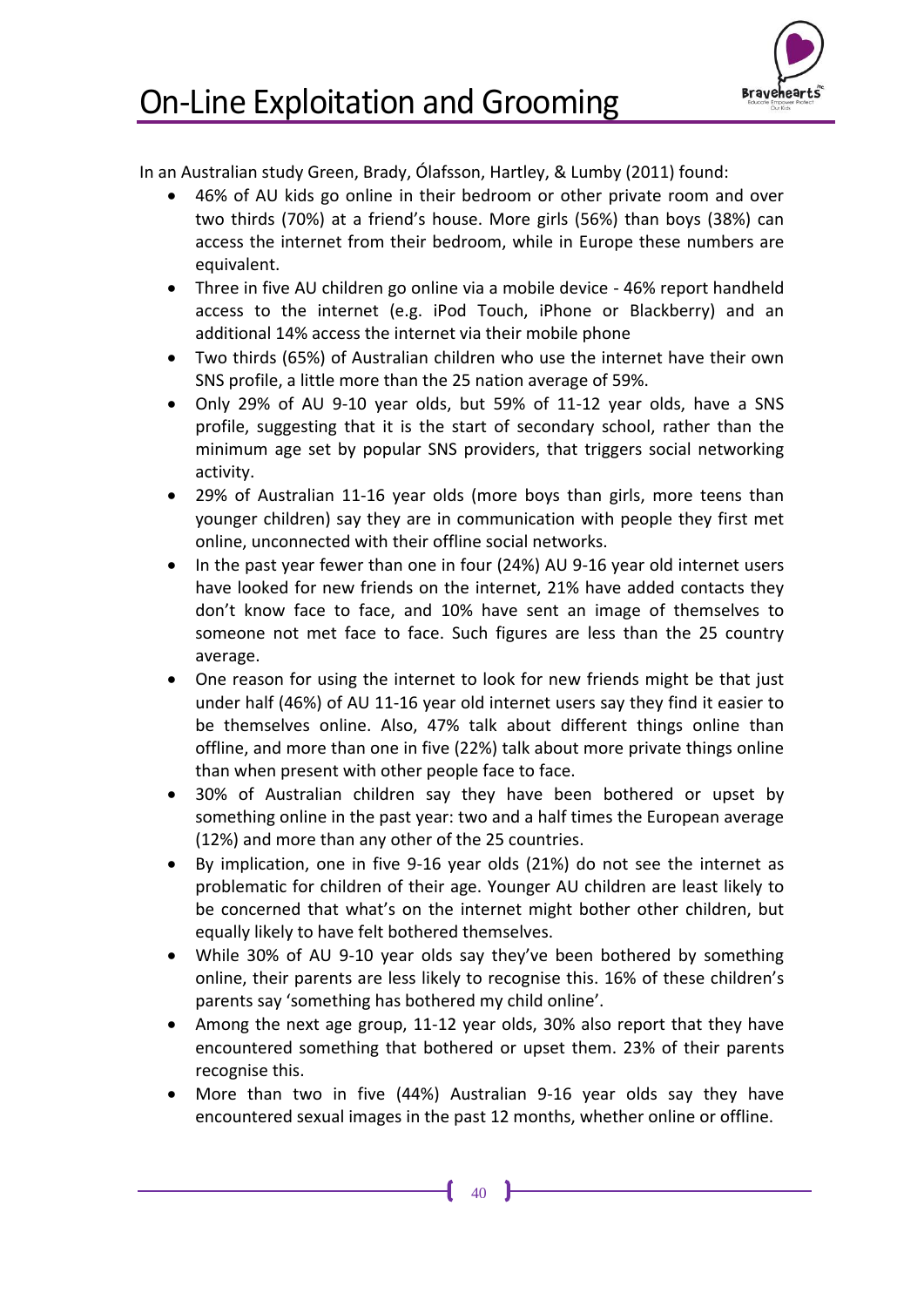# On-Line Exploitation and Grooming

In an Australian study Green, Brady, Ólafsson, Hartley, & Lumby (2011) found:

- 46% of AU kids go online in their bedroom or other private room and over two thirds (70%) at a friend's house. More girls (56%) than boys (38%) can access the internet from their bedroom, while in Europe these numbers are equivalent.
- Three in five AU children go online via a mobile device - 46% report handheld access to the internet (e.g. iPod Touch, iPhone or Blackberry) and an additional 14% access the internet via their mobile phone
- Two thirds (65%) of Australian children who use the internet have their own SNS profile, a little more than the 25 nation average of 59%.
- Only 29% of AU 9-10 year olds, but 59% of 11-12 year olds, have a SNS profile, suggesting that it is the start of secondary school, rather than the minimum age set by popular SNS providers, that triggers social networking activity.
- 29% of Australian 11-16 year olds (more boys than girls, more teens than younger children) say they are in communication with people they first met online, unconnected with their offline social networks.
- In the past year fewer than one in four (24%) AU 9-16 year old internet users have looked for new friends on the internet, 21% have added contacts they don't know face to face, and 10% have sent an image of themselves to someone not met face to face. Such figures are less than the 25 country average.
- One reason for using the internet to look for new friends might be that just under half (46%) of AU 11-16 year old internet users say they find it easier to be themselves online. Also, 47% talk about different things online than offline, and more than one in five (22%) talk about more private things online than when present with other people face to face.
- 30% of Australian children say they have been bothered or upset by something online in the past year: two and a half times the European average (12%) and more than any other of the 25 countries.
- By implication, one in five 9-16 year olds (21%) do not see the internet as problematic for children of their age. Younger AU children are least likely to be concerned that what's on the internet might bother other children, but equally likely to have felt bothered themselves.
- While 30% of AU 9-10 year olds say they've been bothered by something online, their parents are less likely to recognise this. 16% of these children's parents say 'something has bothered my child online'.
- Among the next age group, 11-12 year olds, 30% also report that they have encountered something that bothered or upset them. 23% of their parents recognise this.
- More than two in five (44%) Australian 9-16 year olds say they have encountered sexual images in the past 12 months, whether online or offline.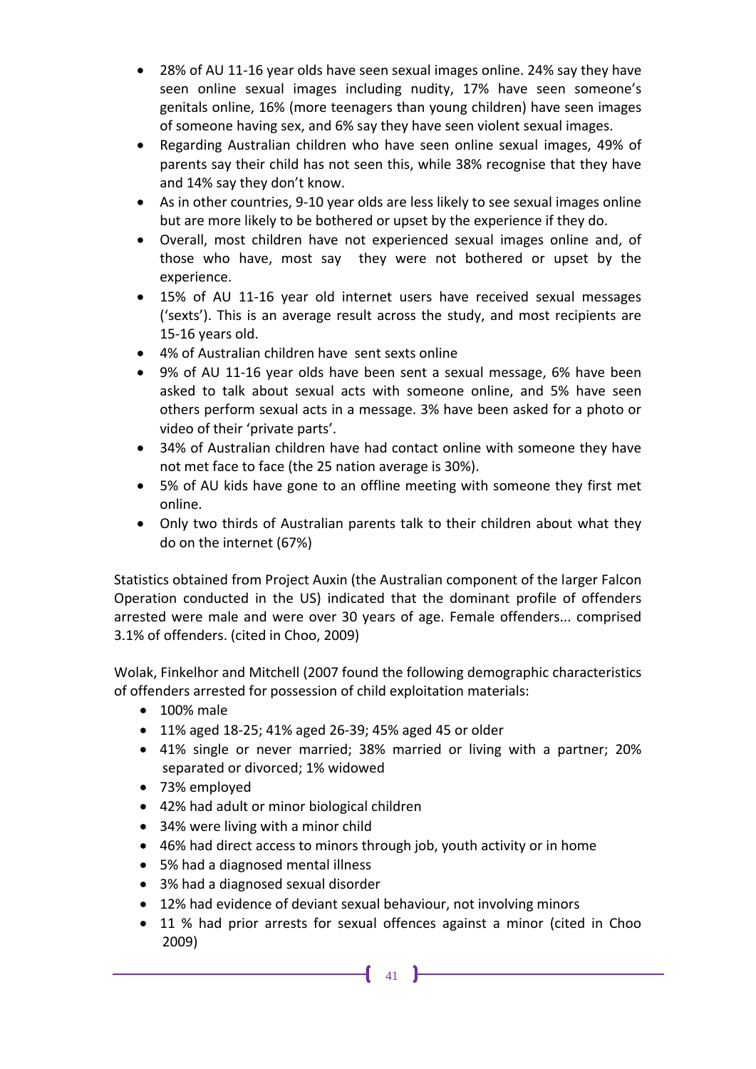- 28% of AU 11-16 year olds have seen sexual images online. 24% say they have seen online sexual images including nudity, 17% have seen someone's genitals online, 16% (more teenagers than young children) have seen images of someone having sex, and 6% say they have seen violent sexual images.
- Regarding Australian children who have seen online sexual images, 49% of parents say their child has not seen this, while 38% recognise that they have and 14% say they don't know.
- As in other countries, 9-10 year olds are less likely to see sexual images online but are more likely to be bothered or upset by the experience if they do.
- Overall, most children have not experienced sexual images online and, of those who have, most say they were not bothered or upset by the experience.
- 15% of AU 11-16 year old internet users have received sexual messages ('sexts'). This is an average result across the study, and most recipients are 15-16 years old.
- 4% of Australian children have sent sexts online
- 9% of AU 11-16 year olds have been sent a sexual message, 6% have been asked to talk about sexual acts with someone online, and 5% have seen others perform sexual acts in a message. 3% have been asked for a photo or video of their 'private parts'.
- 34% of Australian children have had contact online with someone they have not met face to face (the 25 nation average is 30%).
- 5% of AU kids have gone to an offline meeting with someone they first met online.
- Only two thirds of Australian parents talk to their children about what they do on the internet (67%)

Statistics obtained from Project Auxin (the Australian component of the larger Falcon Operation conducted in the US) indicated that the dominant profile of offenders arrested were male and were over 30 years of age. Female offenders... comprised 3.1% of offenders. (cited in Choo, 2009)

Wolak, Finkelhor and Mitchell (2007 found the following demographic characteristics of offenders arrested for possession of child exploitation materials:

- 100% male
- 11% aged 18-25; 41% aged 26-39; 45% aged 45 or older
- 41% single or never married; 38% married or living with a partner; 20% separated or divorced; 1% widowed
- 73% employed
- 42% had adult or minor biological children
- 34% were living with a minor child
- 46% had direct access to minors through job, youth activity or in home
- 5% had a diagnosed mental illness
- 3% had a diagnosed sexual disorder
- 12% had evidence of deviant sexual behaviour, not involving minors
- 11 % had prior arrests for sexual offences against a minor (cited in Choo 2009)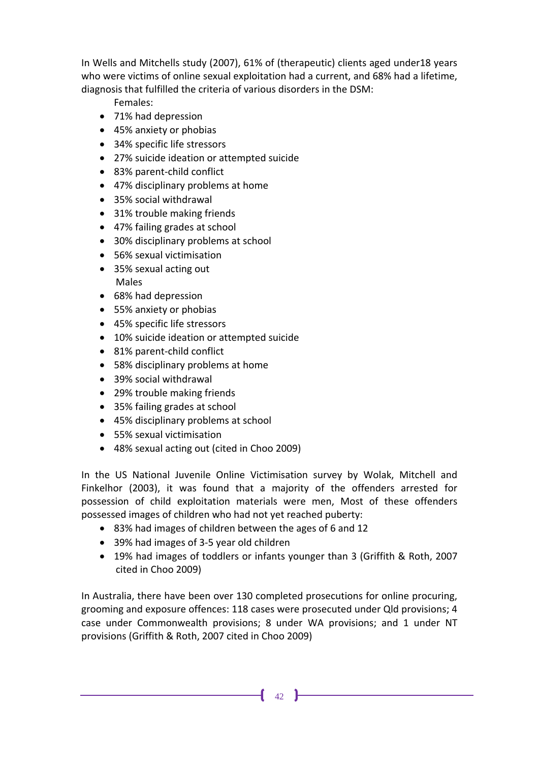In Wells and Mitchells study (2007), 61% of (therapeutic) clients aged under18 years who were victims of online sexual exploitation had a current, and 68% had a lifetime, diagnosis that fulfilled the criteria of various disorders in the DSM:

Females:

- 71% had depression
- 45% anxiety or phobias
- 34% specific life stressors
- 27% suicide ideation or attempted suicide
- 83% parent-child conflict
- 47% disciplinary problems at home
- 35% social withdrawal
- 31% trouble making friends
- 47% failing grades at school
- 30% disciplinary problems at school
- 56% sexual victimisation
- 35% sexual acting out

Males

- 68% had depression
- 55% anxiety or phobias
- 45% specific life stressors
- 10% suicide ideation or attempted suicide
- 81% parent-child conflict
- 58% disciplinary problems at home
- 39% social withdrawal
- 29% trouble making friends
- 35% failing grades at school
- 45% disciplinary problems at school
- 55% sexual victimisation
- 48% sexual acting out (cited in Choo 2009)

In the US National Juvenile Online Victimisation survey by Wolak, Mitchell and Finkelhor (2003), it was found that a majority of the offenders arrested for possession of child exploitation materials were men, Most of these offenders possessed images of children who had not yet reached puberty:

- 83% had images of children between the ages of 6 and 12
- 39% had images of 3-5 year old children
- 19% had images of toddlers or infants younger than 3 (Griffith & Roth, 2007 cited in Choo 2009)

In Australia, there have been over 130 completed prosecutions for online procuring, grooming and exposure offences: 118 cases were prosecuted under Qld provisions; 4 case under Commonwealth provisions; 8 under WA provisions; and 1 under NT provisions (Griffith & Roth, 2007 cited in Choo 2009)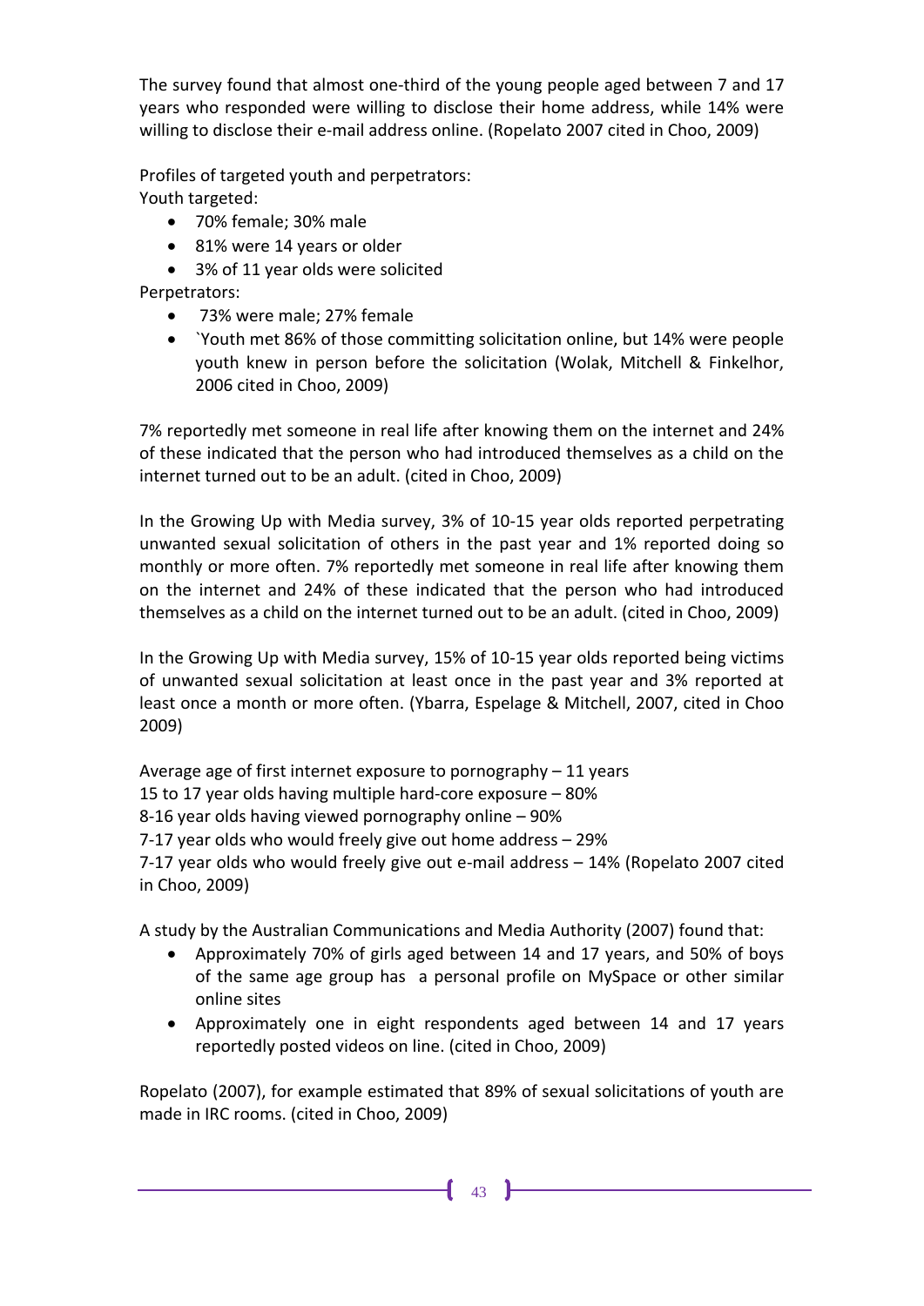The survey found that almost one-third of the young people aged between 7 and 17 years who responded were willing to disclose their home address, while 14% were willing to disclose their e-mail address online. (Ropelato 2007 cited in Choo, 2009)

Profiles of targeted youth and perpetrators:
Youth targeted:

- 70% female; 30% male
- 81% were 14 years or older
- 3% of 11 year olds were solicited

Perpetrators:

- 73% were male; 27% female
- `Youth met 86% of those committing solicitation online, but 14% were people youth knew in person before the solicitation (Wolak, Mitchell & Finkelhor, 2006 cited in Choo, 2009)

7% reportedly met someone in real life after knowing them on the internet and 24% of these indicated that the person who had introduced themselves as a child on the internet turned out to be an adult. (cited in Choo, 2009)

In the Growing Up with Media survey, 3% of 10-15 year olds reported perpetrating unwanted sexual solicitation of others in the past year and 1% reported doing so monthly or more often. 7% reportedly met someone in real life after knowing them on the internet and 24% of these indicated that the person who had introduced themselves as a child on the internet turned out to be an adult. (cited in Choo, 2009)

In the Growing Up with Media survey, 15% of 10-15 year olds reported being victims of unwanted sexual solicitation at least once in the past year and 3% reported at least once a month or more often. (Ybarra, Espelage & Mitchell, 2007, cited in Choo 2009)

Average age of first internet exposure to pornography – 11 years
15 to 17 year olds having multiple hard-core exposure – 80%
8-16 year olds having viewed pornography online – 90%
7-17 year olds who would freely give out home address – 29%
7-17 year olds who would freely give out e-mail address – 14% (Ropelato 2007 cited in Choo, 2009)

A study by the Australian Communications and Media Authority (2007) found that:

- Approximately 70% of girls aged between 14 and 17 years, and 50% of boys of the same age group has a personal profile on MySpace or other similar online sites
- Approximately one in eight respondents aged between 14 and 17 years reportedly posted videos on line. (cited in Choo, 2009)

Ropelato (2007), for example estimated that 89% of sexual solicitations of youth are made in IRC rooms. (cited in Choo, 2009)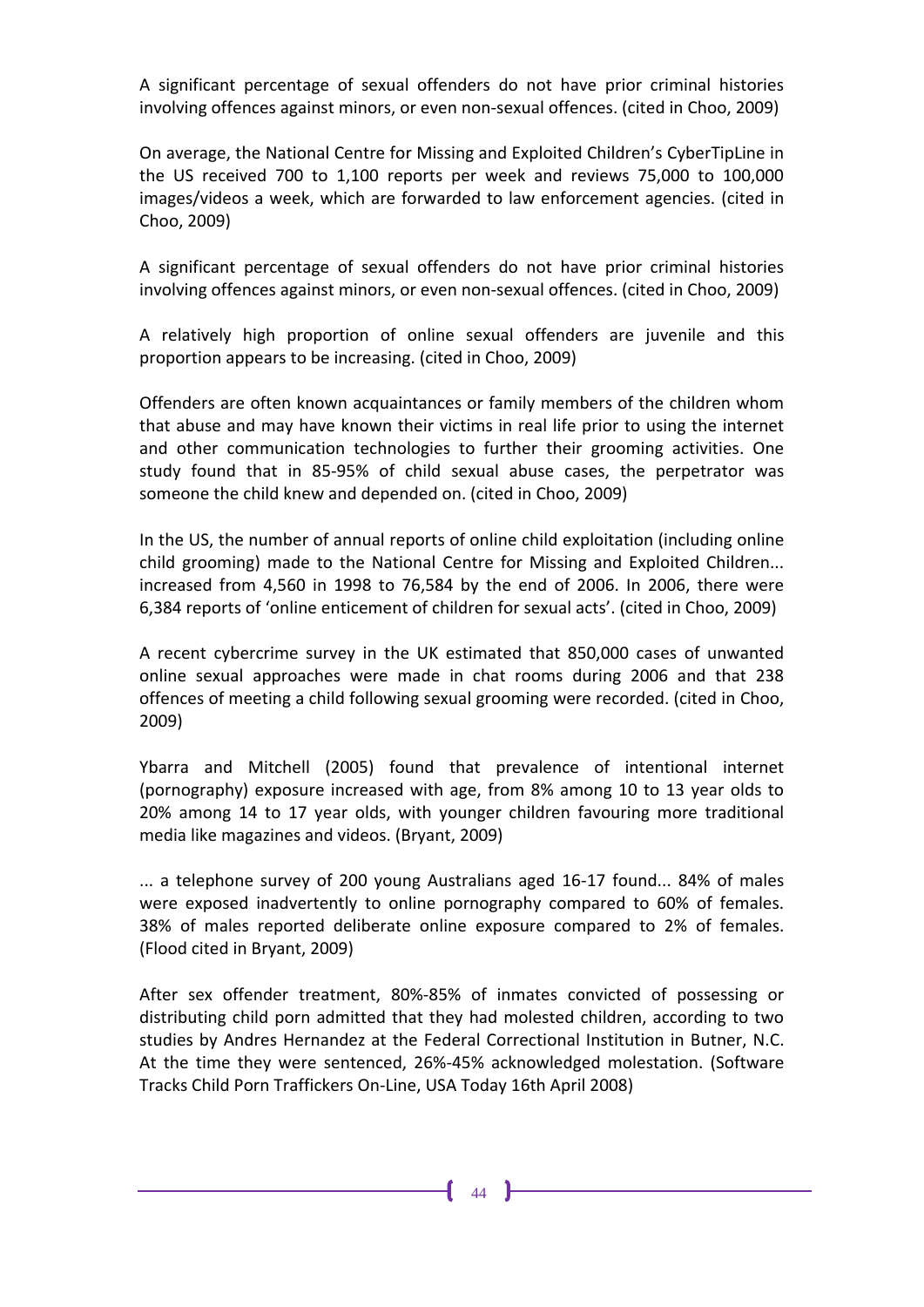A significant percentage of sexual offenders do not have prior criminal histories involving offences against minors, or even non-sexual offences. (cited in Choo, 2009)

On average, the National Centre for Missing and Exploited Children's CyberTipLine in the US received 700 to 1,100 reports per week and reviews 75,000 to 100,000 images/videos a week, which are forwarded to law enforcement agencies. (cited in Choo, 2009)

A significant percentage of sexual offenders do not have prior criminal histories involving offences against minors, or even non-sexual offences. (cited in Choo, 2009)

A relatively high proportion of online sexual offenders are juvenile and this proportion appears to be increasing. (cited in Choo, 2009)

Offenders are often known acquaintances or family members of the children whom that abuse and may have known their victims in real life prior to using the internet and other communication technologies to further their grooming activities. One study found that in 85-95% of child sexual abuse cases, the perpetrator was someone the child knew and depended on. (cited in Choo, 2009)

In the US, the number of annual reports of online child exploitation (including online child grooming) made to the National Centre for Missing and Exploited Children... increased from 4,560 in 1998 to 76,584 by the end of 2006. In 2006, there were 6,384 reports of 'online enticement of children for sexual acts'. (cited in Choo, 2009)

A recent cybercrime survey in the UK estimated that 850,000 cases of unwanted online sexual approaches were made in chat rooms during 2006 and that 238 offences of meeting a child following sexual grooming were recorded. (cited in Choo, 2009)

Ybarra and Mitchell (2005) found that prevalence of intentional internet (pornography) exposure increased with age, from 8% among 10 to 13 year olds to 20% among 14 to 17 year olds, with younger children favouring more traditional media like magazines and videos. (Bryant, 2009)

... a telephone survey of 200 young Australians aged 16-17 found... 84% of males were exposed inadvertently to online pornography compared to 60% of females. 38% of males reported deliberate online exposure compared to 2% of females. (Flood cited in Bryant, 2009)

After sex offender treatment, 80%-85% of inmates convicted of possessing or distributing child porn admitted that they had molested children, according to two studies by Andres Hernandez at the Federal Correctional Institution in Butner, N.C. At the time they were sentenced, 26%-45% acknowledged molestation. (Software Tracks Child Porn Traffickers On-Line, USA Today 16th April 2008)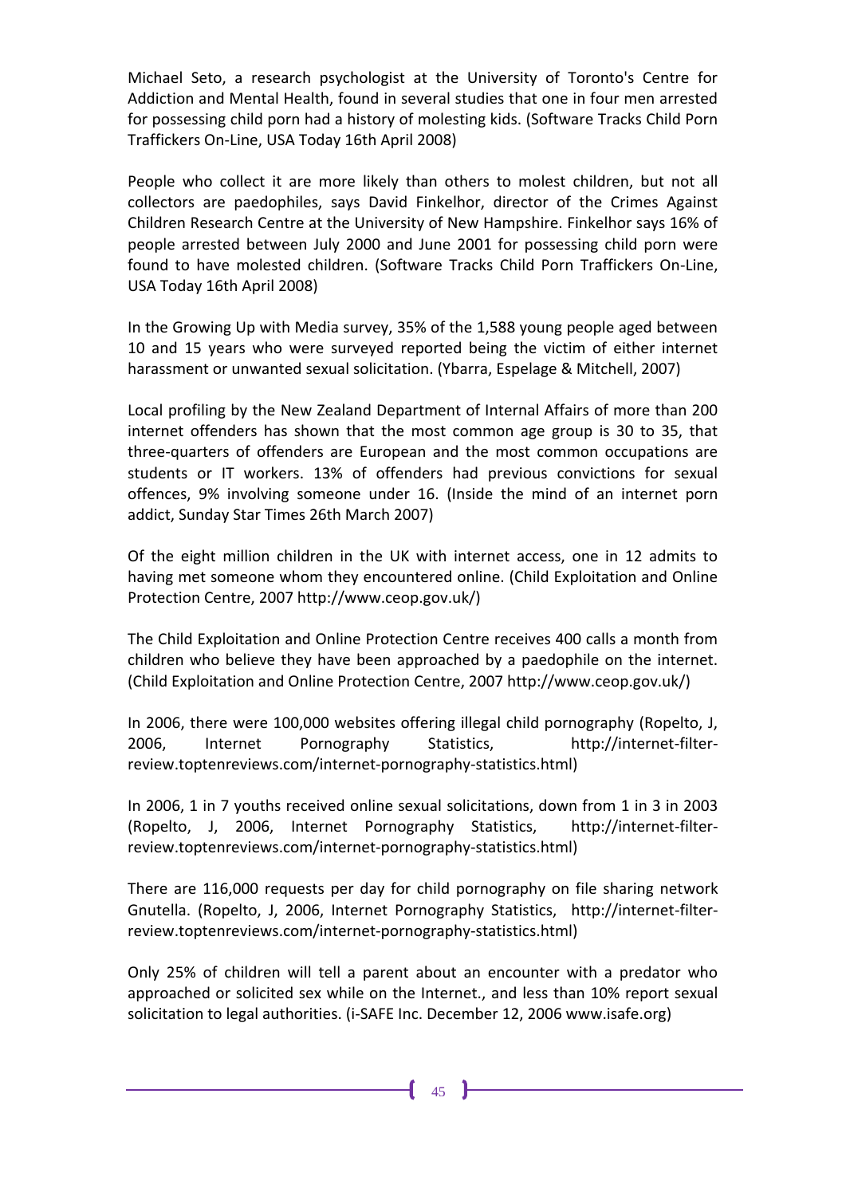Michael Seto, a research psychologist at the University of Toronto's Centre for Addiction and Mental Health, found in several studies that one in four men arrested for possessing child porn had a history of molesting kids. (Software Tracks Child Porn Traffickers On-Line, USA Today 16th April 2008)

People who collect it are more likely than others to molest children, but not all collectors are paedophiles, says David Finkelhor, director of the Crimes Against Children Research Centre at the University of New Hampshire. Finkelhor says 16% of people arrested between July 2000 and June 2001 for possessing child porn were found to have molested children. (Software Tracks Child Porn Traffickers On-Line, USA Today 16th April 2008)

In the Growing Up with Media survey, 35% of the 1,588 young people aged between 10 and 15 years who were surveyed reported being the victim of either internet harassment or unwanted sexual solicitation. (Ybarra, Espelage & Mitchell, 2007)

Local profiling by the New Zealand Department of Internal Affairs of more than 200 internet offenders has shown that the most common age group is 30 to 35, that three-quarters of offenders are European and the most common occupations are students or IT workers. 13% of offenders had previous convictions for sexual offences, 9% involving someone under 16. (Inside the mind of an internet porn addict, Sunday Star Times 26th March 2007)

Of the eight million children in the UK with internet access, one in 12 admits to having met someone whom they encountered online. (Child Exploitation and Online Protection Centre, 2007 http://www.ceop.gov.uk/)

The Child Exploitation and Online Protection Centre receives 400 calls a month from children who believe they have been approached by a paedophile on the internet. (Child Exploitation and Online Protection Centre, 2007 http://www.ceop.gov.uk/)

In 2006, there were 100,000 websites offering illegal child pornography (Ropelto, J, 2006, Internet Pornography Statistics, http://internet-filter-review.toptenreviews.com/internet-pornography-statistics.html)

In 2006, 1 in 7 youths received online sexual solicitations, down from 1 in 3 in 2003 (Ropelto, J, 2006, Internet Pornography Statistics, http://internet-filter-review.toptenreviews.com/internet-pornography-statistics.html)

There are 116,000 requests per day for child pornography on file sharing network Gnutella. (Ropelto, J, 2006, Internet Pornography Statistics, http://internet-filter-review.toptenreviews.com/internet-pornography-statistics.html)

Only 25% of children will tell a parent about an encounter with a predator who approached or solicited sex while on the Internet., and less than 10% report sexual solicitation to legal authorities. (i-SAFE Inc. December 12, 2006 www.isafe.org)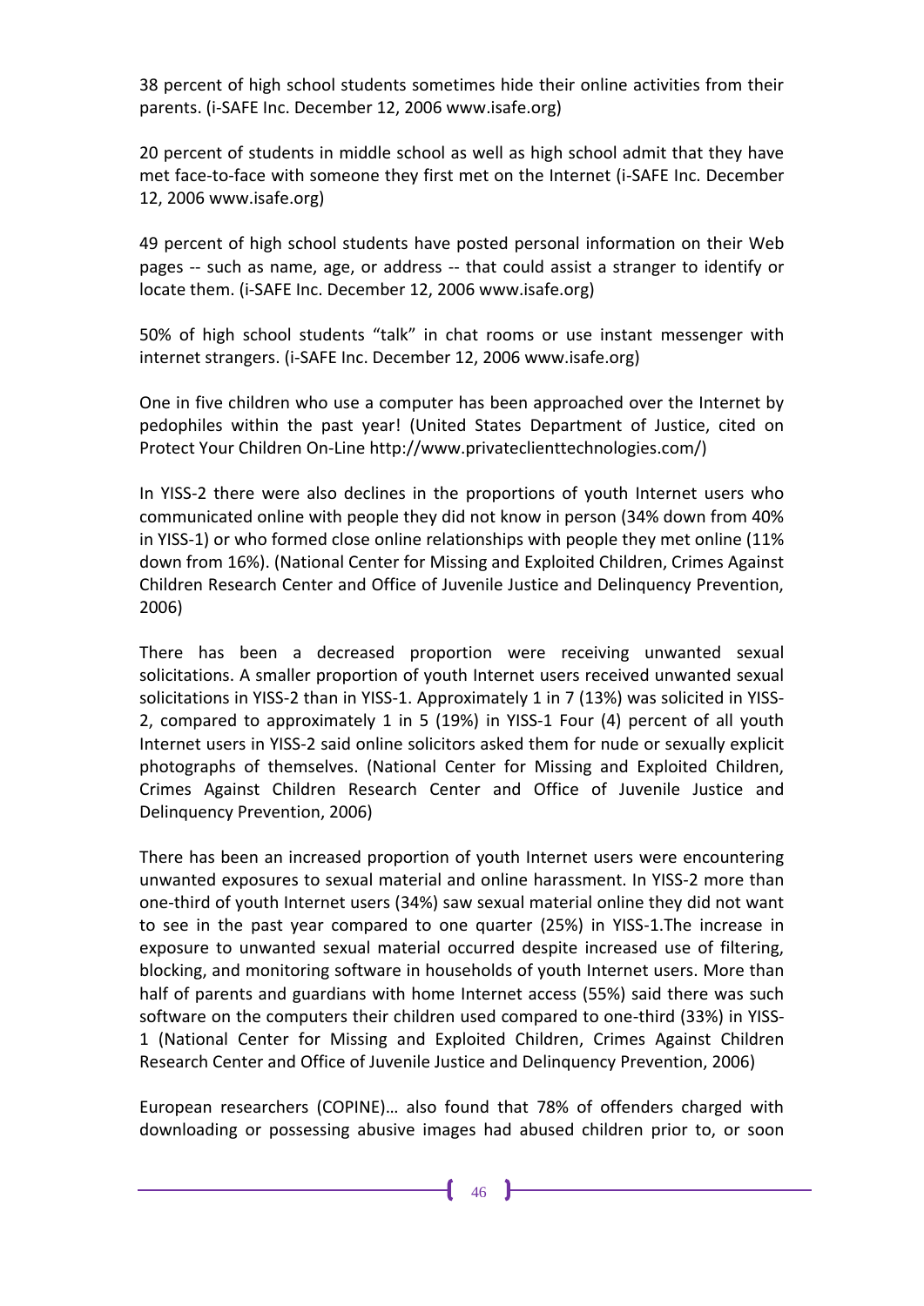38 percent of high school students sometimes hide their online activities from their parents. (i-SAFE Inc. December 12, 2006 www.isafe.org)

20 percent of students in middle school as well as high school admit that they have met face-to-face with someone they first met on the Internet (i-SAFE Inc. December 12, 2006 www.isafe.org)

49 percent of high school students have posted personal information on their Web pages -- such as name, age, or address -- that could assist a stranger to identify or locate them. (i-SAFE Inc. December 12, 2006 www.isafe.org)

50% of high school students "talk" in chat rooms or use instant messenger with internet strangers. (i-SAFE Inc. December 12, 2006 www.isafe.org)

One in five children who use a computer has been approached over the Internet by pedophiles within the past year! (United States Department of Justice, cited on Protect Your Children On-Line http://www.privateclienttechnologies.com/)

In YISS-2 there were also declines in the proportions of youth Internet users who communicated online with people they did not know in person (34% down from 40% in YISS-1) or who formed close online relationships with people they met online (11% down from 16%). (National Center for Missing and Exploited Children, Crimes Against Children Research Center and Office of Juvenile Justice and Delinquency Prevention, 2006)

There has been a decreased proportion were receiving unwanted sexual solicitations. A smaller proportion of youth Internet users received unwanted sexual solicitations in YISS-2 than in YISS-1. Approximately 1 in 7 (13%) was solicited in YISS-2, compared to approximately 1 in 5 (19%) in YISS-1 Four (4) percent of all youth Internet users in YISS-2 said online solicitors asked them for nude or sexually explicit photographs of themselves. (National Center for Missing and Exploited Children, Crimes Against Children Research Center and Office of Juvenile Justice and Delinquency Prevention, 2006)

There has been an increased proportion of youth Internet users were encountering unwanted exposures to sexual material and online harassment. In YISS-2 more than one-third of youth Internet users (34%) saw sexual material online they did not want to see in the past year compared to one quarter (25%) in YISS-1.The increase in exposure to unwanted sexual material occurred despite increased use of filtering, blocking, and monitoring software in households of youth Internet users. More than half of parents and guardians with home Internet access (55%) said there was such software on the computers their children used compared to one-third (33%) in YISS-1 (National Center for Missing and Exploited Children, Crimes Against Children Research Center and Office of Juvenile Justice and Delinquency Prevention, 2006)

European researchers (COPINE)… also found that 78% of offenders charged with downloading or possessing abusive images had abused children prior to, or soon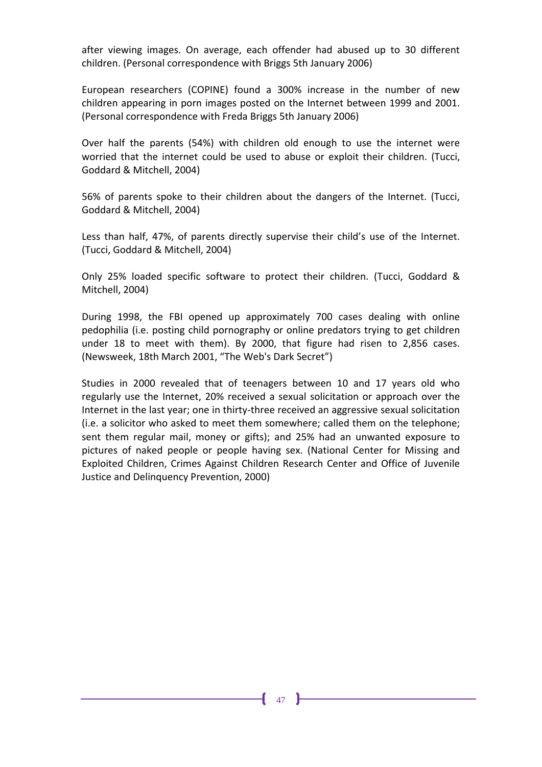after viewing images. On average, each offender had abused up to 30 different children. (Personal correspondence with Briggs 5th January 2006)

European researchers (COPINE) found a 300% increase in the number of new children appearing in porn images posted on the Internet between 1999 and 2001. (Personal correspondence with Freda Briggs 5th January 2006)

Over half the parents (54%) with children old enough to use the internet were worried that the internet could be used to abuse or exploit their children. (Tucci, Goddard & Mitchell, 2004)

56% of parents spoke to their children about the dangers of the Internet. (Tucci, Goddard & Mitchell, 2004)

Less than half, 47%, of parents directly supervise their child's use of the Internet. (Tucci, Goddard & Mitchell, 2004)

Only 25% loaded specific software to protect their children. (Tucci, Goddard & Mitchell, 2004)

During 1998, the FBI opened up approximately 700 cases dealing with online pedophilia (i.e. posting child pornography or online predators trying to get children under 18 to meet with them). By 2000, that figure had risen to 2,856 cases. (Newsweek, 18th March 2001, "The Web's Dark Secret")

Studies in 2000 revealed that of teenagers between 10 and 17 years old who regularly use the Internet, 20% received a sexual solicitation or approach over the Internet in the last year; one in thirty-three received an aggressive sexual solicitation (i.e. a solicitor who asked to meet them somewhere; called them on the telephone; sent them regular mail, money or gifts); and 25% had an unwanted exposure to pictures of naked people or people having sex. (National Center for Missing and Exploited Children, Crimes Against Children Research Center and Office of Juvenile Justice and Delinquency Prevention, 2000)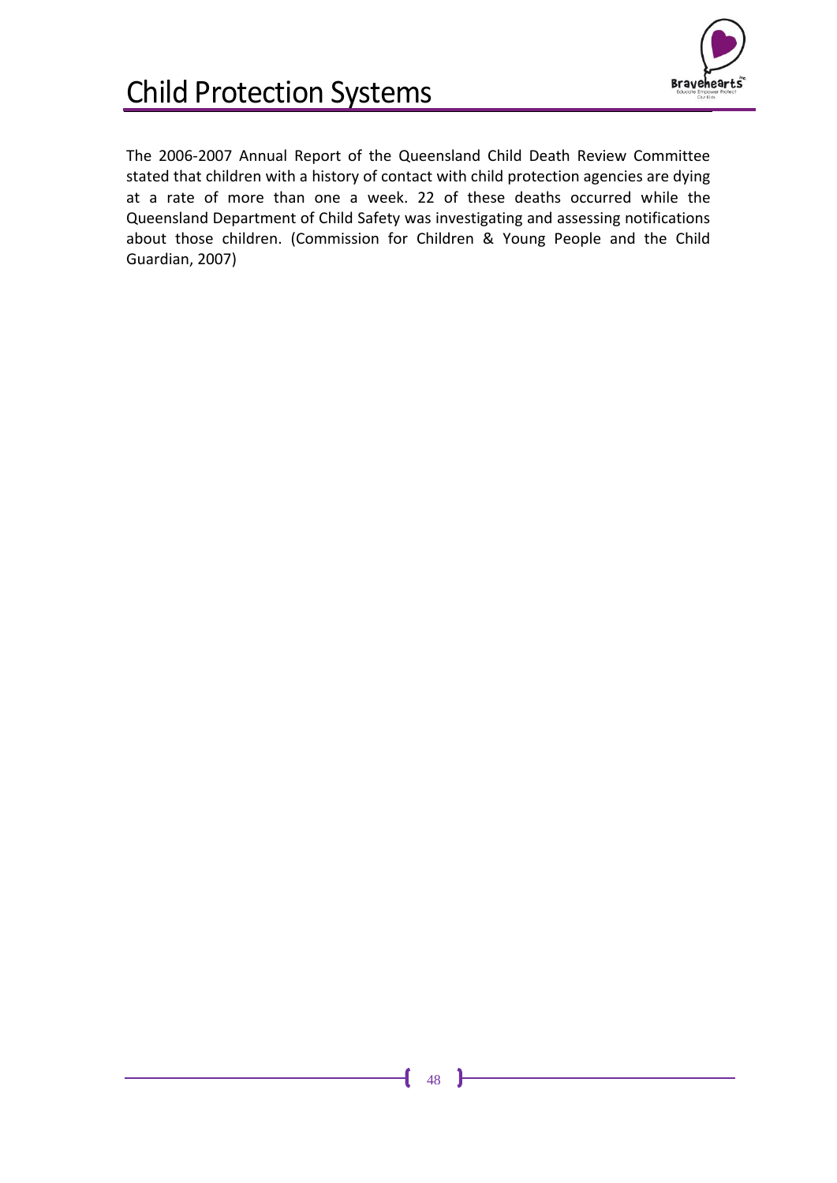# Child Protection Systems

The 2006-2007 Annual Report of the Queensland Child Death Review Committee stated that children with a history of contact with child protection agencies are dying at a rate of more than one a week. 22 of these deaths occurred while the Queensland Department of Child Safety was investigating and assessing notifications about those children. (Commission for Children & Young People and the Child Guardian, 2007)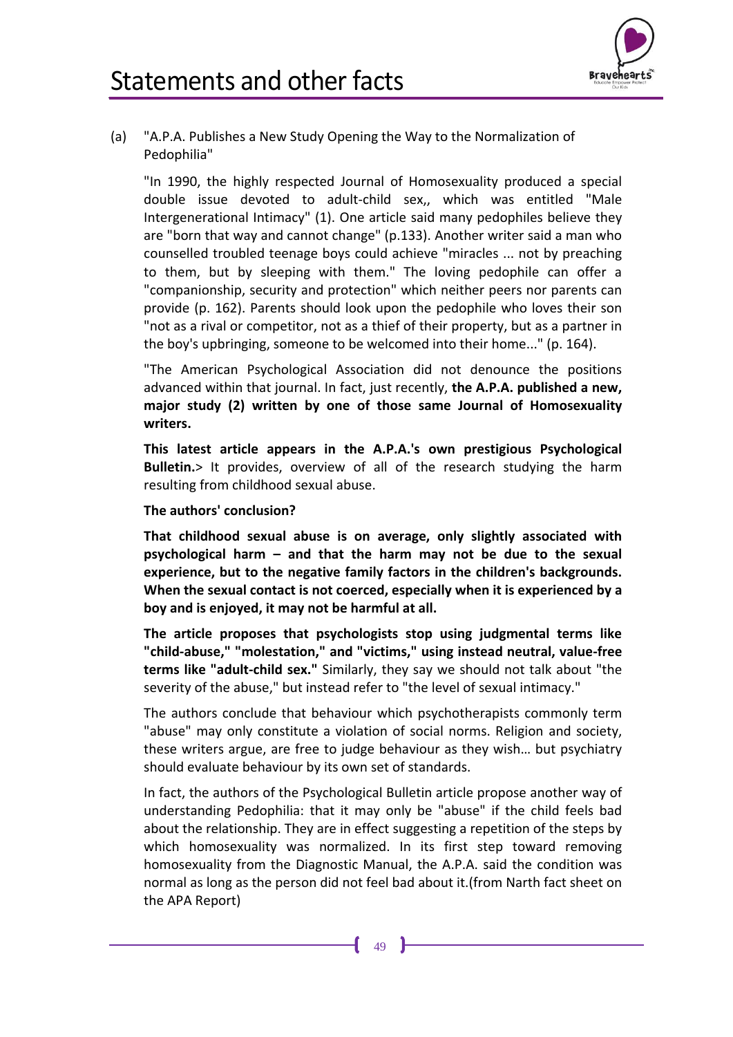# Statements and other facts

(a) "A.P.A. Publishes a New Study Opening the Way to the Normalization of Pedophilia"

"In 1990, the highly respected Journal of Homosexuality produced a special double issue devoted to adult-child sex,, which was entitled "Male Intergenerational Intimacy" (1). One article said many pedophiles believe they are "born that way and cannot change" (p.133). Another writer said a man who counselled troubled teenage boys could achieve "miracles ... not by preaching to them, but by sleeping with them." The loving pedophile can offer a "companionship, security and protection" which neither peers nor parents can provide (p. 162). Parents should look upon the pedophile who loves their son "not as a rival or competitor, not as a thief of their property, but as a partner in the boy's upbringing, someone to be welcomed into their home..." (p. 164).

"The American Psychological Association did not denounce the positions advanced within that journal. In fact, just recently, **the A.P.A. published a new, major study (2) written by one of those same Journal of Homosexuality writers.**

**This latest article appears in the A.P.A.'s own prestigious Psychological Bulletin.**> It provides, overview of all of the research studying the harm resulting from childhood sexual abuse.

**The authors' conclusion?**

**That childhood sexual abuse is on average, only slightly associated with psychological harm – and that the harm may not be due to the sexual experience, but to the negative family factors in the children's backgrounds. When the sexual contact is not coerced, especially when it is experienced by a boy and is enjoyed, it may not be harmful at all.**

**The article proposes that psychologists stop using judgmental terms like "child-abuse," "molestation," and "victims," using instead neutral, value-free terms like "adult-child sex."** Similarly, they say we should not talk about "the severity of the abuse," but instead refer to "the level of sexual intimacy."

The authors conclude that behaviour which psychotherapists commonly term "abuse" may only constitute a violation of social norms. Religion and society, these writers argue, are free to judge behaviour as they wish… but psychiatry should evaluate behaviour by its own set of standards.

In fact, the authors of the Psychological Bulletin article propose another way of understanding Pedophilia: that it may only be "abuse" if the child feels bad about the relationship. They are in effect suggesting a repetition of the steps by which homosexuality was normalized. In its first step toward removing homosexuality from the Diagnostic Manual, the A.P.A. said the condition was normal as long as the person did not feel bad about it.(from Narth fact sheet on the APA Report)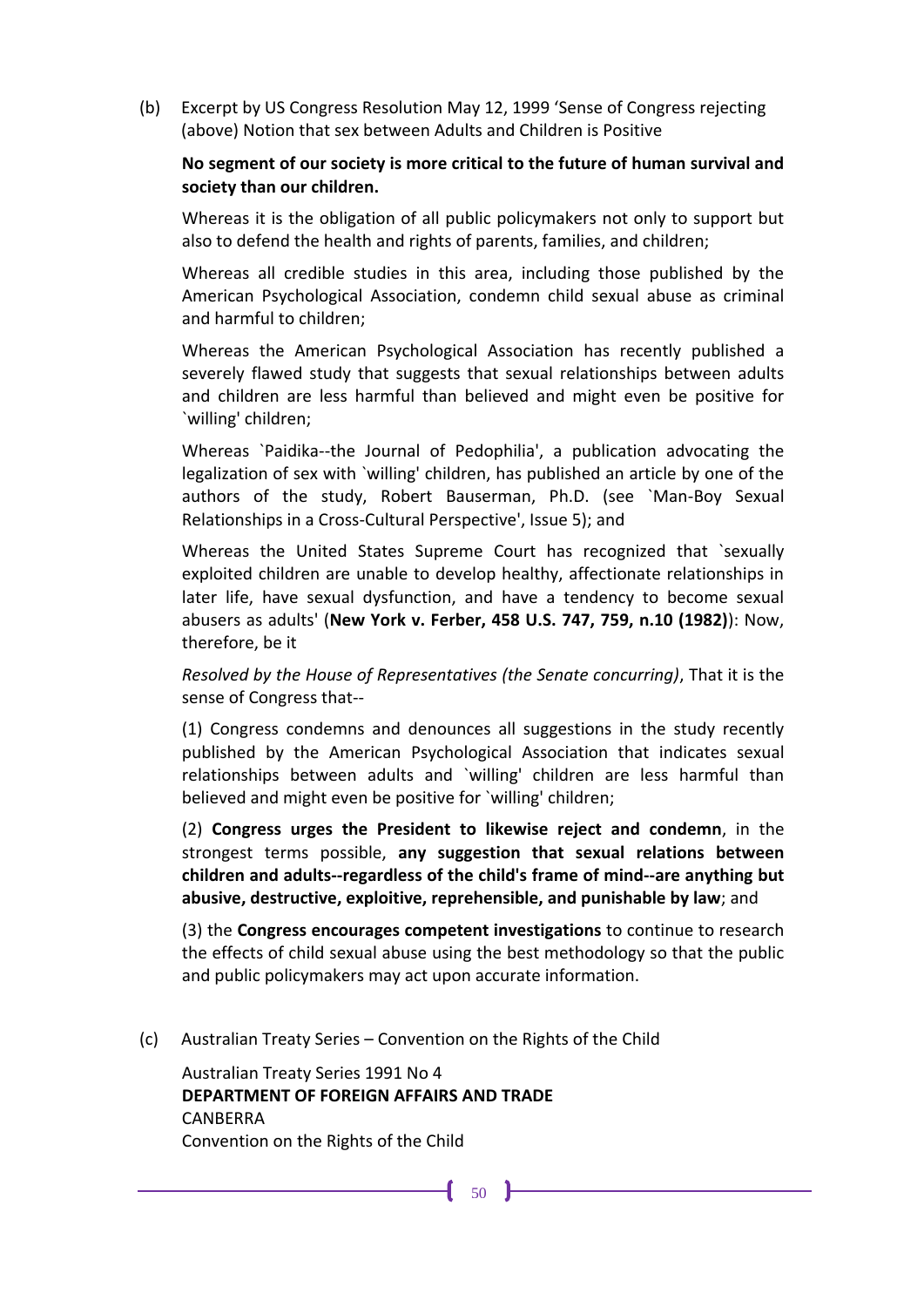(b) Excerpt by US Congress Resolution May 12, 1999 'Sense of Congress rejecting (above) Notion that sex between Adults and Children is Positive

**No segment of our society is more critical to the future of human survival and society than our children.**

Whereas it is the obligation of all public policymakers not only to support but also to defend the health and rights of parents, families, and children;

Whereas all credible studies in this area, including those published by the American Psychological Association, condemn child sexual abuse as criminal and harmful to children;

Whereas the American Psychological Association has recently published a severely flawed study that suggests that sexual relationships between adults and children are less harmful than believed and might even be positive for `willing' children;

Whereas `Paidika--the Journal of Pedophilia', a publication advocating the legalization of sex with `willing' children, has published an article by one of the authors of the study, Robert Bauserman, Ph.D. (see `Man-Boy Sexual Relationships in a Cross-Cultural Perspective', Issue 5); and

Whereas the United States Supreme Court has recognized that `sexually exploited children are unable to develop healthy, affectionate relationships in later life, have sexual dysfunction, and have a tendency to become sexual abusers as adults' (**New York v. Ferber, 458 U.S. 747, 759, n.10 (1982)**): Now, therefore, be it

*Resolved by the House of Representatives (the Senate concurring)*, That it is the sense of Congress that--

(1) Congress condemns and denounces all suggestions in the study recently published by the American Psychological Association that indicates sexual relationships between adults and `willing' children are less harmful than believed and might even be positive for `willing' children;

(2) **Congress urges the President to likewise reject and condemn**, in the strongest terms possible, **any suggestion that sexual relations between children and adults--regardless of the child's frame of mind--are anything but abusive, destructive, exploitive, reprehensible, and punishable by law**; and

(3) the **Congress encourages competent investigations** to continue to research the effects of child sexual abuse using the best methodology so that the public and public policymakers may act upon accurate information.

(c) Australian Treaty Series – Convention on the Rights of the Child

Australian Treaty Series 1991 No 4
**DEPARTMENT OF FOREIGN AFFAIRS AND TRADE**
CANBERRA
Convention on the Rights of the Child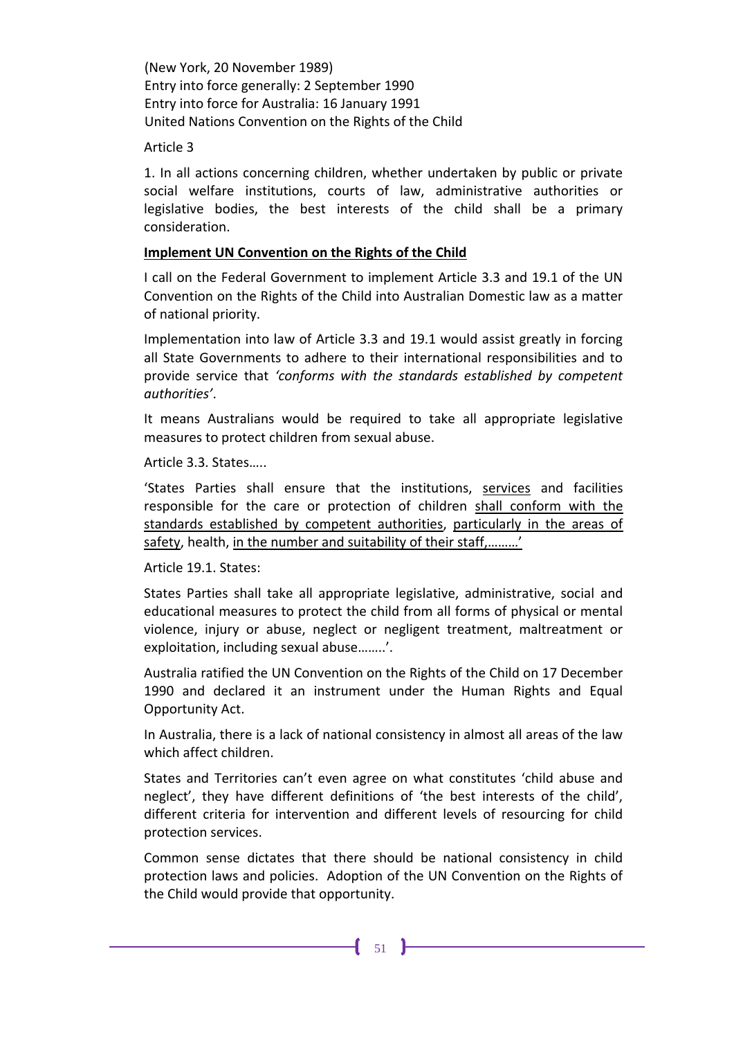(New York, 20 November 1989)
Entry into force generally: 2 September 1990
Entry into force for Australia: 16 January 1991
United Nations Convention on the Rights of the Child

Article 3

1. In all actions concerning children, whether undertaken by public or private social welfare institutions, courts of law, administrative authorities or legislative bodies, the best interests of the child shall be a primary consideration.

**Implement UN Convention on the Rights of the Child**

I call on the Federal Government to implement Article 3.3 and 19.1 of the UN Convention on the Rights of the Child into Australian Domestic law as a matter of national priority.

Implementation into law of Article 3.3 and 19.1 would assist greatly in forcing all State Governments to adhere to their international responsibilities and to provide service that *'conforms with the standards established by competent authorities'*.

It means Australians would be required to take all appropriate legislative measures to protect children from sexual abuse.

Article 3.3. States…..

'States Parties shall ensure that the institutions, services and facilities responsible for the care or protection of children shall conform with the standards established by competent authorities, particularly in the areas of safety, health, in the number and suitability of their staff,………'

Article 19.1. States:

States Parties shall take all appropriate legislative, administrative, social and educational measures to protect the child from all forms of physical or mental violence, injury or abuse, neglect or negligent treatment, maltreatment or exploitation, including sexual abuse……..'.

Australia ratified the UN Convention on the Rights of the Child on 17 December 1990 and declared it an instrument under the Human Rights and Equal Opportunity Act.

In Australia, there is a lack of national consistency in almost all areas of the law which affect children.

States and Territories can't even agree on what constitutes 'child abuse and neglect', they have different definitions of 'the best interests of the child', different criteria for intervention and different levels of resourcing for child protection services.

Common sense dictates that there should be national consistency in child protection laws and policies. Adoption of the UN Convention on the Rights of the Child would provide that opportunity.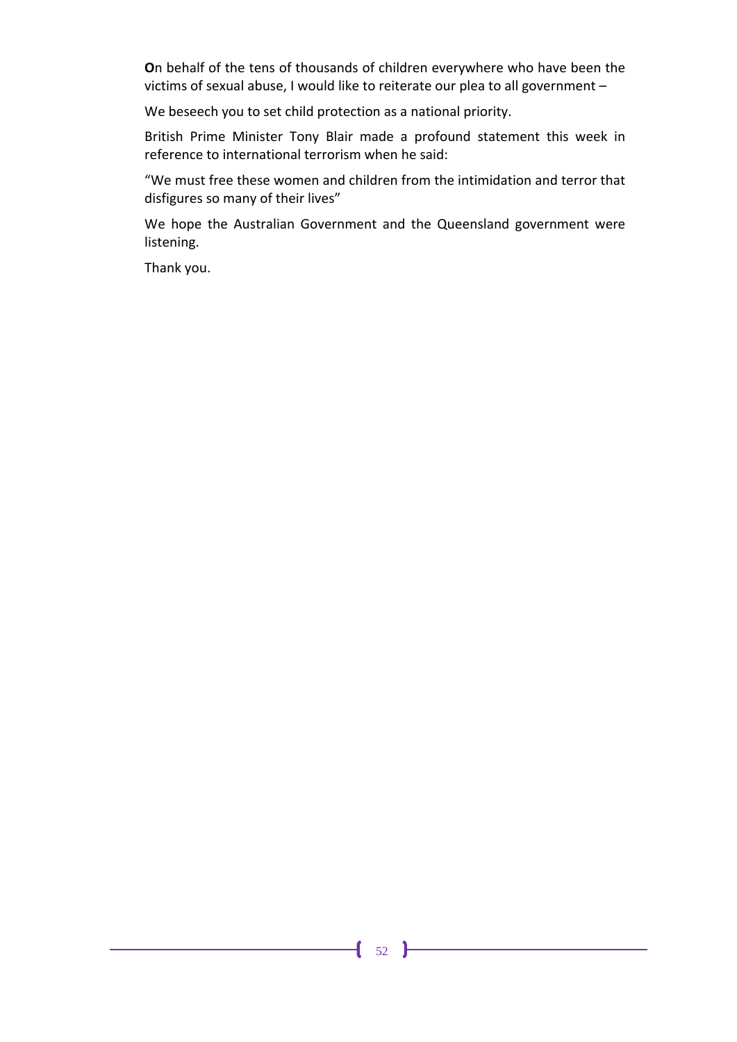**O**n behalf of the tens of thousands of children everywhere who have been the victims of sexual abuse, I would like to reiterate our plea to all government –

We beseech you to set child protection as a national priority.

British Prime Minister Tony Blair made a profound statement this week in reference to international terrorism when he said:

"We must free these women and children from the intimidation and terror that disfigures so many of their lives"

We hope the Australian Government and the Queensland government were listening.

Thank you.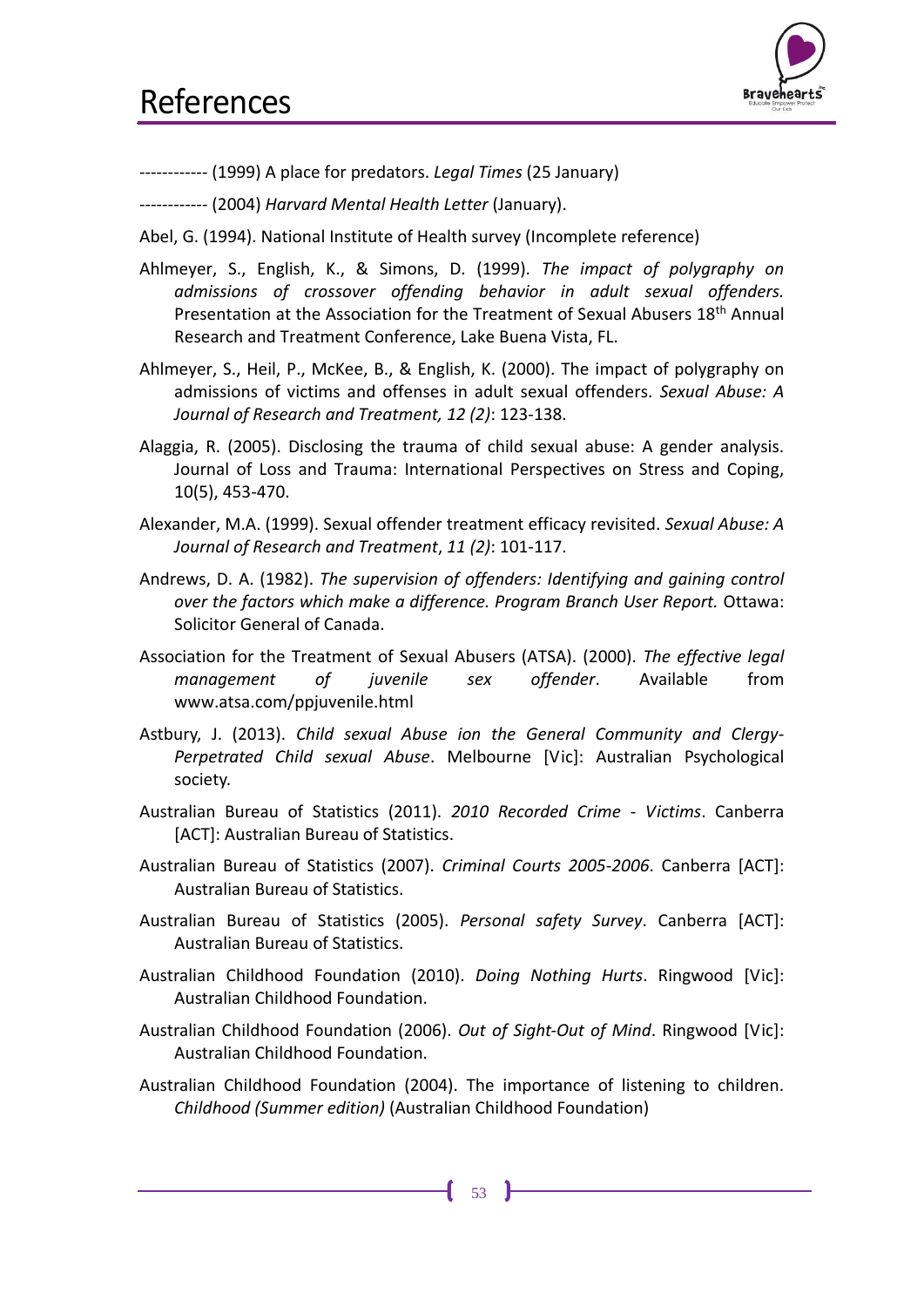# References

------------ (1999) A place for predators. *Legal Times* (25 January)

------------ (2004) *Harvard Mental Health Letter* (January).

Abel, G. (1994). National Institute of Health survey (Incomplete reference)

Ahlmeyer, S., English, K., & Simons, D. (1999). *The impact of polygraphy on admissions of crossover offending behavior in adult sexual offenders.* Presentation at the Association for the Treatment of Sexual Abusers 18th Annual Research and Treatment Conference, Lake Buena Vista, FL.

Ahlmeyer, S., Heil, P., McKee, B., & English, K. (2000). The impact of polygraphy on admissions of victims and offenses in adult sexual offenders. *Sexual Abuse: A Journal of Research and Treatment, 12 (2)*: 123-138.

Alaggia, R. (2005). Disclosing the trauma of child sexual abuse: A gender analysis. Journal of Loss and Trauma: International Perspectives on Stress and Coping, 10(5), 453-470.

Alexander, M.A. (1999). Sexual offender treatment efficacy revisited. *Sexual Abuse: A Journal of Research and Treatment*, *11 (2)*: 101-117.

Andrews, D. A. (1982). *The supervision of offenders: Identifying and gaining control over the factors which make a difference. Program Branch User Report.* Ottawa: Solicitor General of Canada.

Association for the Treatment of Sexual Abusers (ATSA). (2000). *The effective legal management of juvenile sex offender*. Available from www.atsa.com/ppjuvenile.html

Astbury, J. (2013). *Child sexual Abuse ion the General Community and Clergy-Perpetrated Child sexual Abuse*. Melbourne [Vic]: Australian Psychological society.

Australian Bureau of Statistics (2011). *2010 Recorded Crime - Victims*. Canberra [ACT]: Australian Bureau of Statistics.

Australian Bureau of Statistics (2007). *Criminal Courts 2005-2006*. Canberra [ACT]: Australian Bureau of Statistics.

Australian Bureau of Statistics (2005). *Personal safety Survey*. Canberra [ACT]: Australian Bureau of Statistics.

Australian Childhood Foundation (2010). *Doing Nothing Hurts*. Ringwood [Vic]: Australian Childhood Foundation.

Australian Childhood Foundation (2006). *Out of Sight-Out of Mind*. Ringwood [Vic]: Australian Childhood Foundation.

Australian Childhood Foundation (2004). The importance of listening to children. *Childhood (Summer edition)* (Australian Childhood Foundation)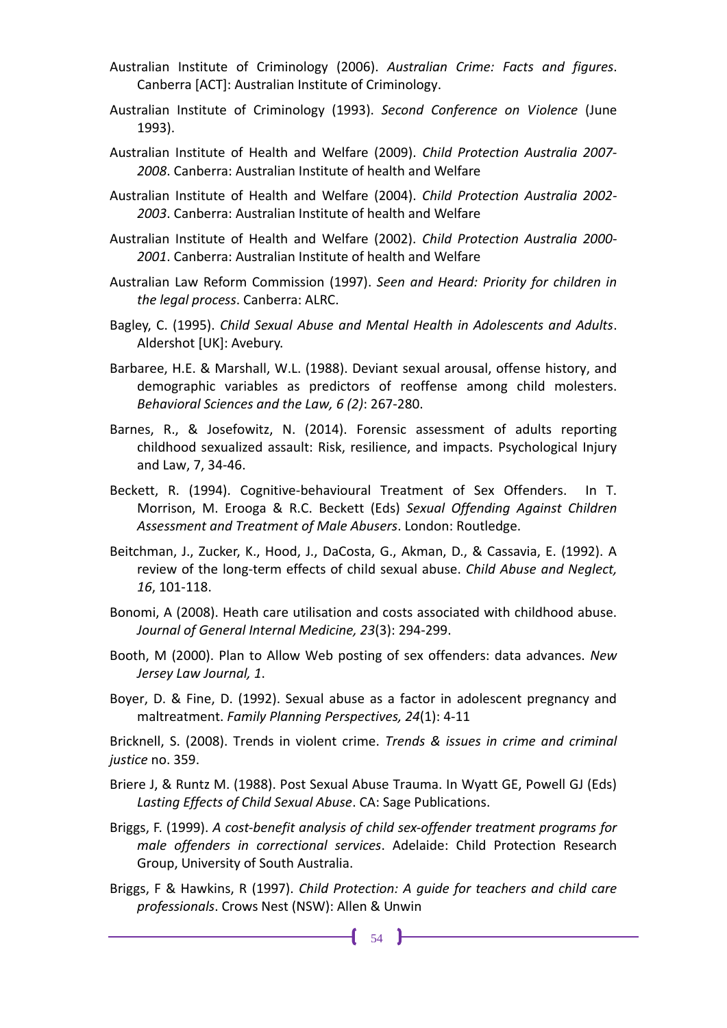Australian Institute of Criminology (2006). *Australian Crime: Facts and figures*. Canberra [ACT]: Australian Institute of Criminology.

Australian Institute of Criminology (1993). *Second Conference on Violence* (June 1993).

Australian Institute of Health and Welfare (2009). *Child Protection Australia 2007-2008*. Canberra: Australian Institute of health and Welfare

Australian Institute of Health and Welfare (2004). *Child Protection Australia 2002-2003*. Canberra: Australian Institute of health and Welfare

Australian Institute of Health and Welfare (2002). *Child Protection Australia 2000-2001*. Canberra: Australian Institute of health and Welfare

Australian Law Reform Commission (1997). *Seen and Heard: Priority for children in the legal process*. Canberra: ALRC.

Bagley, C. (1995). *Child Sexual Abuse and Mental Health in Adolescents and Adults*. Aldershot [UK]: Avebury.

Barbaree, H.E. & Marshall, W.L. (1988). Deviant sexual arousal, offense history, and demographic variables as predictors of reoffense among child molesters. *Behavioral Sciences and the Law, 6 (2)*: 267-280.

Barnes, R., & Josefowitz, N. (2014). Forensic assessment of adults reporting childhood sexualized assault: Risk, resilience, and impacts. Psychological Injury and Law, 7, 34-46.

Beckett, R. (1994). Cognitive-behavioural Treatment of Sex Offenders. In T. Morrison, M. Erooga & R.C. Beckett (Eds) *Sexual Offending Against Children Assessment and Treatment of Male Abusers*. London: Routledge.

Beitchman, J., Zucker, K., Hood, J., DaCosta, G., Akman, D., & Cassavia, E. (1992). A review of the long-term effects of child sexual abuse. *Child Abuse and Neglect, 16*, 101-118.

Bonomi, A (2008). Heath care utilisation and costs associated with childhood abuse. *Journal of General Internal Medicine, 23*(3): 294-299.

Booth, M (2000). Plan to Allow Web posting of sex offenders: data advances. *New Jersey Law Journal, 1*.

Boyer, D. & Fine, D. (1992). Sexual abuse as a factor in adolescent pregnancy and maltreatment. *Family Planning Perspectives, 24*(1): 4-11

Bricknell, S. (2008). Trends in violent crime. *Trends & issues in crime and criminal justice* no. 359.

Briere J, & Runtz M. (1988). Post Sexual Abuse Trauma. In Wyatt GE, Powell GJ (Eds) *Lasting Effects of Child Sexual Abuse*. CA: Sage Publications.

Briggs, F. (1999). *A cost-benefit analysis of child sex-offender treatment programs for male offenders in correctional services*. Adelaide: Child Protection Research Group, University of South Australia.

Briggs, F & Hawkins, R (1997). *Child Protection: A guide for teachers and child care professionals*. Crows Nest (NSW): Allen & Unwin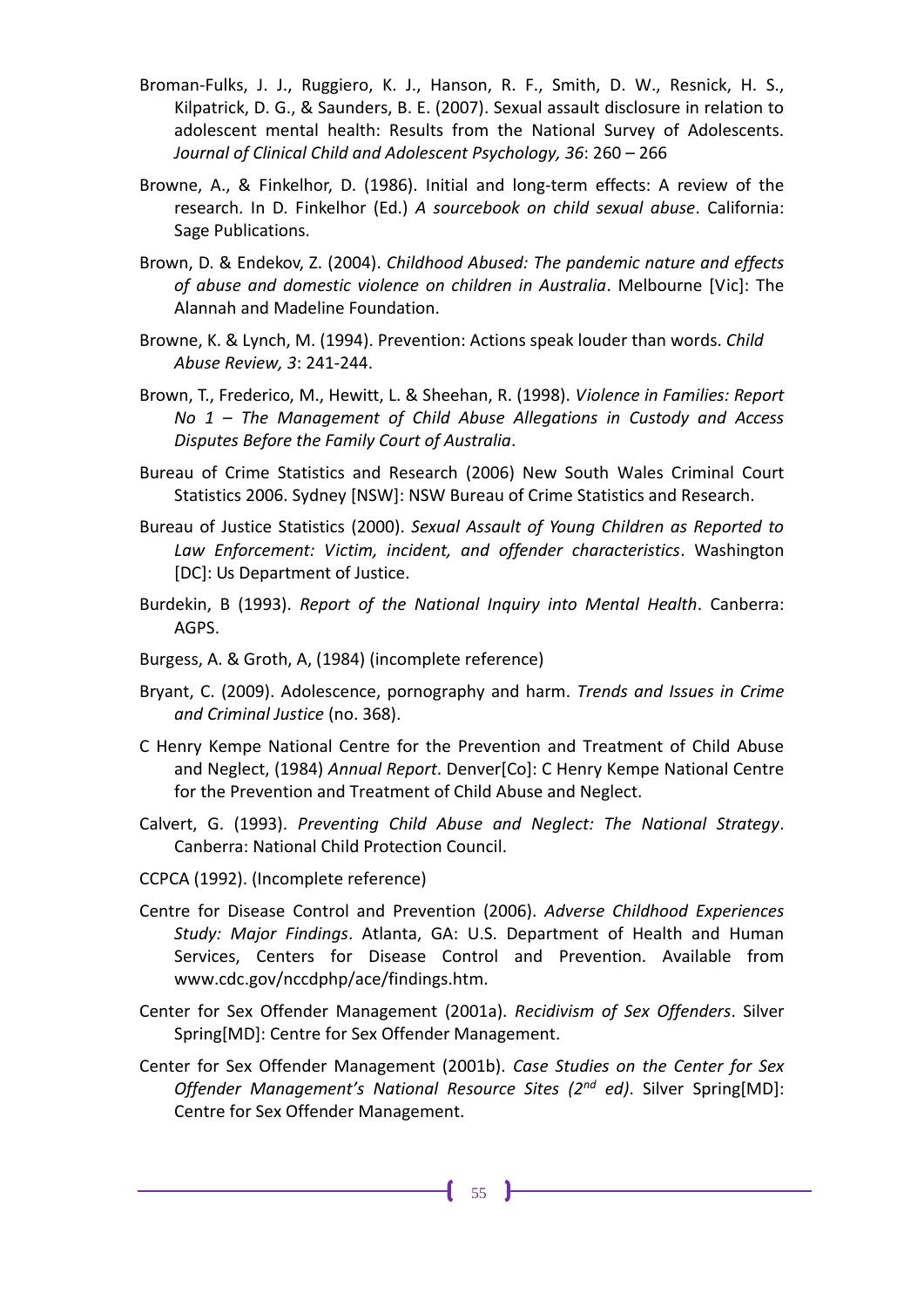Broman-Fulks, J. J., Ruggiero, K. J., Hanson, R. F., Smith, D. W., Resnick, H. S., Kilpatrick, D. G., & Saunders, B. E. (2007). Sexual assault disclosure in relation to adolescent mental health: Results from the National Survey of Adolescents. *Journal of Clinical Child and Adolescent Psychology, 36*: 260 – 266

Browne, A., & Finkelhor, D. (1986). Initial and long-term effects: A review of the research. In D. Finkelhor (Ed.) *A sourcebook on child sexual abuse*. California: Sage Publications.

Brown, D. & Endekov, Z. (2004). *Childhood Abused: The pandemic nature and effects of abuse and domestic violence on children in Australia*. Melbourne [Vic]: The Alannah and Madeline Foundation.

Browne, K. & Lynch, M. (1994). Prevention: Actions speak louder than words. *Child Abuse Review, 3*: 241-244.

Brown, T., Frederico, M., Hewitt, L. & Sheehan, R. (1998). *Violence in Families: Report No 1 – The Management of Child Abuse Allegations in Custody and Access Disputes Before the Family Court of Australia*.

Bureau of Crime Statistics and Research (2006) New South Wales Criminal Court Statistics 2006. Sydney [NSW]: NSW Bureau of Crime Statistics and Research.

Bureau of Justice Statistics (2000). *Sexual Assault of Young Children as Reported to Law Enforcement: Victim, incident, and offender characteristics*. Washington [DC]: Us Department of Justice.

Burdekin, B (1993). *Report of the National Inquiry into Mental Health*. Canberra: AGPS.

Burgess, A. & Groth, A, (1984) (incomplete reference)

Bryant, C. (2009). Adolescence, pornography and harm. *Trends and Issues in Crime and Criminal Justice* (no. 368).

C Henry Kempe National Centre for the Prevention and Treatment of Child Abuse and Neglect, (1984) *Annual Report*. Denver[Co]: C Henry Kempe National Centre for the Prevention and Treatment of Child Abuse and Neglect.

Calvert, G. (1993). *Preventing Child Abuse and Neglect: The National Strategy*. Canberra: National Child Protection Council.

CCPCA (1992). (Incomplete reference)

Centre for Disease Control and Prevention (2006). *Adverse Childhood Experiences Study: Major Findings*. Atlanta, GA: U.S. Department of Health and Human Services, Centers for Disease Control and Prevention. Available from www.cdc.gov/nccdphp/ace/findings.htm.

Center for Sex Offender Management (2001a). *Recidivism of Sex Offenders*. Silver Spring[MD]: Centre for Sex Offender Management.

Center for Sex Offender Management (2001b). *Case Studies on the Center for Sex Offender Management's National Resource Sites (2nd ed)*. Silver Spring[MD]: Centre for Sex Offender Management.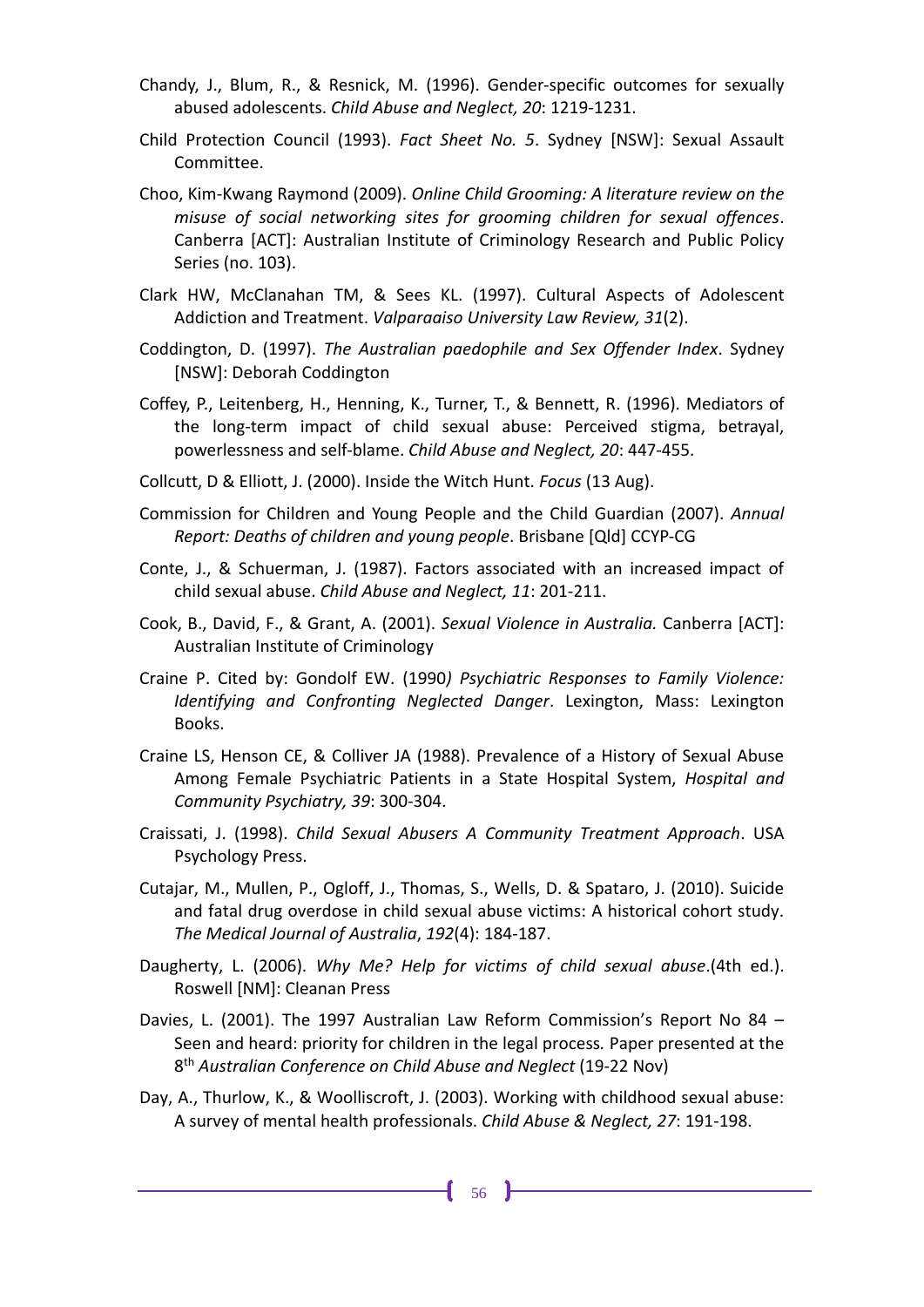Chandy, J., Blum, R., & Resnick, M. (1996). Gender-specific outcomes for sexually abused adolescents. *Child Abuse and Neglect, 20*: 1219-1231.

Child Protection Council (1993). *Fact Sheet No. 5*. Sydney [NSW]: Sexual Assault Committee.

Choo, Kim-Kwang Raymond (2009). *Online Child Grooming: A literature review on the misuse of social networking sites for grooming children for sexual offences*. Canberra [ACT]: Australian Institute of Criminology Research and Public Policy Series (no. 103).

Clark HW, McClanahan TM, & Sees KL. (1997). Cultural Aspects of Adolescent Addiction and Treatment. *Valparaaiso University Law Review, 31*(2).

Coddington, D. (1997). *The Australian paedophile and Sex Offender Index*. Sydney [NSW]: Deborah Coddington

Coffey, P., Leitenberg, H., Henning, K., Turner, T., & Bennett, R. (1996). Mediators of the long-term impact of child sexual abuse: Perceived stigma, betrayal, powerlessness and self-blame. *Child Abuse and Neglect, 20*: 447-455.

Collcutt, D & Elliott, J. (2000). Inside the Witch Hunt. *Focus* (13 Aug).

Commission for Children and Young People and the Child Guardian (2007). *Annual Report: Deaths of children and young people*. Brisbane [Qld] CCYP-CG

Conte, J., & Schuerman, J. (1987). Factors associated with an increased impact of child sexual abuse. *Child Abuse and Neglect, 11*: 201-211.

Cook, B., David, F., & Grant, A. (2001). *Sexual Violence in Australia.* Canberra [ACT]: Australian Institute of Criminology

Craine P. Cited by: Gondolf EW. (1990*) Psychiatric Responses to Family Violence: Identifying and Confronting Neglected Danger*. Lexington, Mass: Lexington Books.

Craine LS, Henson CE, & Colliver JA (1988). Prevalence of a History of Sexual Abuse Among Female Psychiatric Patients in a State Hospital System, *Hospital and Community Psychiatry, 39*: 300-304.

Craissati, J. (1998). *Child Sexual Abusers A Community Treatment Approach*. USA Psychology Press.

Cutajar, M., Mullen, P., Ogloff, J., Thomas, S., Wells, D. & Spataro, J. (2010). Suicide and fatal drug overdose in child sexual abuse victims: A historical cohort study. *The Medical Journal of Australia*, *192*(4): 184-187.

Daugherty, L. (2006). *Why Me? Help for victims of child sexual abuse*.(4th ed.). Roswell [NM]: Cleanan Press

Davies, L. (2001). The 1997 Australian Law Reform Commission's Report No 84 – Seen and heard: priority for children in the legal process*.* Paper presented at the 8th *Australian Conference on Child Abuse and Neglect* (19-22 Nov)

Day, A., Thurlow, K., & Woolliscroft, J. (2003). Working with childhood sexual abuse: A survey of mental health professionals. *Child Abuse & Neglect, 27*: 191-198.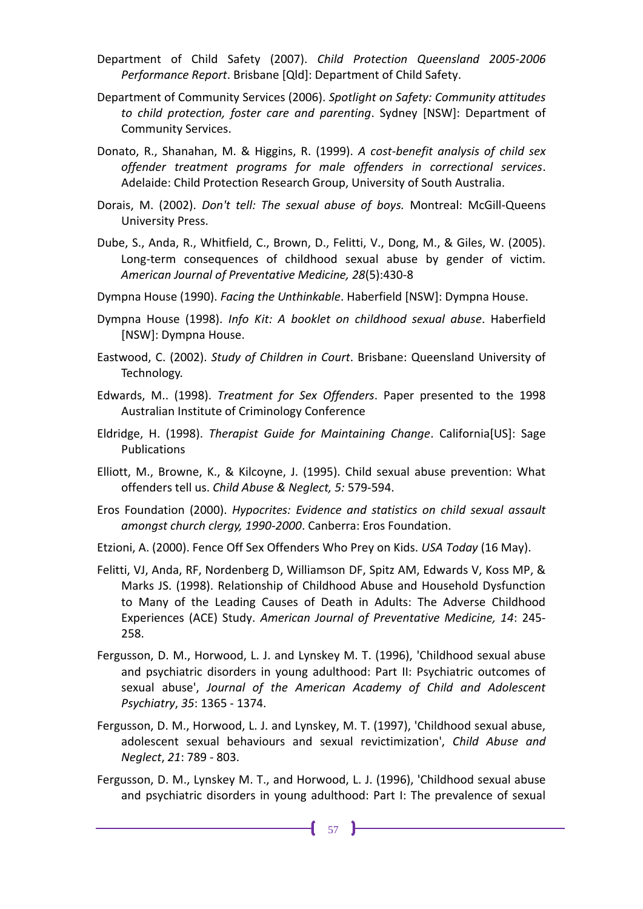Department of Child Safety (2007). *Child Protection Queensland 2005-2006 Performance Report*. Brisbane [Qld]: Department of Child Safety.

Department of Community Services (2006). *Spotlight on Safety: Community attitudes to child protection, foster care and parenting*. Sydney [NSW]: Department of Community Services.

Donato, R., Shanahan, M. & Higgins, R. (1999). *A cost-benefit analysis of child sex offender treatment programs for male offenders in correctional services*. Adelaide: Child Protection Research Group, University of South Australia.

Dorais, M. (2002). *Don't tell: The sexual abuse of boys.* Montreal: McGill-Queens University Press.

Dube, S., Anda, R., Whitfield, C., Brown, D., Felitti, V., Dong, M., & Giles, W. (2005). Long-term consequences of childhood sexual abuse by gender of victim. *American Journal of Preventative Medicine, 28*(5):430-8

Dympna House (1990). *Facing the Unthinkable*. Haberfield [NSW]: Dympna House.

Dympna House (1998). *Info Kit: A booklet on childhood sexual abuse*. Haberfield [NSW]: Dympna House.

Eastwood, C. (2002). *Study of Children in Court*. Brisbane: Queensland University of Technology.

Edwards, M.. (1998). *Treatment for Sex Offenders*. Paper presented to the 1998 Australian Institute of Criminology Conference

Eldridge, H. (1998). *Therapist Guide for Maintaining Change*. California[US]: Sage Publications

Elliott, M., Browne, K., & Kilcoyne, J. (1995). Child sexual abuse prevention: What offenders tell us. *Child Abuse & Neglect, 5:* 579-594.

Eros Foundation (2000). *Hypocrites: Evidence and statistics on child sexual assault amongst church clergy, 1990-2000*. Canberra: Eros Foundation.

Etzioni, A. (2000). Fence Off Sex Offenders Who Prey on Kids. *USA Today* (16 May).

Felitti, VJ, Anda, RF, Nordenberg D, Williamson DF, Spitz AM, Edwards V, Koss MP, & Marks JS. (1998). Relationship of Childhood Abuse and Household Dysfunction to Many of the Leading Causes of Death in Adults: The Adverse Childhood Experiences (ACE) Study. *American Journal of Preventative Medicine, 14*: 245-258.

Fergusson, D. M., Horwood, L. J. and Lynskey M. T. (1996), 'Childhood sexual abuse and psychiatric disorders in young adulthood: Part II: Psychiatric outcomes of sexual abuse', *Journal of the American Academy of Child and Adolescent Psychiatry*, *35*: 1365 - 1374.

Fergusson, D. M., Horwood, L. J. and Lynskey, M. T. (1997), 'Childhood sexual abuse, adolescent sexual behaviours and sexual revictimization', *Child Abuse and Neglect*, *21*: 789 - 803.

Fergusson, D. M., Lynskey M. T., and Horwood, L. J. (1996), 'Childhood sexual abuse and psychiatric disorders in young adulthood: Part I: The prevalence of sexual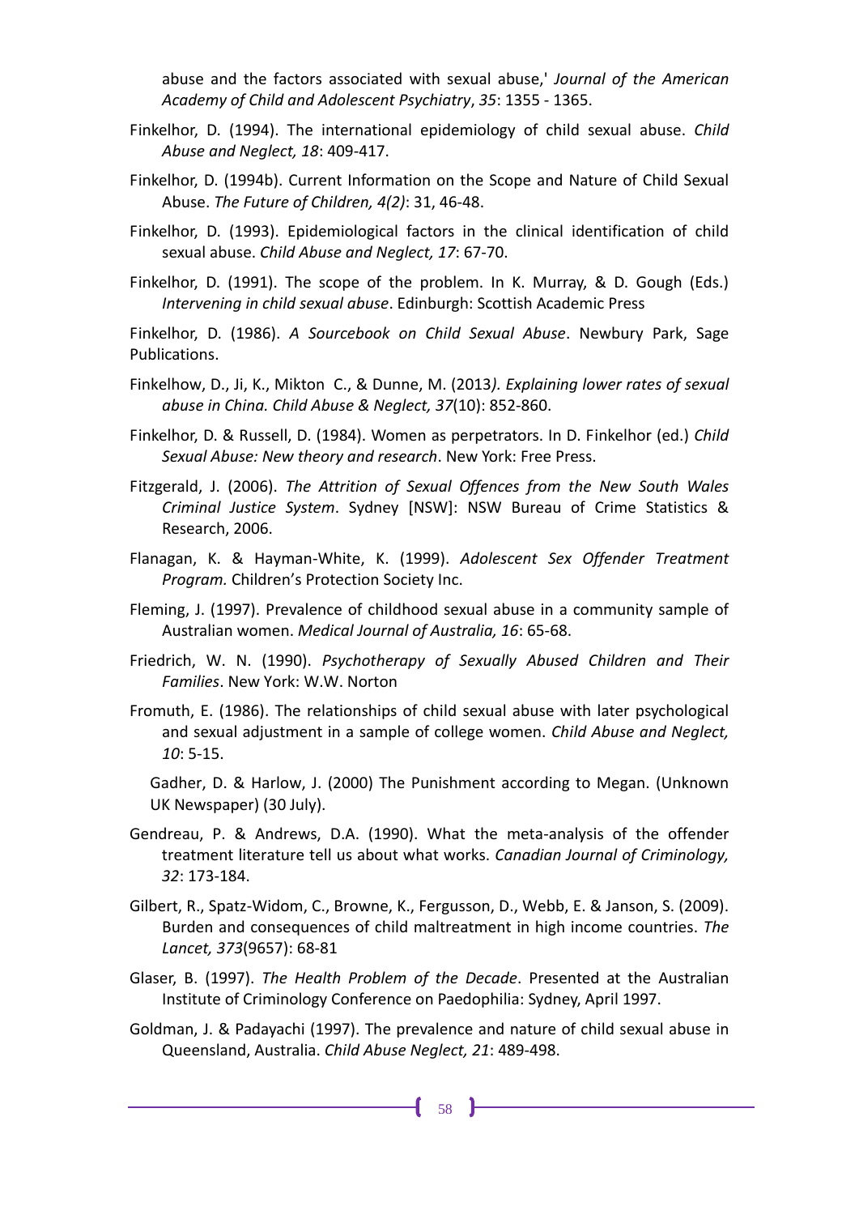abuse and the factors associated with sexual abuse,' *Journal of the American Academy of Child and Adolescent Psychiatry*, *35*: 1355 - 1365.

Finkelhor, D. (1994). The international epidemiology of child sexual abuse. *Child Abuse and Neglect, 18*: 409-417.

Finkelhor, D. (1994b). Current Information on the Scope and Nature of Child Sexual Abuse. *The Future of Children, 4(2)*: 31, 46-48.

Finkelhor, D. (1993). Epidemiological factors in the clinical identification of child sexual abuse. *Child Abuse and Neglect, 17*: 67-70.

Finkelhor, D. (1991). The scope of the problem. In K. Murray, & D. Gough (Eds.) *Intervening in child sexual abuse*. Edinburgh: Scottish Academic Press

Finkelhor, D. (1986). *A Sourcebook on Child Sexual Abuse*. Newbury Park, Sage Publications.

Finkelhow, D., Ji, K., Mikton C., & Dunne, M. (2013*). Explaining lower rates of sexual abuse in China. Child Abuse & Neglect, 37*(10): 852-860.

Finkelhor, D. & Russell, D. (1984). Women as perpetrators. In D. Finkelhor (ed.) *Child Sexual Abuse: New theory and research*. New York: Free Press.

Fitzgerald, J. (2006). *The Attrition of Sexual Offences from the New South Wales Criminal Justice System*. Sydney [NSW]: NSW Bureau of Crime Statistics & Research, 2006.

Flanagan, K. & Hayman-White, K. (1999). *Adolescent Sex Offender Treatment Program.* Children's Protection Society Inc.

Fleming, J. (1997). Prevalence of childhood sexual abuse in a community sample of Australian women. *Medical Journal of Australia, 16*: 65-68.

Friedrich, W. N. (1990). *Psychotherapy of Sexually Abused Children and Their Families*. New York: W.W. Norton

Fromuth, E. (1986). The relationships of child sexual abuse with later psychological and sexual adjustment in a sample of college women. *Child Abuse and Neglect, 10*: 5-15.

Gadher, D. & Harlow, J. (2000) The Punishment according to Megan. (Unknown UK Newspaper) (30 July).

Gendreau, P. & Andrews, D.A. (1990). What the meta-analysis of the offender treatment literature tell us about what works. *Canadian Journal of Criminology, 32*: 173-184.

Gilbert, R., Spatz-Widom, C., Browne, K., Fergusson, D., Webb, E. & Janson, S. (2009). Burden and consequences of child maltreatment in high income countries. *The Lancet, 373*(9657): 68-81

Glaser, B. (1997). *The Health Problem of the Decade*. Presented at the Australian Institute of Criminology Conference on Paedophilia: Sydney, April 1997.

Goldman, J. & Padayachi (1997). The prevalence and nature of child sexual abuse in Queensland, Australia. *Child Abuse Neglect, 21*: 489-498.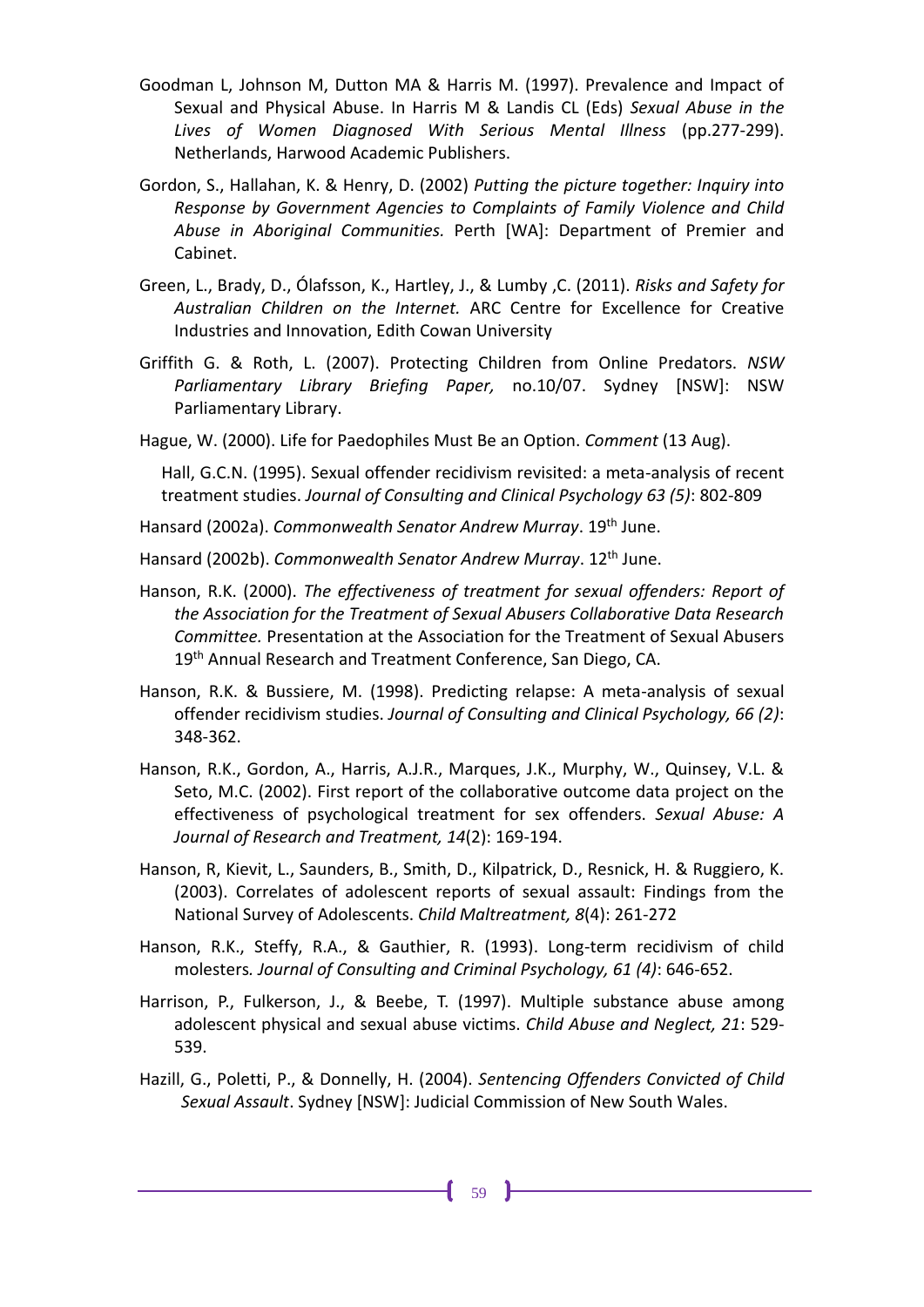Goodman L, Johnson M, Dutton MA & Harris M. (1997). Prevalence and Impact of Sexual and Physical Abuse. In Harris M & Landis CL (Eds) *Sexual Abuse in the Lives of Women Diagnosed With Serious Mental Illness* (pp.277-299). Netherlands, Harwood Academic Publishers.

Gordon, S., Hallahan, K. & Henry, D. (2002) *Putting the picture together: Inquiry into Response by Government Agencies to Complaints of Family Violence and Child Abuse in Aboriginal Communities.* Perth [WA]: Department of Premier and Cabinet.

Green, L., Brady, D., Ólafsson, K., Hartley, J., & Lumby ,C. (2011). *Risks and Safety for Australian Children on the Internet.* ARC Centre for Excellence for Creative Industries and Innovation, Edith Cowan University

Griffith G. & Roth, L. (2007). Protecting Children from Online Predators. *NSW Parliamentary Library Briefing Paper,* no.10/07. Sydney [NSW]: NSW Parliamentary Library.

Hague, W. (2000). Life for Paedophiles Must Be an Option. *Comment* (13 Aug).

Hall, G.C.N. (1995). Sexual offender recidivism revisited: a meta-analysis of recent treatment studies. *Journal of Consulting and Clinical Psychology 63 (5)*: 802-809

Hansard (2002a). *Commonwealth Senator Andrew Murray*. 19th June.

Hansard (2002b). *Commonwealth Senator Andrew Murray*. 12th June.

Hanson, R.K. (2000). *The effectiveness of treatment for sexual offenders: Report of the Association for the Treatment of Sexual Abusers Collaborative Data Research Committee.* Presentation at the Association for the Treatment of Sexual Abusers 19th Annual Research and Treatment Conference, San Diego, CA.

Hanson, R.K. & Bussiere, M. (1998). Predicting relapse: A meta-analysis of sexual offender recidivism studies. *Journal of Consulting and Clinical Psychology, 66 (2)*: 348-362.

Hanson, R.K., Gordon, A., Harris, A.J.R., Marques, J.K., Murphy, W., Quinsey, V.L. & Seto, M.C. (2002). First report of the collaborative outcome data project on the effectiveness of psychological treatment for sex offenders. *Sexual Abuse: A Journal of Research and Treatment, 14*(2): 169-194.

Hanson, R, Kievit, L., Saunders, B., Smith, D., Kilpatrick, D., Resnick, H. & Ruggiero, K. (2003). Correlates of adolescent reports of sexual assault: Findings from the National Survey of Adolescents. *Child Maltreatment, 8*(4): 261-272

Hanson, R.K., Steffy, R.A., & Gauthier, R. (1993). Long-term recidivism of child molesters*. Journal of Consulting and Criminal Psychology, 61 (4)*: 646-652.

Harrison, P., Fulkerson, J., & Beebe, T. (1997). Multiple substance abuse among adolescent physical and sexual abuse victims. *Child Abuse and Neglect, 21*: 529-539.

Hazill, G., Poletti, P., & Donnelly, H. (2004). *Sentencing Offenders Convicted of Child Sexual Assault*. Sydney [NSW]: Judicial Commission of New South Wales.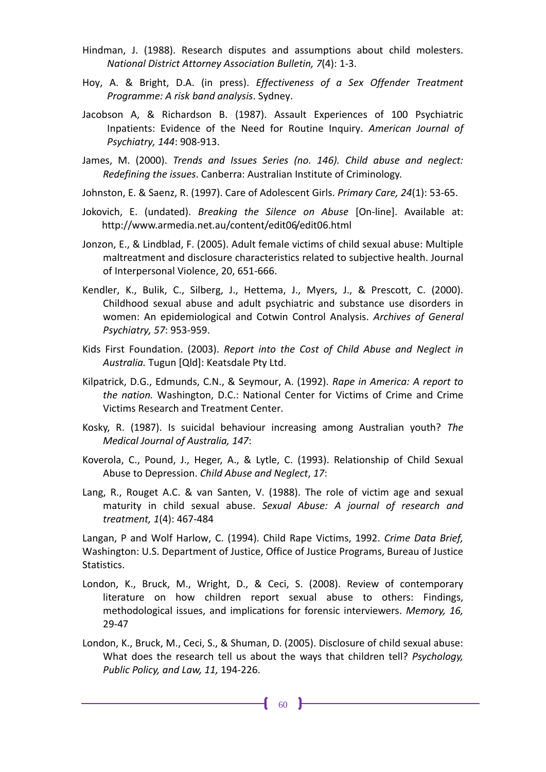Hindman, J. (1988). Research disputes and assumptions about child molesters. *National District Attorney Association Bulletin, 7*(4): 1-3.

Hoy, A. & Bright, D.A. (in press). *Effectiveness of a Sex Offender Treatment Programme: A risk band analysis*. Sydney.

Jacobson A, & Richardson B. (1987). Assault Experiences of 100 Psychiatric Inpatients: Evidence of the Need for Routine Inquiry. *American Journal of Psychiatry, 144*: 908-913.

James, M. (2000). *Trends and Issues Series (no. 146). Child abuse and neglect: Redefining the issues*. Canberra: Australian Institute of Criminology.

Johnston, E. & Saenz, R. (1997). Care of Adolescent Girls. *Primary Care, 24*(1): 53-65.

Jokovich, E. (undated). *Breaking the Silence on Abuse* [On-line]. Available at: http://www.armedia.net.au/content/edit06/edit06.html

Jonzon, E., & Lindblad, F. (2005). Adult female victims of child sexual abuse: Multiple maltreatment and disclosure characteristics related to subjective health. Journal of Interpersonal Violence, 20, 651-666.

Kendler, K., Bulik, C., Silberg, J., Hettema, J., Myers, J., & Prescott, C. (2000). Childhood sexual abuse and adult psychiatric and substance use disorders in women: An epidemiological and Cotwin Control Analysis. *Archives of General Psychiatry, 57*: 953-959.

Kids First Foundation. (2003). *Report into the Cost of Child Abuse and Neglect in Australia.* Tugun [Qld]: Keatsdale Pty Ltd.

Kilpatrick, D.G., Edmunds, C.N., & Seymour, A. (1992). *Rape in America: A report to the nation.* Washington, D.C.: National Center for Victims of Crime and Crime Victims Research and Treatment Center.

Kosky, R. (1987). Is suicidal behaviour increasing among Australian youth? *The Medical Journal of Australia, 147*:

Koverola, C., Pound, J., Heger, A., & Lytle, C. (1993). Relationship of Child Sexual Abuse to Depression. *Child Abuse and Neglect*, *17*:

Lang, R., Rouget A.C. & van Santen, V. (1988). The role of victim age and sexual maturity in child sexual abuse. *Sexual Abuse: A journal of research and treatment, 1*(4): 467-484

Langan, P and Wolf Harlow, C. (1994). Child Rape Victims, 1992. *Crime Data Brief,* Washington: U.S. Department of Justice, Office of Justice Programs, Bureau of Justice Statistics.

London, K., Bruck, M., Wright, D., & Ceci, S. (2008). Review of contemporary literature on how children report sexual abuse to others: Findings, methodological issues, and implications for forensic interviewers. *Memory, 16,* 29-47

London, K., Bruck, M., Ceci, S., & Shuman, D. (2005). Disclosure of child sexual abuse: What does the research tell us about the ways that children tell? *Psychology, Public Policy, and Law, 11,* 194-226.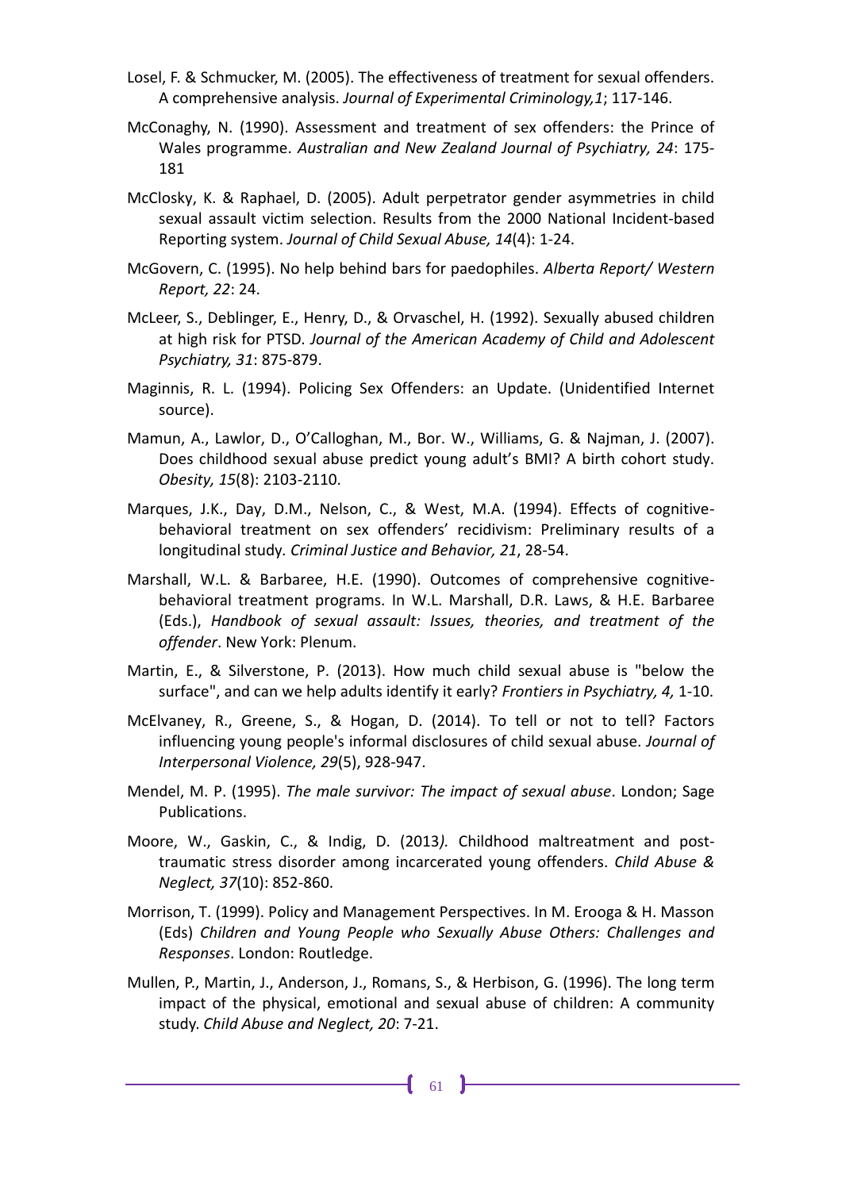Losel, F. & Schmucker, M. (2005). The effectiveness of treatment for sexual offenders. A comprehensive analysis. *Journal of Experimental Criminology,1*; 117-146.

McConaghy, N. (1990). Assessment and treatment of sex offenders: the Prince of Wales programme. *Australian and New Zealand Journal of Psychiatry, 24*: 175-181

McClosky, K. & Raphael, D. (2005). Adult perpetrator gender asymmetries in child sexual assault victim selection. Results from the 2000 National Incident-based Reporting system. *Journal of Child Sexual Abuse, 14*(4): 1-24.

McGovern, C. (1995). No help behind bars for paedophiles. *Alberta Report/ Western Report, 22*: 24.

McLeer, S., Deblinger, E., Henry, D., & Orvaschel, H. (1992). Sexually abused children at high risk for PTSD. *Journal of the American Academy of Child and Adolescent Psychiatry, 31*: 875-879.

Maginnis, R. L. (1994). Policing Sex Offenders: an Update. (Unidentified Internet source).

Mamun, A., Lawlor, D., O'Calloghan, M., Bor. W., Williams, G. & Najman, J. (2007). Does childhood sexual abuse predict young adult's BMI? A birth cohort study. *Obesity, 15*(8): 2103-2110.

Marques, J.K., Day, D.M., Nelson, C., & West, M.A. (1994). Effects of cognitive-behavioral treatment on sex offenders' recidivism: Preliminary results of a longitudinal study*. Criminal Justice and Behavior, 21*, 28-54.

Marshall, W.L. & Barbaree, H.E. (1990). Outcomes of comprehensive cognitive-behavioral treatment programs. In W.L. Marshall, D.R. Laws, & H.E. Barbaree (Eds.), *Handbook of sexual assault: Issues, theories, and treatment of the offender*. New York: Plenum.

Martin, E., & Silverstone, P. (2013). How much child sexual abuse is "below the surface", and can we help adults identify it early? *Frontiers in Psychiatry, 4,* 1-10.

McElvaney, R., Greene, S., & Hogan, D. (2014). To tell or not to tell? Factors influencing young people's informal disclosures of child sexual abuse. *Journal of Interpersonal Violence, 29*(5), 928-947.

Mendel, M. P. (1995). *The male survivor: The impact of sexual abuse*. London; Sage Publications.

Moore, W., Gaskin, C., & Indig, D. (2013*).* Childhood maltreatment and post-traumatic stress disorder among incarcerated young offenders. *Child Abuse & Neglect, 37*(10): 852-860.

Morrison, T. (1999). Policy and Management Perspectives. In M. Erooga & H. Masson (Eds) *Children and Young People who Sexually Abuse Others: Challenges and Responses*. London: Routledge.

Mullen, P., Martin, J., Anderson, J., Romans, S., & Herbison, G. (1996). The long term impact of the physical, emotional and sexual abuse of children: A community study. *Child Abuse and Neglect, 20*: 7-21.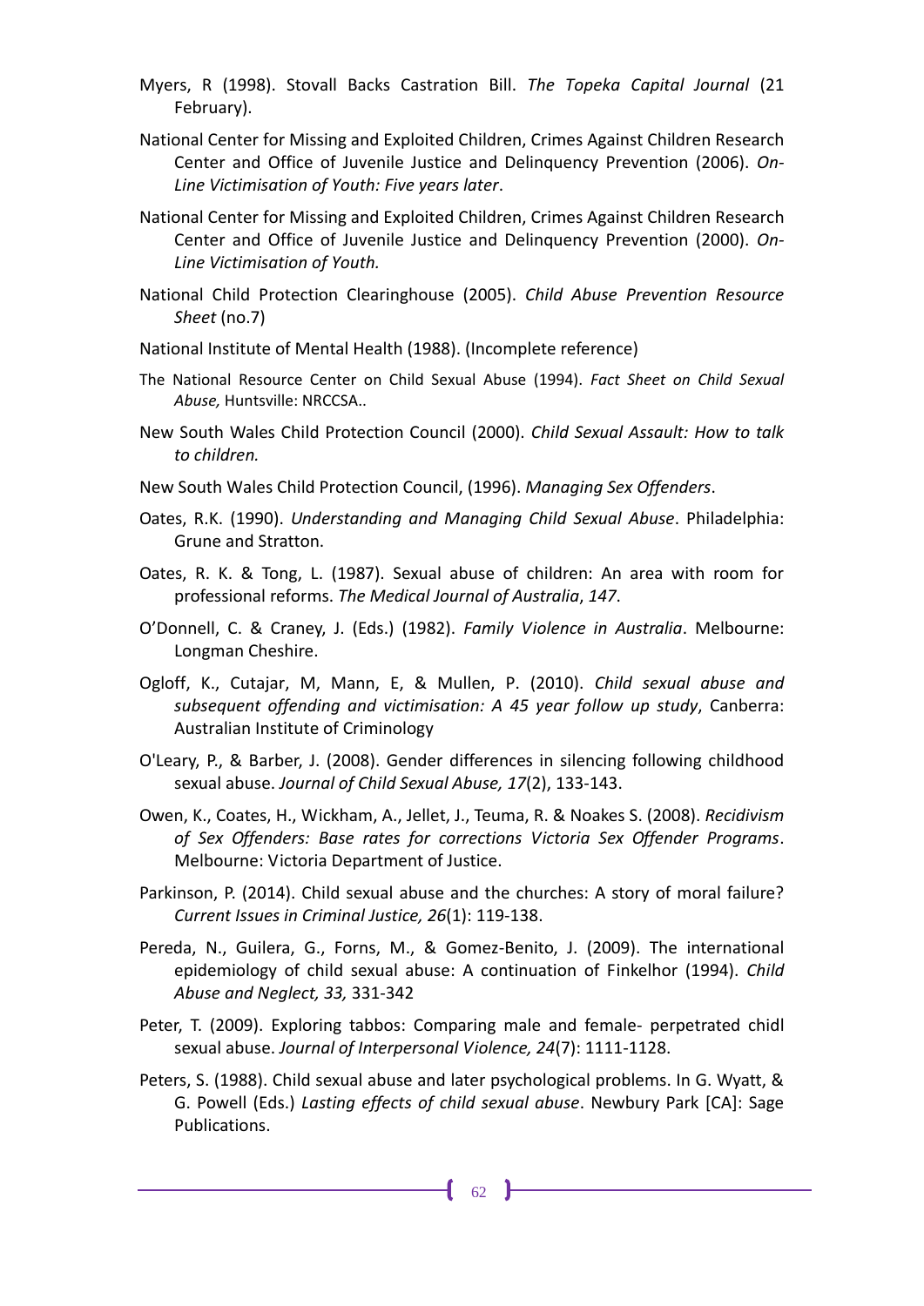Myers, R (1998). Stovall Backs Castration Bill. *The Topeka Capital Journal* (21 February).

National Center for Missing and Exploited Children, Crimes Against Children Research Center and Office of Juvenile Justice and Delinquency Prevention (2006). *On-Line Victimisation of Youth: Five years later*.

National Center for Missing and Exploited Children, Crimes Against Children Research Center and Office of Juvenile Justice and Delinquency Prevention (2000). *On-Line Victimisation of Youth.*

National Child Protection Clearinghouse (2005). *Child Abuse Prevention Resource Sheet* (no.7)

National Institute of Mental Health (1988). (Incomplete reference)

The National Resource Center on Child Sexual Abuse (1994). *Fact Sheet on Child Sexual Abuse,* Huntsville: NRCCSA..

New South Wales Child Protection Council (2000). *Child Sexual Assault: How to talk to children.*

New South Wales Child Protection Council, (1996). *Managing Sex Offenders*.

Oates, R.K. (1990). *Understanding and Managing Child Sexual Abuse*. Philadelphia: Grune and Stratton.

Oates, R. K. & Tong, L. (1987). Sexual abuse of children: An area with room for professional reforms. *The Medical Journal of Australia*, *147*.

O'Donnell, C. & Craney, J. (Eds.) (1982). *Family Violence in Australia*. Melbourne: Longman Cheshire.

Ogloff, K., Cutajar, M, Mann, E, & Mullen, P. (2010). *Child sexual abuse and subsequent offending and victimisation: A 45 year follow up study*, Canberra: Australian Institute of Criminology

O'Leary, P., & Barber, J. (2008). Gender differences in silencing following childhood sexual abuse. *Journal of Child Sexual Abuse, 17*(2), 133-143.

Owen, K., Coates, H., Wickham, A., Jellet, J., Teuma, R. & Noakes S. (2008). *Recidivism of Sex Offenders: Base rates for corrections Victoria Sex Offender Programs*. Melbourne: Victoria Department of Justice.

Parkinson, P. (2014). Child sexual abuse and the churches: A story of moral failure? *Current Issues in Criminal Justice, 26*(1): 119-138.

Pereda, N., Guilera, G., Forns, M., & Gomez-Benito, J. (2009). The international epidemiology of child sexual abuse: A continuation of Finkelhor (1994). *Child Abuse and Neglect, 33,* 331-342

Peter, T. (2009). Exploring tabboos: Comparing male and female- perpetrated chidl sexual abuse. *Journal of Interpersonal Violence, 24*(7): 1111-1128.

Peters, S. (1988). Child sexual abuse and later psychological problems. In G. Wyatt, & G. Powell (Eds.) *Lasting effects of child sexual abuse*. Newbury Park [CA]: Sage Publications.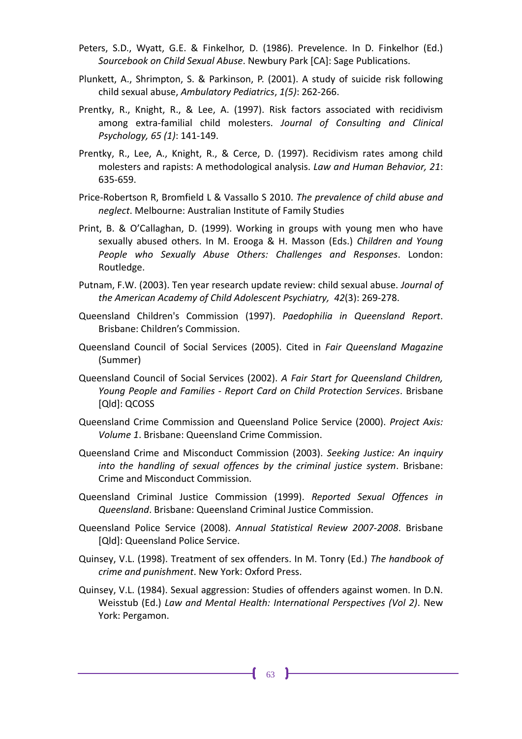Peters, S.D., Wyatt, G.E. & Finkelhor, D. (1986). Prevelence. In D. Finkelhor (Ed.) *Sourcebook on Child Sexual Abuse*. Newbury Park [CA]: Sage Publications.

Plunkett, A., Shrimpton, S. & Parkinson, P. (2001). A study of suicide risk following child sexual abuse, *Ambulatory Pediatrics*, *1(5)*: 262-266.

Prentky, R., Knight, R., & Lee, A. (1997). Risk factors associated with recidivism among extra-familial child molesters. *Journal of Consulting and Clinical Psychology, 65 (1)*: 141-149.

Prentky, R., Lee, A., Knight, R., & Cerce, D. (1997). Recidivism rates among child molesters and rapists: A methodological analysis. *Law and Human Behavior, 21*: 635-659.

Price-Robertson R, Bromfield L & Vassallo S 2010. *The prevalence of child abuse and neglect*. Melbourne: Australian Institute of Family Studies

Print, B. & O'Callaghan, D. (1999). Working in groups with young men who have sexually abused others. In M. Erooga & H. Masson (Eds.) *Children and Young People who Sexually Abuse Others: Challenges and Responses*. London: Routledge.

Putnam, F.W. (2003). Ten year research update review: child sexual abuse. *Journal of the American Academy of Child Adolescent Psychiatry, 42*(3): 269-278.

Queensland Children's Commission (1997). *Paedophilia in Queensland Report*. Brisbane: Children's Commission.

Queensland Council of Social Services (2005). Cited in *Fair Queensland Magazine* (Summer)

Queensland Council of Social Services (2002). *A Fair Start for Queensland Children, Young People and Families - Report Card on Child Protection Services*. Brisbane [Qld]: QCOSS

Queensland Crime Commission and Queensland Police Service (2000). *Project Axis: Volume 1*. Brisbane: Queensland Crime Commission.

Queensland Crime and Misconduct Commission (2003). *Seeking Justice: An inquiry into the handling of sexual offences by the criminal justice system*. Brisbane: Crime and Misconduct Commission.

Queensland Criminal Justice Commission (1999). *Reported Sexual Offences in Queensland*. Brisbane: Queensland Criminal Justice Commission.

Queensland Police Service (2008). *Annual Statistical Review 2007-2008*. Brisbane [Qld]: Queensland Police Service.

Quinsey, V.L. (1998). Treatment of sex offenders. In M. Tonry (Ed.) *The handbook of crime and punishment*. New York: Oxford Press.

Quinsey, V.L. (1984). Sexual aggression: Studies of offenders against women. In D.N. Weisstub (Ed.) *Law and Mental Health: International Perspectives (Vol 2)*. New York: Pergamon.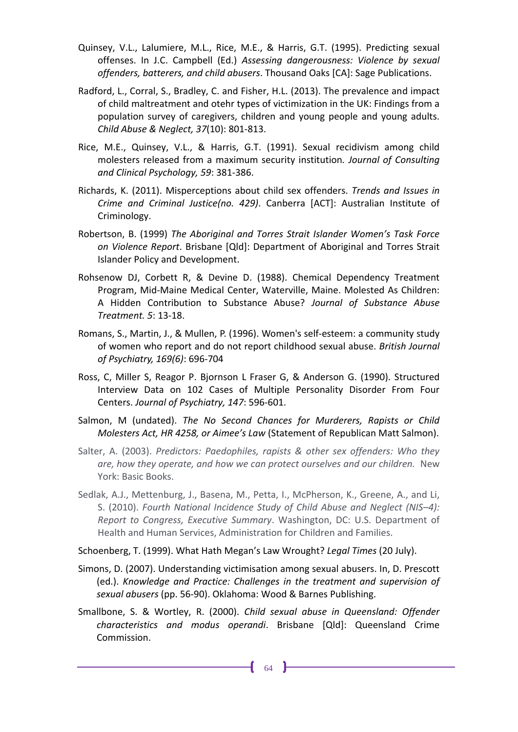Quinsey, V.L., Lalumiere, M.L., Rice, M.E., & Harris, G.T. (1995). Predicting sexual offenses. In J.C. Campbell (Ed.) *Assessing dangerousness: Violence by sexual offenders, batterers, and child abusers*. Thousand Oaks [CA]: Sage Publications.

Radford, L., Corral, S., Bradley, C. and Fisher, H.L. (2013). The prevalence and impact of child maltreatment and otehr types of victimization in the UK: Findings from a population survey of caregivers, children and young people and young adults. *Child Abuse & Neglect, 37*(10): 801-813.

Rice, M.E., Quinsey, V.L., & Harris, G.T. (1991). Sexual recidivism among child molesters released from a maximum security institution. *Journal of Consulting and Clinical Psychology, 59*: 381-386.

Richards, K. (2011). Misperceptions about child sex offenders. *Trends and Issues in Crime and Criminal Justice(no. 429)*. Canberra [ACT]: Australian Institute of Criminology.

Robertson, B. (1999) *The Aboriginal and Torres Strait Islander Women's Task Force on Violence Report*. Brisbane [Qld]: Department of Aboriginal and Torres Strait Islander Policy and Development.

Rohsenow DJ, Corbett R, & Devine D. (1988). Chemical Dependency Treatment Program, Mid-Maine Medical Center, Waterville, Maine. Molested As Children: A Hidden Contribution to Substance Abuse? *Journal of Substance Abuse Treatment. 5*: 13-18.

Romans, S., Martin, J., & Mullen, P. (1996). Women's self-esteem: a community study of women who report and do not report childhood sexual abuse. *British Journal of Psychiatry, 169(6)*: 696-704

Ross, C, Miller S, Reagor P. Bjornson L Fraser G, & Anderson G. (1990). Structured Interview Data on 102 Cases of Multiple Personality Disorder From Four Centers. *Journal of Psychiatry, 147*: 596-601.

Salmon, M (undated). *The No Second Chances for Murderers, Rapists or Child Molesters Act, HR 4258, or Aimee's Law* (Statement of Republican Matt Salmon).

Salter, A. (2003). *Predictors: Paedophiles, rapists & other sex offenders: Who they are, how they operate, and how we can protect ourselves and our children.* New York: Basic Books.

Sedlak, A.J., Mettenburg, J., Basena, M., Petta, I., McPherson, K., Greene, A., and Li, S. (2010). *Fourth National Incidence Study of Child Abuse and Neglect (NIS–4): Report to Congress, Executive Summary*. Washington, DC: U.S. Department of Health and Human Services, Administration for Children and Families.

Schoenberg, T. (1999). What Hath Megan's Law Wrought? *Legal Times* (20 July).

Simons, D. (2007). Understanding victimisation among sexual abusers. In, D. Prescott (ed.). *Knowledge and Practice: Challenges in the treatment and supervision of sexual abusers* (pp. 56-90). Oklahoma: Wood & Barnes Publishing.

Smallbone, S. & Wortley, R. (2000). *Child sexual abuse in Queensland: Offender characteristics and modus operandi*. Brisbane [Qld]: Queensland Crime Commission.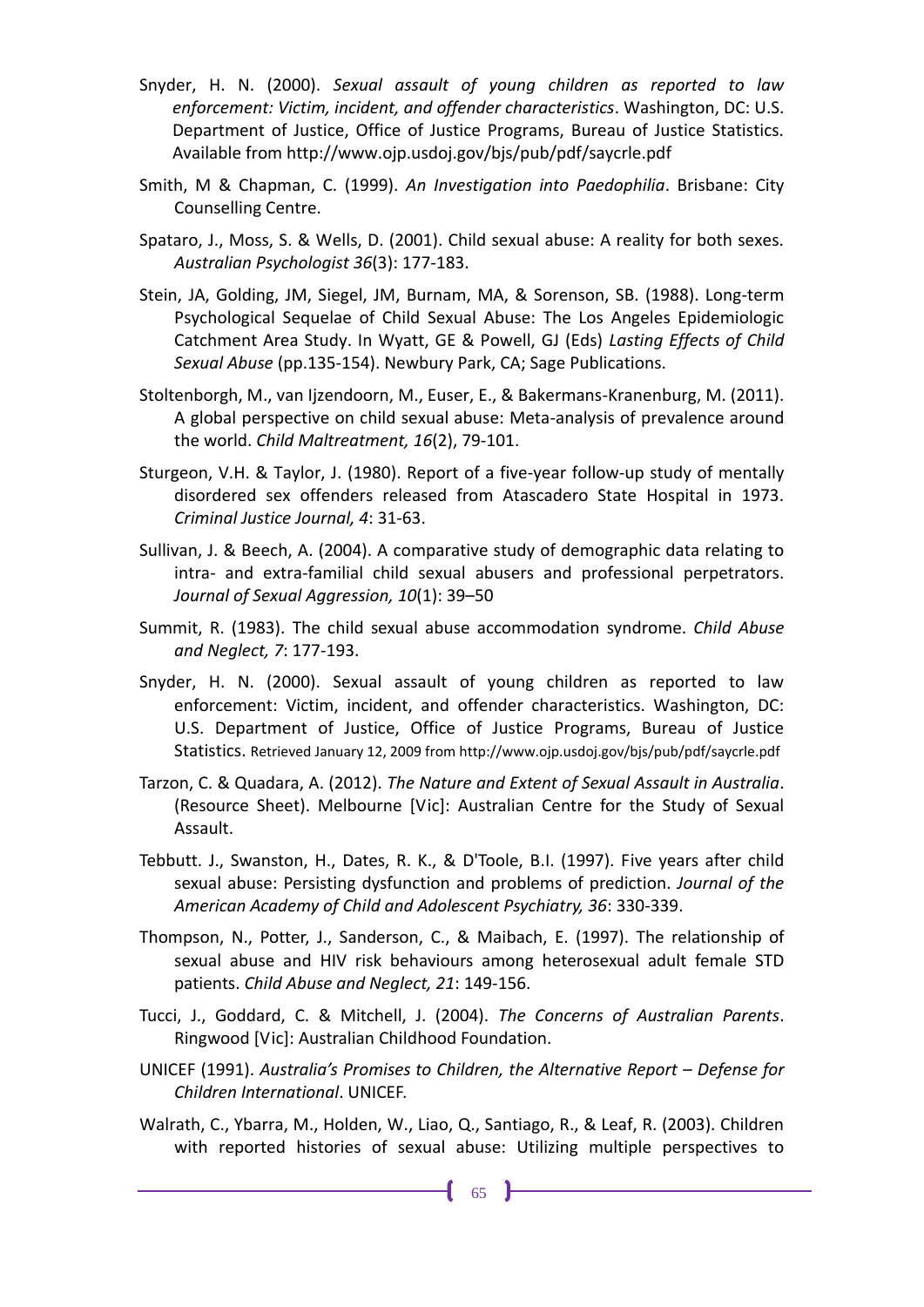Snyder, H. N. (2000). *Sexual assault of young children as reported to law enforcement: Victim, incident, and offender characteristics*. Washington, DC: U.S. Department of Justice, Office of Justice Programs, Bureau of Justice Statistics. Available from http://www.ojp.usdoj.gov/bjs/pub/pdf/saycrle.pdf

Smith, M & Chapman, C. (1999). *An Investigation into Paedophilia*. Brisbane: City Counselling Centre.

Spataro, J., Moss, S. & Wells, D. (2001). Child sexual abuse: A reality for both sexes. *Australian Psychologist 36*(3): 177-183.

Stein, JA, Golding, JM, Siegel, JM, Burnam, MA, & Sorenson, SB. (1988). Long-term Psychological Sequelae of Child Sexual Abuse: The Los Angeles Epidemiologic Catchment Area Study. In Wyatt, GE & Powell, GJ (Eds) *Lasting Effects of Child Sexual Abuse* (pp.135-154). Newbury Park, CA; Sage Publications.

Stoltenborgh, M., van Ijzendoorn, M., Euser, E., & Bakermans-Kranenburg, M. (2011). A global perspective on child sexual abuse: Meta-analysis of prevalence around the world. *Child Maltreatment, 16*(2), 79-101.

Sturgeon, V.H. & Taylor, J. (1980). Report of a five-year follow-up study of mentally disordered sex offenders released from Atascadero State Hospital in 1973. *Criminal Justice Journal, 4*: 31-63.

Sullivan, J. & Beech, A. (2004). A comparative study of demographic data relating to intra- and extra-familial child sexual abusers and professional perpetrators. *Journal of Sexual Aggression, 10*(1): 39–50

Summit, R. (1983). The child sexual abuse accommodation syndrome. *Child Abuse and Neglect, 7*: 177-193.

Snyder, H. N. (2000). Sexual assault of young children as reported to law enforcement: Victim, incident, and offender characteristics. Washington, DC: U.S. Department of Justice, Office of Justice Programs, Bureau of Justice Statistics. Retrieved January 12, 2009 from http://www.ojp.usdoj.gov/bjs/pub/pdf/saycrle.pdf

Tarzon, C. & Quadara, A. (2012). *The Nature and Extent of Sexual Assault in Australia*. (Resource Sheet). Melbourne [Vic]: Australian Centre for the Study of Sexual Assault.

Tebbutt. J., Swanston, H., Dates, R. K., & D'Toole, B.I. (1997). Five years after child sexual abuse: Persisting dysfunction and problems of prediction. *Journal of the American Academy of Child and Adolescent Psychiatry, 36*: 330-339.

Thompson, N., Potter, J., Sanderson, C., & Maibach, E. (1997). The relationship of sexual abuse and HIV risk behaviours among heterosexual adult female STD patients. *Child Abuse and Neglect, 21*: 149-156.

Tucci, J., Goddard, C. & Mitchell, J. (2004). *The Concerns of Australian Parents*. Ringwood [Vic]: Australian Childhood Foundation.

UNICEF (1991). *Australia's Promises to Children, the Alternative Report – Defense for Children International*. UNICEF.

Walrath, C., Ybarra, M., Holden, W., Liao, Q., Santiago, R., & Leaf, R. (2003). Children with reported histories of sexual abuse: Utilizing multiple perspectives to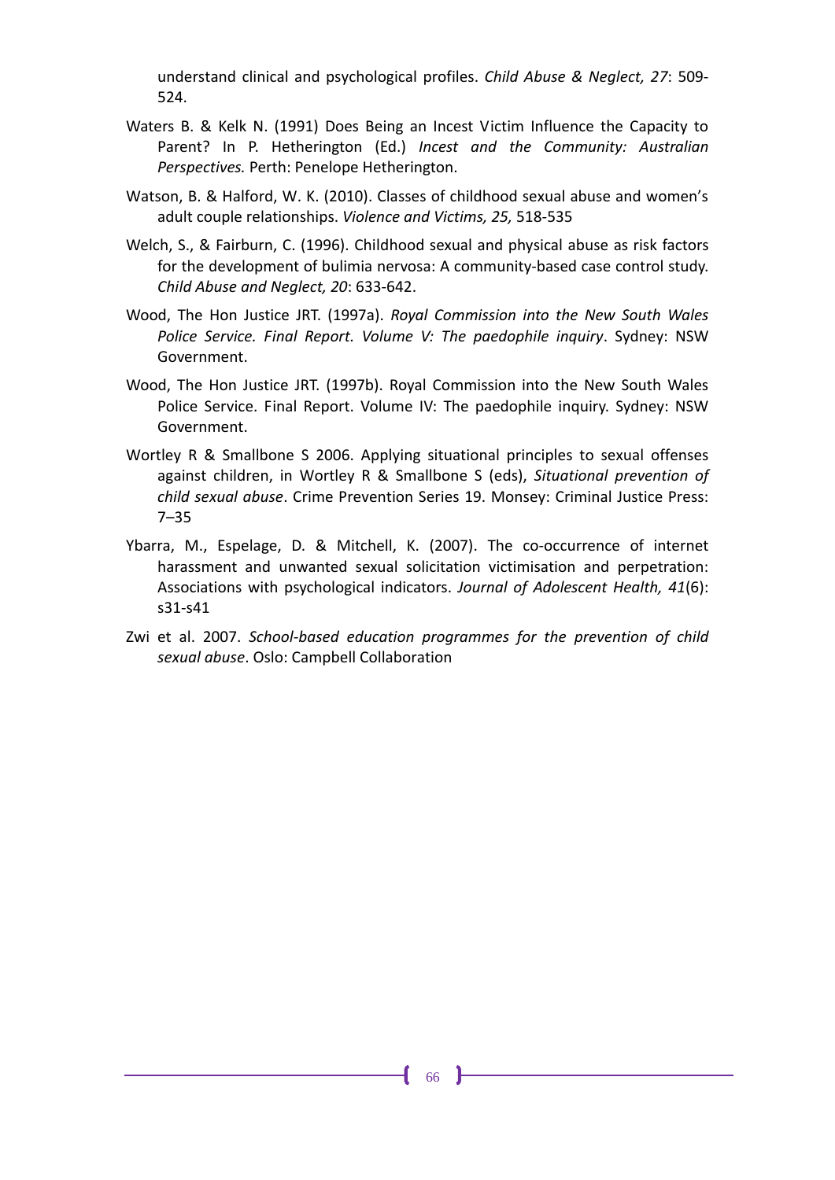understand clinical and psychological profiles. *Child Abuse & Neglect, 27*: 509-524.

Waters B. & Kelk N. (1991) Does Being an Incest Victim Influence the Capacity to Parent? In P. Hetherington (Ed.) *Incest and the Community: Australian Perspectives.* Perth: Penelope Hetherington.

Watson, B. & Halford, W. K. (2010). Classes of childhood sexual abuse and women's adult couple relationships. *Violence and Victims, 25,* 518-535

Welch, S., & Fairburn, C. (1996). Childhood sexual and physical abuse as risk factors for the development of bulimia nervosa: A community-based case control study. *Child Abuse and Neglect, 20*: 633-642.

Wood, The Hon Justice JRT. (1997a). *Royal Commission into the New South Wales Police Service. Final Report. Volume V: The paedophile inquiry*. Sydney: NSW Government.

Wood, The Hon Justice JRT. (1997b). Royal Commission into the New South Wales Police Service. Final Report. Volume IV: The paedophile inquiry. Sydney: NSW Government.

Wortley R & Smallbone S 2006. Applying situational principles to sexual offenses against children, in Wortley R & Smallbone S (eds), *Situational prevention of child sexual abuse*. Crime Prevention Series 19. Monsey: Criminal Justice Press: 7–35

Ybarra, M., Espelage, D. & Mitchell, K. (2007). The co-occurrence of internet harassment and unwanted sexual solicitation victimisation and perpetration: Associations with psychological indicators. *Journal of Adolescent Health, 41*(6): s31-s41

Zwi et al. 2007. *School-based education programmes for the prevention of child sexual abuse*. Oslo: Campbell Collaboration